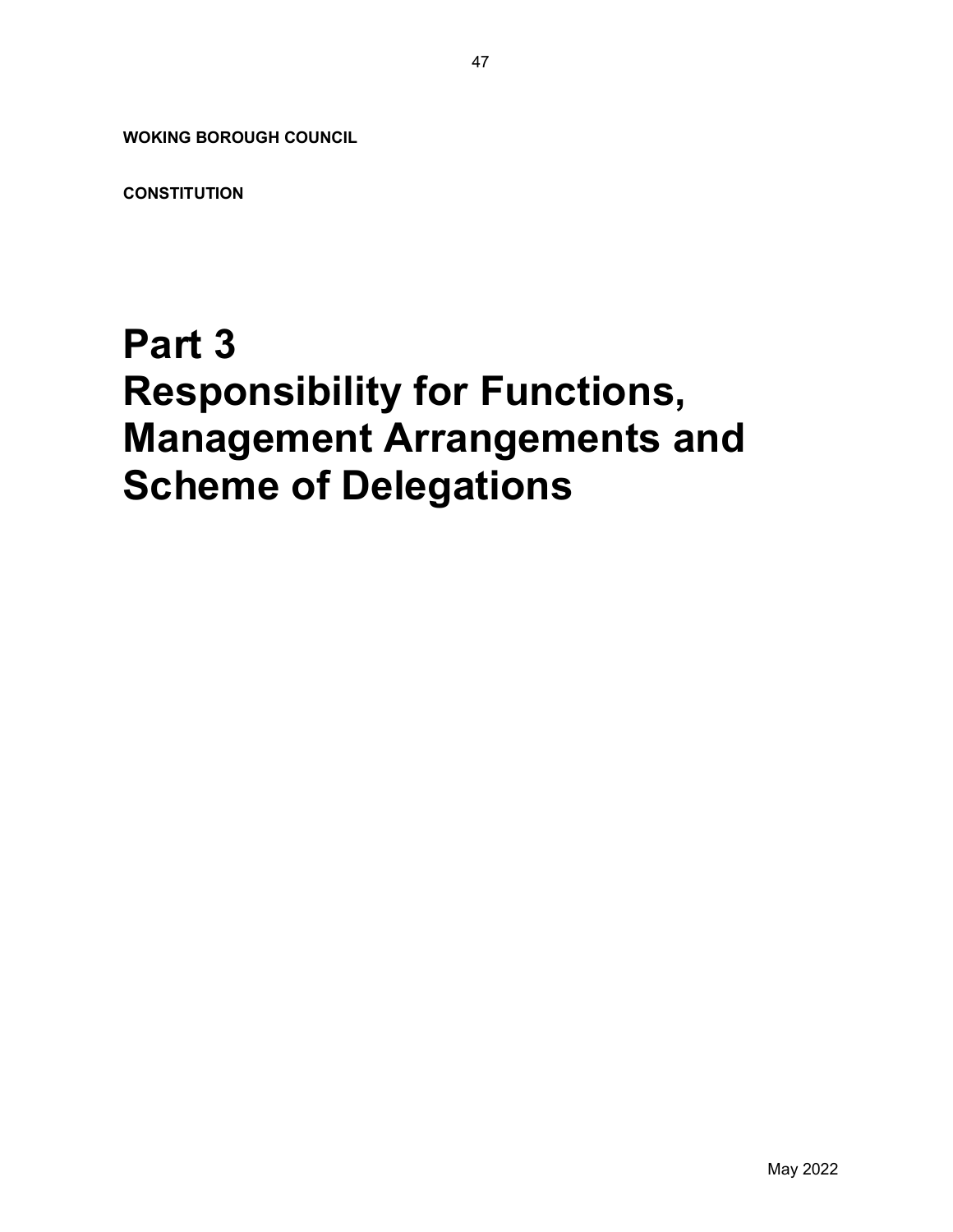**WOKING BOROUGH COUNCIL**

**CONSTITUTION**

# Part 3 Responsibility for Functions, Management Arrangements and Scheme of Delegations

May 2022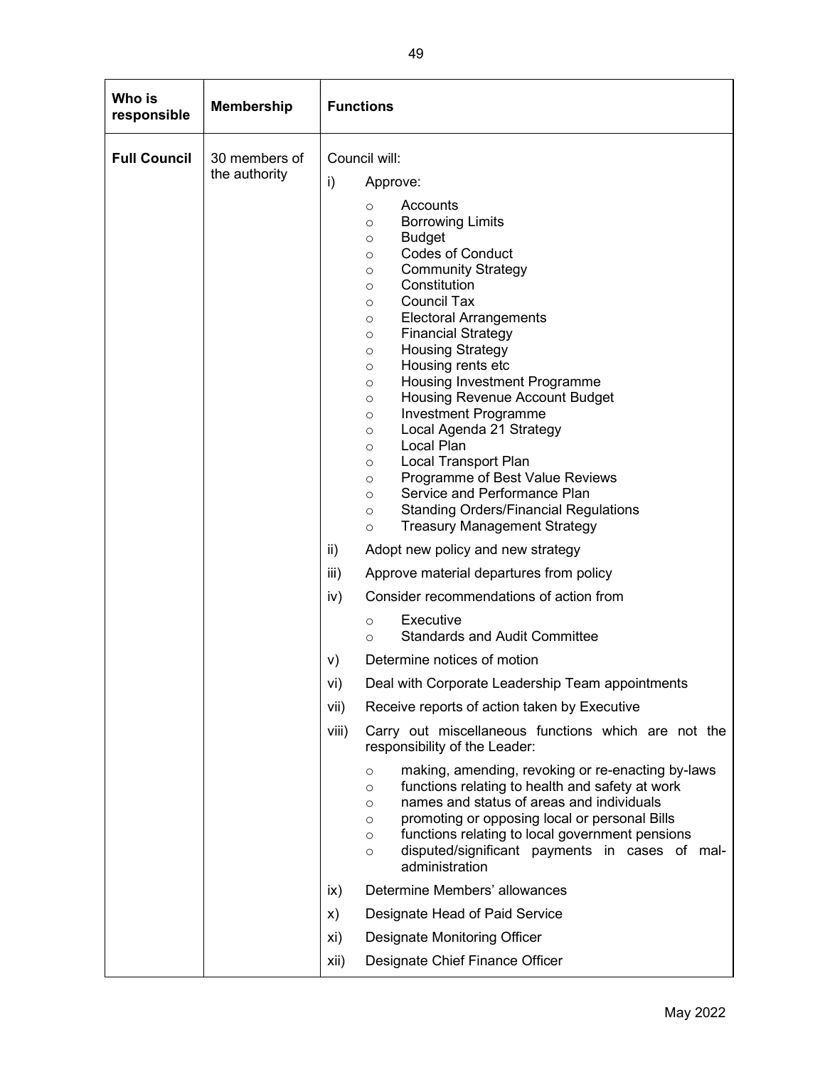| Who is responsible | Membership | Functions |
| --- | --- | --- |
| **Full Council** | 30 members of the authority | Council will:<br><br>i) Approve:<br>○ Accounts<br>○ Borrowing Limits<br>○ Budget<br>○ Codes of Conduct<br>○ Community Strategy<br>○ Constitution<br>○ Council Tax<br>○ Electoral Arrangements<br>○ Financial Strategy<br>○ Housing Strategy<br>○ Housing rents etc<br>○ Housing Investment Programme<br>○ Housing Revenue Account Budget<br>○ Investment Programme<br>○ Local Agenda 21 Strategy<br>○ Local Plan<br>○ Local Transport Plan<br>○ Programme of Best Value Reviews<br>○ Service and Performance Plan<br>○ Standing Orders/Financial Regulations<br>○ Treasury Management Strategy<br><br>ii) Adopt new policy and new strategy<br><br>iii) Approve material departures from policy<br><br>iv) Consider recommendations of action from<br>○ Executive<br>○ Standards and Audit Committee<br><br>v) Determine notices of motion<br><br>vi) Deal with Corporate Leadership Team appointments<br><br>vii) Receive reports of action taken by Executive<br><br>viii) Carry out miscellaneous functions which are not the responsibility of the Leader:<br>○ making, amending, revoking or re-enacting by-laws<br>○ functions relating to health and safety at work<br>○ names and status of areas and individuals<br>○ promoting or opposing local or personal Bills<br>○ functions relating to local government pensions<br>○ disputed/significant payments in cases of mal-administration<br><br>ix) Determine Members' allowances<br><br>x) Designate Head of Paid Service<br><br>xi) Designate Monitoring Officer<br><br>xii) Designate Chief Finance Officer |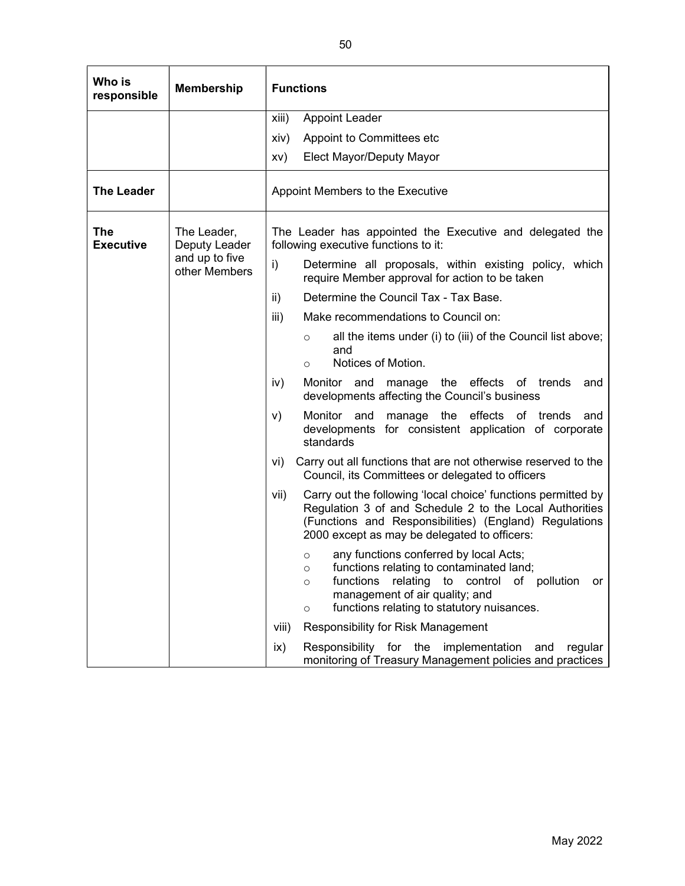| Who is responsible | Membership | Functions |
|---|---|---|
| | | xiii) Appoint Leader<br>xiv) Appoint to Committees etc<br>xv) Elect Mayor/Deputy Mayor |
| **The Leader** | | Appoint Members to the Executive |
| **The Executive** | The Leader, Deputy Leader and up to five other Members | The Leader has appointed the Executive and delegated the following executive functions to it:<br>i) Determine all proposals, within existing policy, which require Member approval for action to be taken<br>ii) Determine the Council Tax - Tax Base.<br>iii) Make recommendations to Council on:<br>○ all the items under (i) to (iii) of the Council list above; and<br>○ Notices of Motion.<br>iv) Monitor and manage the effects of trends and developments affecting the Council's business<br>v) Monitor and manage the effects of trends and developments for consistent application of corporate standards<br>vi) Carry out all functions that are not otherwise reserved to the Council, its Committees or delegated to officers<br>vii) Carry out the following 'local choice' functions permitted by Regulation 3 of and Schedule 2 to the Local Authorities (Functions and Responsibilities) (England) Regulations 2000 except as may be delegated to officers:<br>○ any functions conferred by local Acts;<br>○ functions relating to contaminated land;<br>○ functions relating to control of pollution or management of air quality; and<br>○ functions relating to statutory nuisances.<br>viii) Responsibility for Risk Management<br>ix) Responsibility for the implementation and regular monitoring of Treasury Management policies and practices |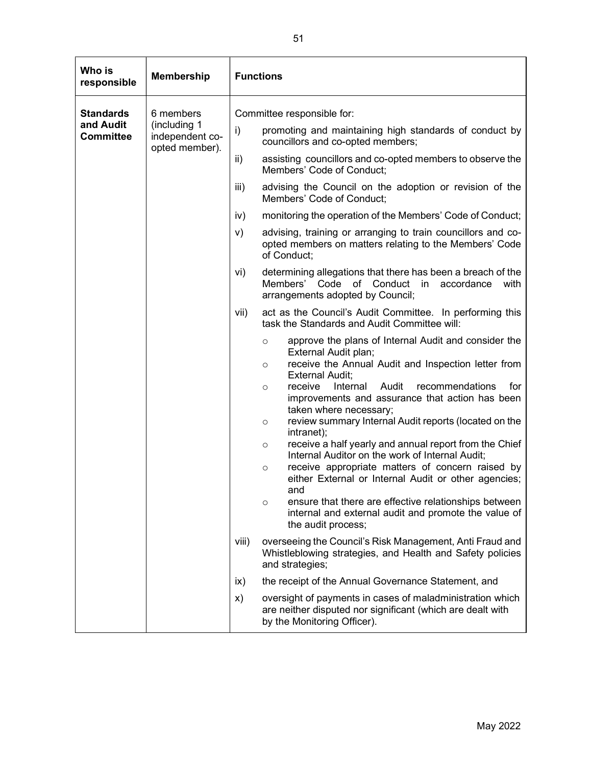| Who is responsible | Membership | Functions |
|---|---|---|
| **Standards and Audit Committee** | 6 members (including 1 independent co-opted member). | Committee responsible for:<br>i) promoting and maintaining high standards of conduct by councillors and co-opted members;<br>ii) assisting councillors and co-opted members to observe the Members' Code of Conduct;<br>iii) advising the Council on the adoption or revision of the Members' Code of Conduct;<br>iv) monitoring the operation of the Members' Code of Conduct;<br>v) advising, training or arranging to train councillors and co-opted members on matters relating to the Members' Code of Conduct;<br>vi) determining allegations that there has been a breach of the Members' Code of Conduct in accordance with arrangements adopted by Council;<br>vii) act as the Council's Audit Committee. In performing this task the Standards and Audit Committee will:<br>○ approve the plans of Internal Audit and consider the External Audit plan;<br>○ receive the Annual Audit and Inspection letter from External Audit;<br>○ receive Internal Audit recommendations for improvements and assurance that action has been taken where necessary;<br>○ review summary Internal Audit reports (located on the intranet);<br>○ receive a half yearly and annual report from the Chief Internal Auditor on the work of Internal Audit;<br>○ receive appropriate matters of concern raised by either External or Internal Audit or other agencies; and<br>○ ensure that there are effective relationships between internal and external audit and promote the value of the audit process;<br>viii) overseeing the Council's Risk Management, Anti Fraud and Whistleblowing strategies, and Health and Safety policies and strategies;<br>ix) the receipt of the Annual Governance Statement, and<br>x) oversight of payments in cases of maladministration which are neither disputed nor significant (which are dealt with by the Monitoring Officer). |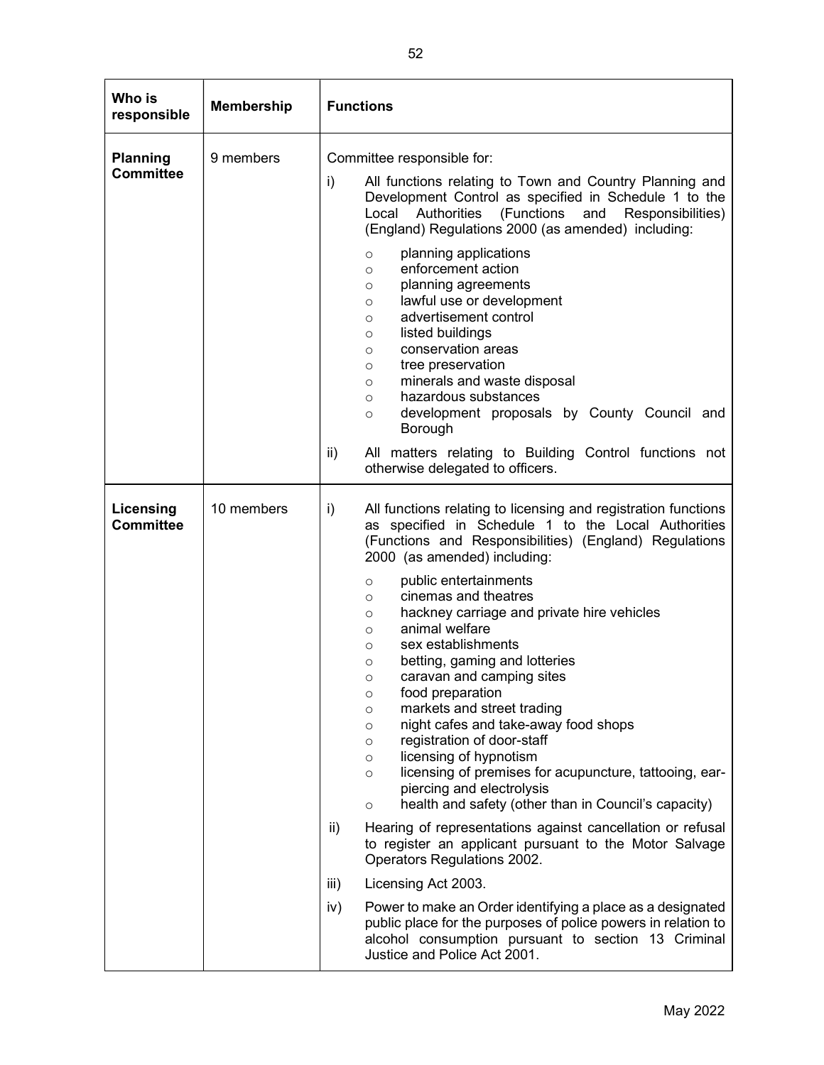| Who is responsible | Membership | Functions |
|---|---|---|
| **Planning Committee** | 9 members | Committee responsible for:<br><br>i) All functions relating to Town and Country Planning and Development Control as specified in Schedule 1 to the Local Authorities (Functions and Responsibilities) (England) Regulations 2000 (as amended) including:<br><br>○ planning applications<br>○ enforcement action<br>○ planning agreements<br>○ lawful use or development<br>○ advertisement control<br>○ listed buildings<br>○ conservation areas<br>○ tree preservation<br>○ minerals and waste disposal<br>○ hazardous substances<br>○ development proposals by County Council and Borough<br><br>ii) All matters relating to Building Control functions not otherwise delegated to officers. |
| **Licensing Committee** | 10 members | i) All functions relating to licensing and registration functions as specified in Schedule 1 to the Local Authorities (Functions and Responsibilities) (England) Regulations 2000 (as amended) including:<br><br>○ public entertainments<br>○ cinemas and theatres<br>○ hackney carriage and private hire vehicles<br>○ animal welfare<br>○ sex establishments<br>○ betting, gaming and lotteries<br>○ caravan and camping sites<br>○ food preparation<br>○ markets and street trading<br>○ night cafes and take-away food shops<br>○ registration of door-staff<br>○ licensing of hypnotism<br>○ licensing of premises for acupuncture, tattooing, ear-piercing and electrolysis<br>○ health and safety (other than in Council's capacity)<br><br>ii) Hearing of representations against cancellation or refusal to register an applicant pursuant to the Motor Salvage Operators Regulations 2002.<br><br>iii) Licensing Act 2003.<br><br>iv) Power to make an Order identifying a place as a designated public place for the purposes of police powers in relation to alcohol consumption pursuant to section 13 Criminal Justice and Police Act 2001. |

May 2022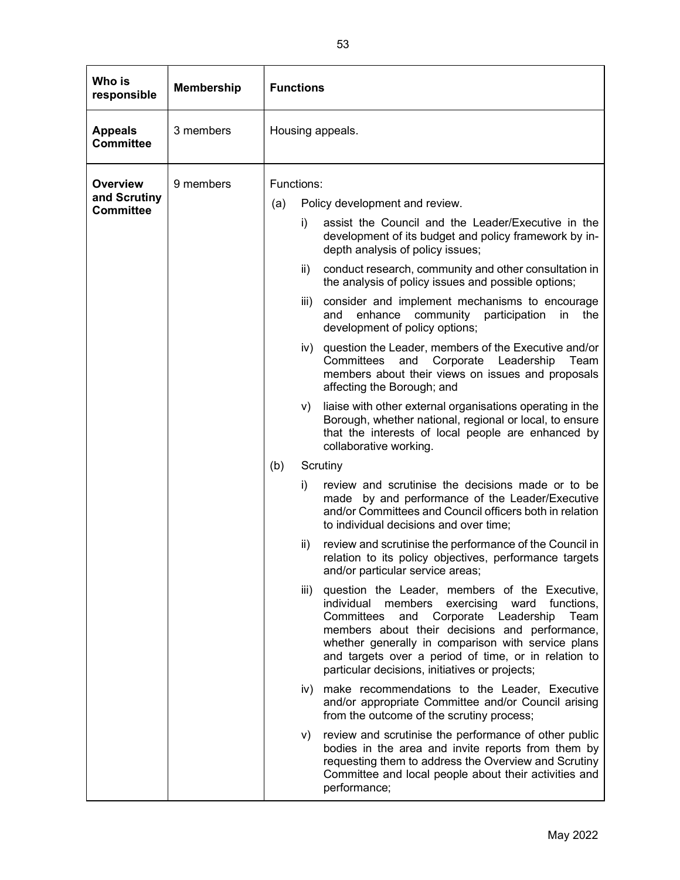| Who is responsible | Membership | Functions |
|---|---|---|
| **Appeals Committee** | 3 members | Housing appeals. |
| **Overview and Scrutiny Committee** | 9 members | Functions:<br>(a) Policy development and review.<br>i) assist the Council and the Leader/Executive in the development of its budget and policy framework by in-depth analysis of policy issues;<br>ii) conduct research, community and other consultation in the analysis of policy issues and possible options;<br>iii) consider and implement mechanisms to encourage and enhance community participation in the development of policy options;<br>iv) question the Leader, members of the Executive and/or Committees and Corporate Leadership Team members about their views on issues and proposals affecting the Borough; and<br>v) liaise with other external organisations operating in the Borough, whether national, regional or local, to ensure that the interests of local people are enhanced by collaborative working.<br>(b) Scrutiny<br>i) review and scrutinise the decisions made or to be made by and performance of the Leader/Executive and/or Committees and Council officers both in relation to individual decisions and over time;<br>ii) review and scrutinise the performance of the Council in relation to its policy objectives, performance targets and/or particular service areas;<br>iii) question the Leader, members of the Executive, individual members exercising ward functions, Committees and Corporate Leadership Team members about their decisions and performance, whether generally in comparison with service plans and targets over a period of time, or in relation to particular decisions, initiatives or projects;<br>iv) make recommendations to the Leader, Executive and/or appropriate Committee and/or Council arising from the outcome of the scrutiny process;<br>v) review and scrutinise the performance of other public bodies in the area and invite reports from them by requesting them to address the Overview and Scrutiny Committee and local people about their activities and performance; |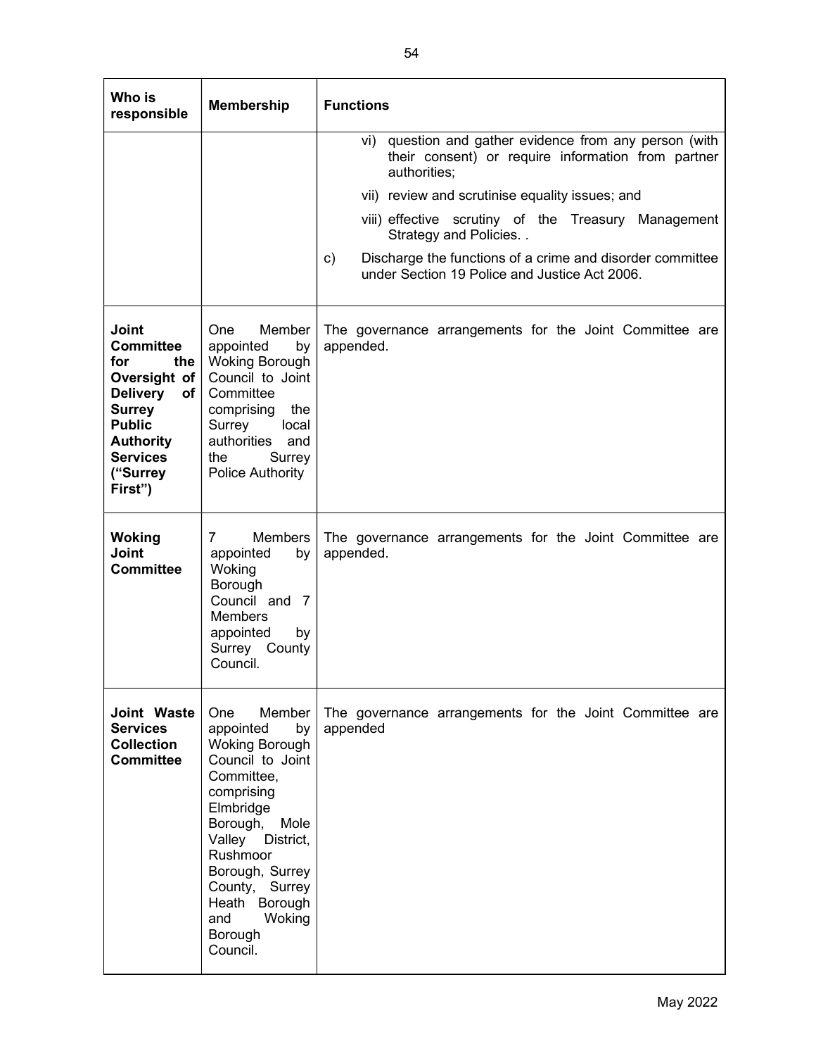| Who is responsible | Membership | Functions |
| --- | --- | --- |
| | | vi) question and gather evidence from any person (with their consent) or require information from partner authorities;<br>vii) review and scrutinise equality issues; and<br>viii) effective scrutiny of the Treasury Management Strategy and Policies. .<br>c) Discharge the functions of a crime and disorder committee under Section 19 Police and Justice Act 2006. |
| **Joint Committee for the Oversight of Delivery of Surrey Public Authority Services ("Surrey First")** | One Member appointed by Woking Borough Council to Joint Committee comprising the Surrey local authorities and the Surrey Police Authority | The governance arrangements for the Joint Committee are appended. |
| **Woking Joint Committee** | 7 Members appointed by Woking Borough Council and 7 Members appointed by Surrey County Council. | The governance arrangements for the Joint Committee are appended. |
| **Joint Waste Services Collection Committee** | One Member appointed by Woking Borough Council to Joint Committee, comprising Elmbridge Borough, Mole Valley District, Rushmoor Borough, Surrey County, Surrey Heath Borough and Woking Borough Council. | The governance arrangements for the Joint Committee are appended |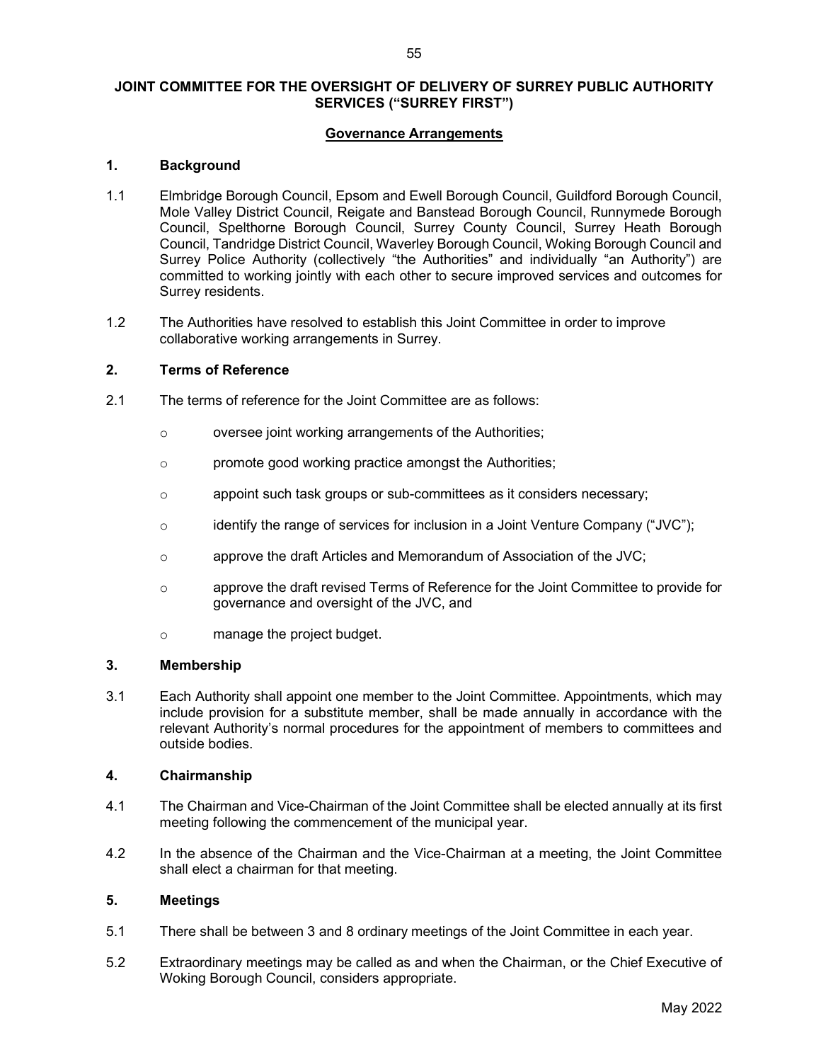## JOINT COMMITTEE FOR THE OVERSIGHT OF DELIVERY OF SURREY PUBLIC AUTHORITY SERVICES ("SURREY FIRST")

### Governance Arrangements

### 1. Background

1.1 Elmbridge Borough Council, Epsom and Ewell Borough Council, Guildford Borough Council, Mole Valley District Council, Reigate and Banstead Borough Council, Runnymede Borough Council, Spelthorne Borough Council, Surrey County Council, Surrey Heath Borough Council, Tandridge District Council, Waverley Borough Council, Woking Borough Council and Surrey Police Authority (collectively "the Authorities" and individually "an Authority") are committed to working jointly with each other to secure improved services and outcomes for Surrey residents.

1.2 The Authorities have resolved to establish this Joint Committee in order to improve collaborative working arrangements in Surrey.

### 2. Terms of Reference

2.1 The terms of reference for the Joint Committee are as follows:

- oversee joint working arrangements of the Authorities;
- promote good working practice amongst the Authorities;
- appoint such task groups or sub-committees as it considers necessary;
- identify the range of services for inclusion in a Joint Venture Company ("JVC");
- approve the draft Articles and Memorandum of Association of the JVC;
- approve the draft revised Terms of Reference for the Joint Committee to provide for governance and oversight of the JVC, and
- manage the project budget.

### 3. Membership

3.1 Each Authority shall appoint one member to the Joint Committee. Appointments, which may include provision for a substitute member, shall be made annually in accordance with the relevant Authority's normal procedures for the appointment of members to committees and outside bodies.

### 4. Chairmanship

4.1 The Chairman and Vice-Chairman of the Joint Committee shall be elected annually at its first meeting following the commencement of the municipal year.

4.2 In the absence of the Chairman and the Vice-Chairman at a meeting, the Joint Committee shall elect a chairman for that meeting.

### 5. Meetings

5.1 There shall be between 3 and 8 ordinary meetings of the Joint Committee in each year.

5.2 Extraordinary meetings may be called as and when the Chairman, or the Chief Executive of Woking Borough Council, considers appropriate.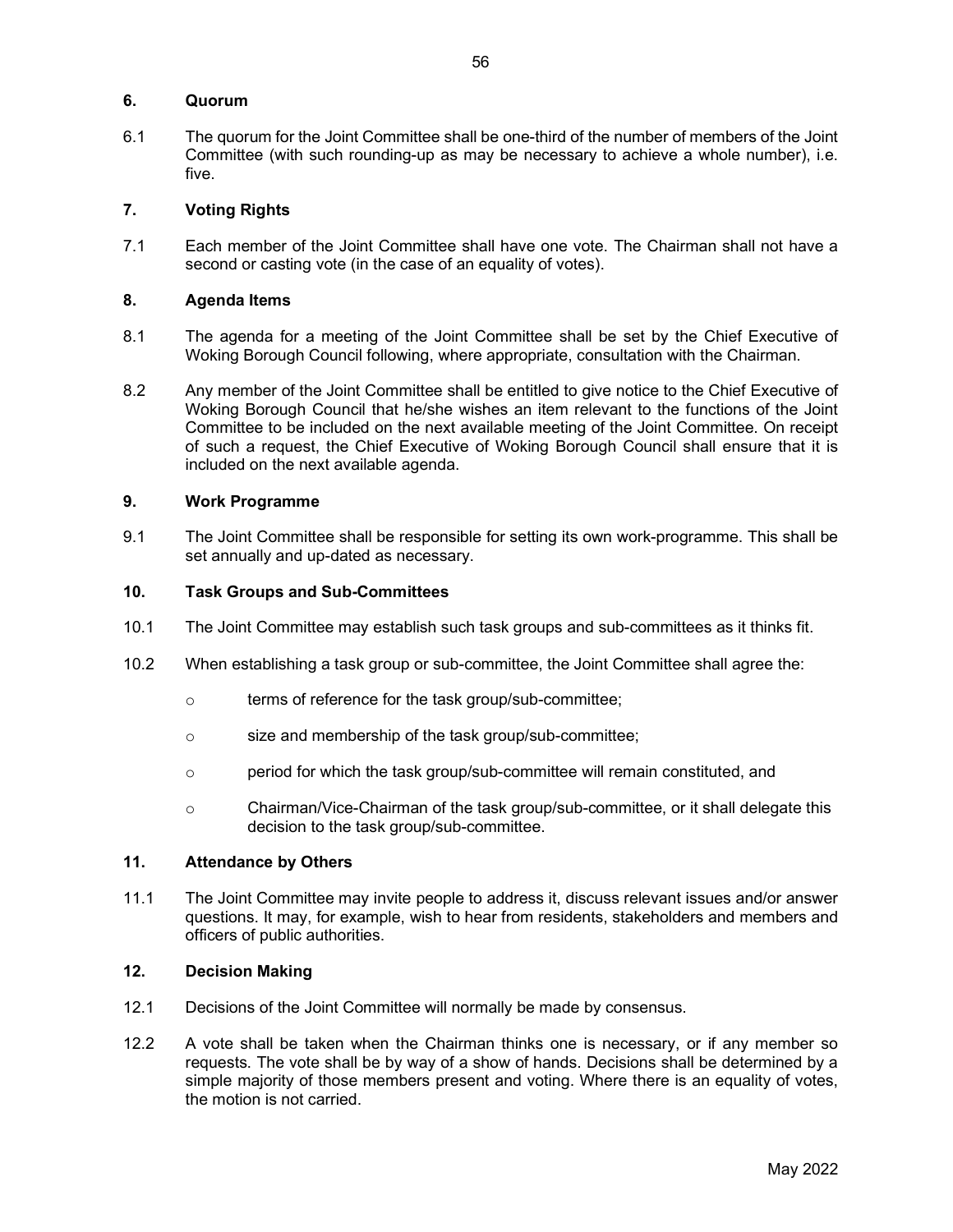## 6. Quorum

6.1 The quorum for the Joint Committee shall be one-third of the number of members of the Joint Committee (with such rounding-up as may be necessary to achieve a whole number), i.e. five.

## 7. Voting Rights

7.1 Each member of the Joint Committee shall have one vote. The Chairman shall not have a second or casting vote (in the case of an equality of votes).

## 8. Agenda Items

8.1 The agenda for a meeting of the Joint Committee shall be set by the Chief Executive of Woking Borough Council following, where appropriate, consultation with the Chairman.

8.2 Any member of the Joint Committee shall be entitled to give notice to the Chief Executive of Woking Borough Council that he/she wishes an item relevant to the functions of the Joint Committee to be included on the next available meeting of the Joint Committee. On receipt of such a request, the Chief Executive of Woking Borough Council shall ensure that it is included on the next available agenda.

## 9. Work Programme

9.1 The Joint Committee shall be responsible for setting its own work-programme. This shall be set annually and up-dated as necessary.

## 10. Task Groups and Sub-Committees

10.1 The Joint Committee may establish such task groups and sub-committees as it thinks fit.

10.2 When establishing a task group or sub-committee, the Joint Committee shall agree the:

- terms of reference for the task group/sub-committee;
- size and membership of the task group/sub-committee;
- period for which the task group/sub-committee will remain constituted, and
- Chairman/Vice-Chairman of the task group/sub-committee, or it shall delegate this decision to the task group/sub-committee.

## 11. Attendance by Others

11.1 The Joint Committee may invite people to address it, discuss relevant issues and/or answer questions. It may, for example, wish to hear from residents, stakeholders and members and officers of public authorities.

## 12. Decision Making

12.1 Decisions of the Joint Committee will normally be made by consensus.

12.2 A vote shall be taken when the Chairman thinks one is necessary, or if any member so requests. The vote shall be by way of a show of hands. Decisions shall be determined by a simple majority of those members present and voting. Where there is an equality of votes, the motion is not carried.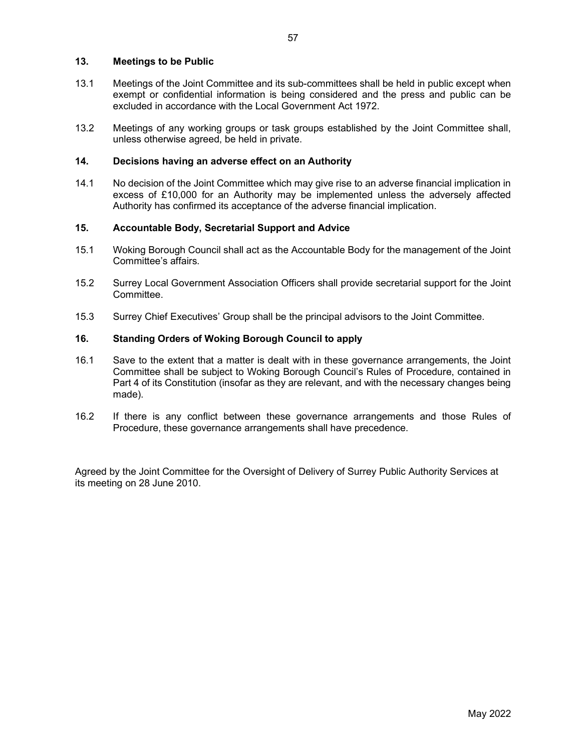## 13. Meetings to be Public

13.1 Meetings of the Joint Committee and its sub-committees shall be held in public except when exempt or confidential information is being considered and the press and public can be excluded in accordance with the Local Government Act 1972.

13.2 Meetings of any working groups or task groups established by the Joint Committee shall, unless otherwise agreed, be held in private.

## 14. Decisions having an adverse effect on an Authority

14.1 No decision of the Joint Committee which may give rise to an adverse financial implication in excess of £10,000 for an Authority may be implemented unless the adversely affected Authority has confirmed its acceptance of the adverse financial implication.

## 15. Accountable Body, Secretarial Support and Advice

15.1 Woking Borough Council shall act as the Accountable Body for the management of the Joint Committee's affairs.

15.2 Surrey Local Government Association Officers shall provide secretarial support for the Joint Committee.

15.3 Surrey Chief Executives' Group shall be the principal advisors to the Joint Committee.

## 16. Standing Orders of Woking Borough Council to apply

16.1 Save to the extent that a matter is dealt with in these governance arrangements, the Joint Committee shall be subject to Woking Borough Council's Rules of Procedure, contained in Part 4 of its Constitution (insofar as they are relevant, and with the necessary changes being made).

16.2 If there is any conflict between these governance arrangements and those Rules of Procedure, these governance arrangements shall have precedence.

Agreed by the Joint Committee for the Oversight of Delivery of Surrey Public Authority Services at its meeting on 28 June 2010.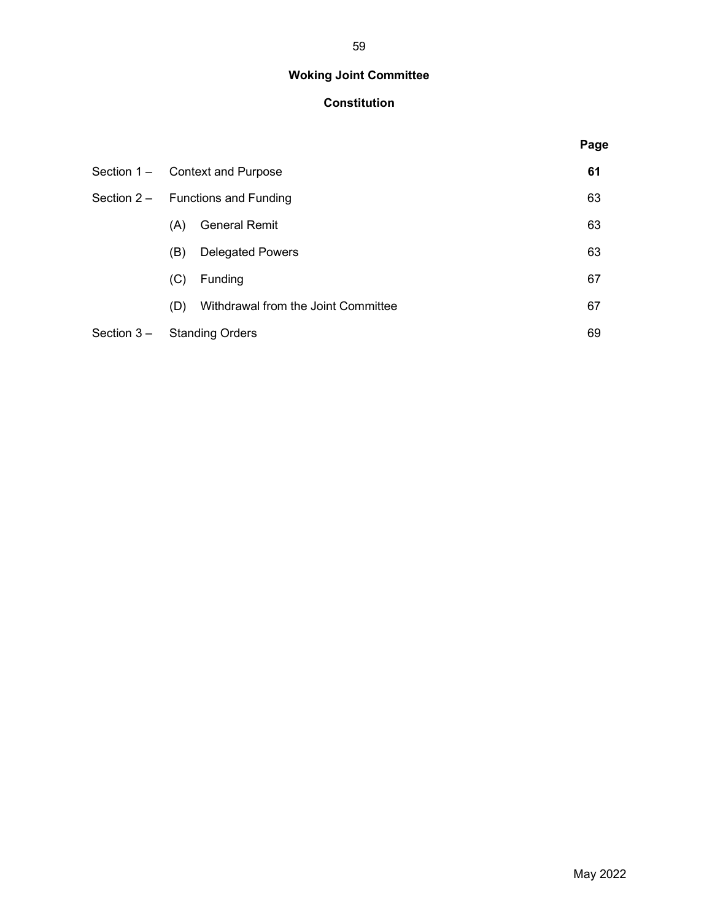# Woking Joint Committee

## Constitution

| | | Page |
|---|---|---|
| Section 1 – | Context and Purpose | **61** |
| Section 2 – | Functions and Funding | 63 |
| | (A) General Remit | 63 |
| | (B) Delegated Powers | 63 |
| | (C) Funding | 67 |
| | (D) Withdrawal from the Joint Committee | 67 |
| Section 3 – | Standing Orders | 69 |

May 2022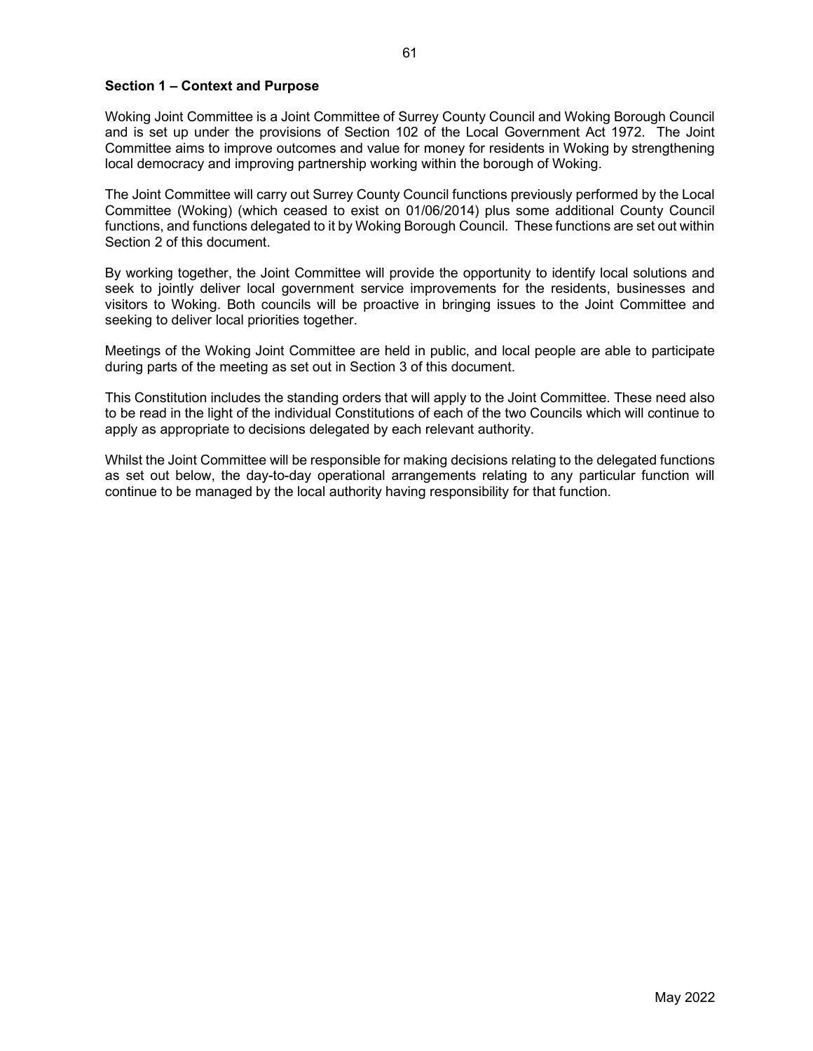**Section 1 – Context and Purpose**

Woking Joint Committee is a Joint Committee of Surrey County Council and Woking Borough Council and is set up under the provisions of Section 102 of the Local Government Act 1972. The Joint Committee aims to improve outcomes and value for money for residents in Woking by strengthening local democracy and improving partnership working within the borough of Woking.

The Joint Committee will carry out Surrey County Council functions previously performed by the Local Committee (Woking) (which ceased to exist on 01/06/2014) plus some additional County Council functions, and functions delegated to it by Woking Borough Council. These functions are set out within Section 2 of this document.

By working together, the Joint Committee will provide the opportunity to identify local solutions and seek to jointly deliver local government service improvements for the residents, businesses and visitors to Woking. Both councils will be proactive in bringing issues to the Joint Committee and seeking to deliver local priorities together.

Meetings of the Woking Joint Committee are held in public, and local people are able to participate during parts of the meeting as set out in Section 3 of this document.

This Constitution includes the standing orders that will apply to the Joint Committee. These need also to be read in the light of the individual Constitutions of each of the two Councils which will continue to apply as appropriate to decisions delegated by each relevant authority.

Whilst the Joint Committee will be responsible for making decisions relating to the delegated functions as set out below, the day-to-day operational arrangements relating to any particular function will continue to be managed by the local authority having responsibility for that function.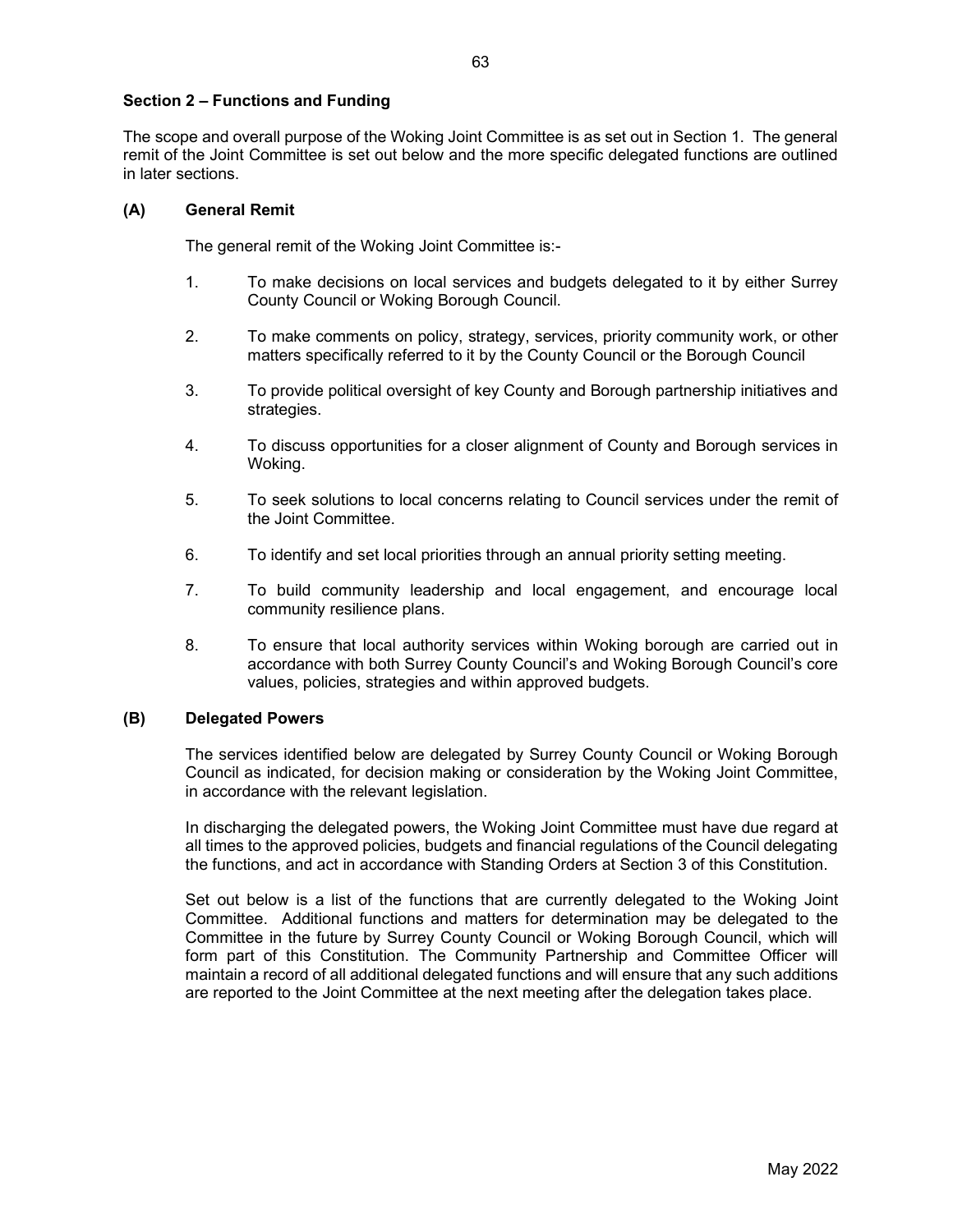### Section 2 – Functions and Funding

The scope and overall purpose of the Woking Joint Committee is as set out in Section 1. The general remit of the Joint Committee is set out below and the more specific delegated functions are outlined in later sections.

#### (A) General Remit

The general remit of the Woking Joint Committee is:-

1. To make decisions on local services and budgets delegated to it by either Surrey County Council or Woking Borough Council.
2. To make comments on policy, strategy, services, priority community work, or other matters specifically referred to it by the County Council or the Borough Council
3. To provide political oversight of key County and Borough partnership initiatives and strategies.
4. To discuss opportunities for a closer alignment of County and Borough services in Woking.
5. To seek solutions to local concerns relating to Council services under the remit of the Joint Committee.
6. To identify and set local priorities through an annual priority setting meeting.
7. To build community leadership and local engagement, and encourage local community resilience plans.
8. To ensure that local authority services within Woking borough are carried out in accordance with both Surrey County Council's and Woking Borough Council's core values, policies, strategies and within approved budgets.

#### (B) Delegated Powers

The services identified below are delegated by Surrey County Council or Woking Borough Council as indicated, for decision making or consideration by the Woking Joint Committee, in accordance with the relevant legislation.

In discharging the delegated powers, the Woking Joint Committee must have due regard at all times to the approved policies, budgets and financial regulations of the Council delegating the functions, and act in accordance with Standing Orders at Section 3 of this Constitution.

Set out below is a list of the functions that are currently delegated to the Woking Joint Committee. Additional functions and matters for determination may be delegated to the Committee in the future by Surrey County Council or Woking Borough Council, which will form part of this Constitution. The Community Partnership and Committee Officer will maintain a record of all additional delegated functions and will ensure that any such additions are reported to the Joint Committee at the next meeting after the delegation takes place.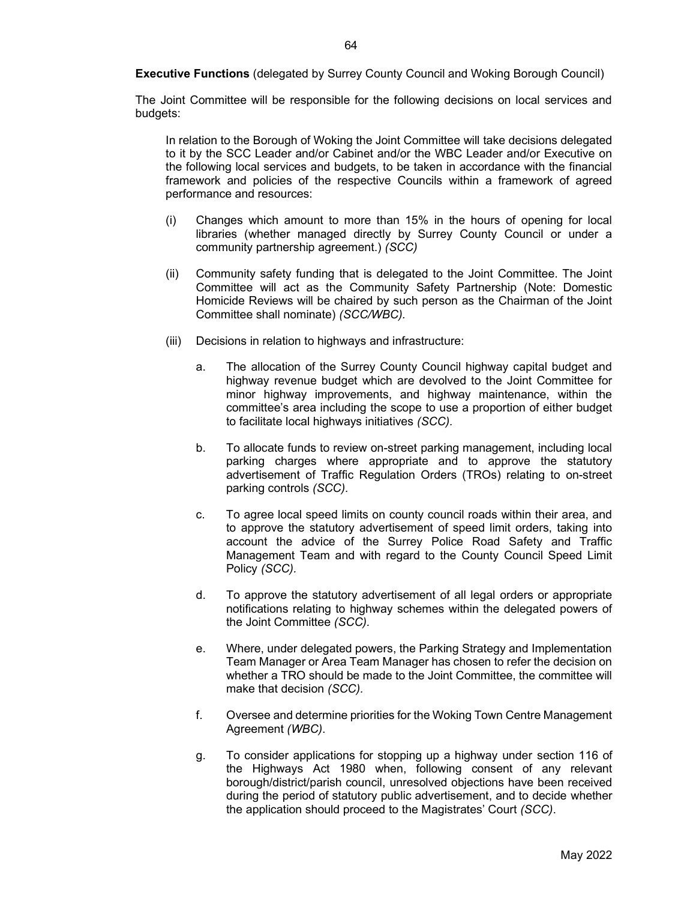**Executive Functions** (delegated by Surrey County Council and Woking Borough Council)

The Joint Committee will be responsible for the following decisions on local services and budgets:

In relation to the Borough of Woking the Joint Committee will take decisions delegated to it by the SCC Leader and/or Cabinet and/or the WBC Leader and/or Executive on the following local services and budgets, to be taken in accordance with the financial framework and policies of the respective Councils within a framework of agreed performance and resources:

(i) Changes which amount to more than 15% in the hours of opening for local libraries (whether managed directly by Surrey County Council or under a community partnership agreement.) *(SCC)*

(ii) Community safety funding that is delegated to the Joint Committee. The Joint Committee will act as the Community Safety Partnership (Note: Domestic Homicide Reviews will be chaired by such person as the Chairman of the Joint Committee shall nominate) *(SCC/WBC).*

(iii) Decisions in relation to highways and infrastructure:

a. The allocation of the Surrey County Council highway capital budget and highway revenue budget which are devolved to the Joint Committee for minor highway improvements, and highway maintenance, within the committee's area including the scope to use a proportion of either budget to facilitate local highways initiatives *(SCC).*

b. To allocate funds to review on-street parking management, including local parking charges where appropriate and to approve the statutory advertisement of Traffic Regulation Orders (TROs) relating to on-street parking controls *(SCC).*

c. To agree local speed limits on county council roads within their area, and to approve the statutory advertisement of speed limit orders, taking into account the advice of the Surrey Police Road Safety and Traffic Management Team and with regard to the County Council Speed Limit Policy *(SCC).*

d. To approve the statutory advertisement of all legal orders or appropriate notifications relating to highway schemes within the delegated powers of the Joint Committee *(SCC).*

e. Where, under delegated powers, the Parking Strategy and Implementation Team Manager or Area Team Manager has chosen to refer the decision on whether a TRO should be made to the Joint Committee, the committee will make that decision *(SCC).*

f. Oversee and determine priorities for the Woking Town Centre Management Agreement *(WBC)*.

g. To consider applications for stopping up a highway under section 116 of the Highways Act 1980 when, following consent of any relevant borough/district/parish council, unresolved objections have been received during the period of statutory public advertisement, and to decide whether the application should proceed to the Magistrates' Court *(SCC).*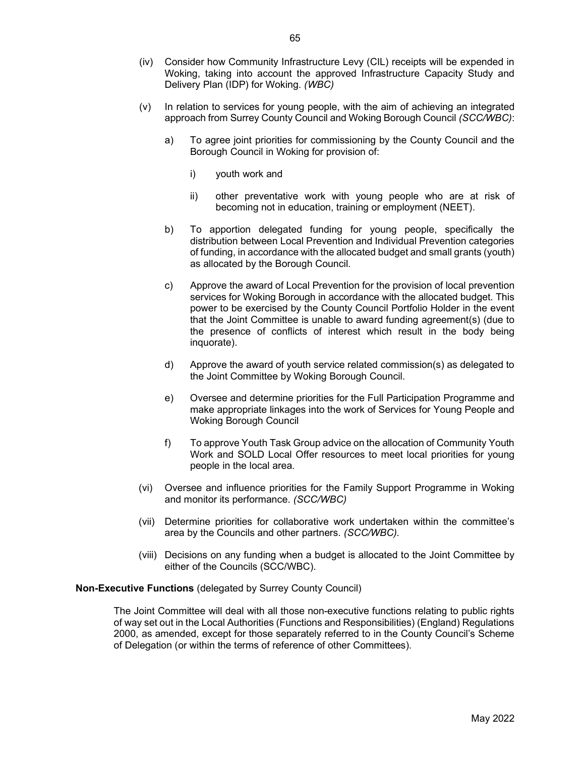(iv) Consider how Community Infrastructure Levy (CIL) receipts will be expended in Woking, taking into account the approved Infrastructure Capacity Study and Delivery Plan (IDP) for Woking. *(WBC)*

(v) In relation to services for young people, with the aim of achieving an integrated approach from Surrey County Council and Woking Borough Council *(SCC/WBC)*:

   a) To agree joint priorities for commissioning by the County Council and the Borough Council in Woking for provision of:

      i) youth work and

      ii) other preventative work with young people who are at risk of becoming not in education, training or employment (NEET).

   b) To apportion delegated funding for young people, specifically the distribution between Local Prevention and Individual Prevention categories of funding, in accordance with the allocated budget and small grants (youth) as allocated by the Borough Council.

   c) Approve the award of Local Prevention for the provision of local prevention services for Woking Borough in accordance with the allocated budget. This power to be exercised by the County Council Portfolio Holder in the event that the Joint Committee is unable to award funding agreement(s) (due to the presence of conflicts of interest which result in the body being inquorate).

   d) Approve the award of youth service related commission(s) as delegated to the Joint Committee by Woking Borough Council.

   e) Oversee and determine priorities for the Full Participation Programme and make appropriate linkages into the work of Services for Young People and Woking Borough Council

   f) To approve Youth Task Group advice on the allocation of Community Youth Work and SOLD Local Offer resources to meet local priorities for young people in the local area.

(vi) Oversee and influence priorities for the Family Support Programme in Woking and monitor its performance. *(SCC/WBC)*

(vii) Determine priorities for collaborative work undertaken within the committee's area by the Councils and other partners. *(SCC/WBC).*

(viii) Decisions on any funding when a budget is allocated to the Joint Committee by either of the Councils (SCC/WBC).

**Non-Executive Functions** (delegated by Surrey County Council)

The Joint Committee will deal with all those non-executive functions relating to public rights of way set out in the Local Authorities (Functions and Responsibilities) (England) Regulations 2000, as amended, except for those separately referred to in the County Council's Scheme of Delegation (or within the terms of reference of other Committees).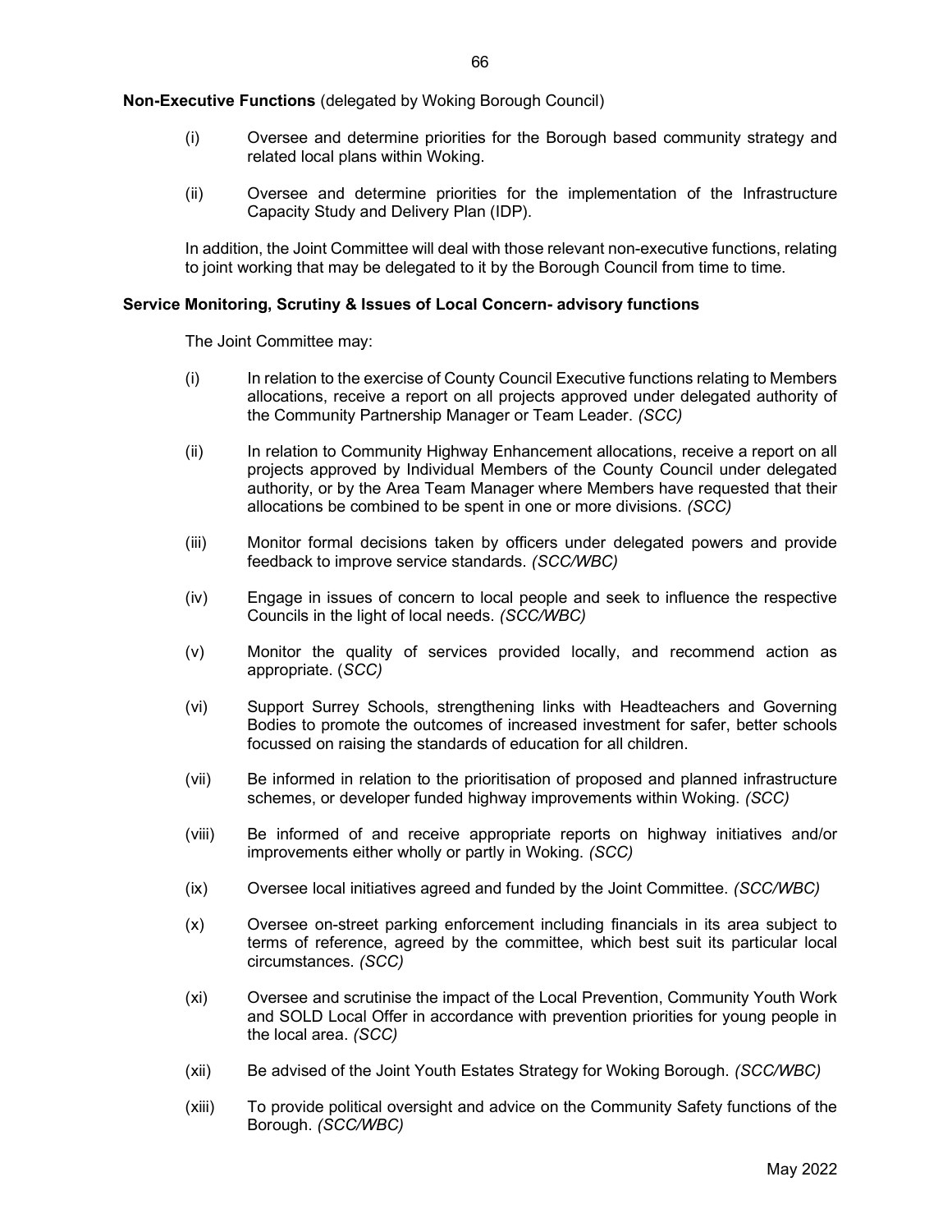**Non-Executive Functions** (delegated by Woking Borough Council)

(i) Oversee and determine priorities for the Borough based community strategy and related local plans within Woking.

(ii) Oversee and determine priorities for the implementation of the Infrastructure Capacity Study and Delivery Plan (IDP).

In addition, the Joint Committee will deal with those relevant non-executive functions, relating to joint working that may be delegated to it by the Borough Council from time to time.

**Service Monitoring, Scrutiny & Issues of Local Concern- advisory functions**

The Joint Committee may:

(i) In relation to the exercise of County Council Executive functions relating to Members allocations, receive a report on all projects approved under delegated authority of the Community Partnership Manager or Team Leader. *(SCC)*

(ii) In relation to Community Highway Enhancement allocations, receive a report on all projects approved by Individual Members of the County Council under delegated authority, or by the Area Team Manager where Members have requested that their allocations be combined to be spent in one or more divisions. *(SCC)*

(iii) Monitor formal decisions taken by officers under delegated powers and provide feedback to improve service standards. *(SCC/WBC)*

(iv) Engage in issues of concern to local people and seek to influence the respective Councils in the light of local needs. *(SCC/WBC)*

(v) Monitor the quality of services provided locally, and recommend action as appropriate. (*SCC)*

(vi) Support Surrey Schools, strengthening links with Headteachers and Governing Bodies to promote the outcomes of increased investment for safer, better schools focussed on raising the standards of education for all children.

(vii) Be informed in relation to the prioritisation of proposed and planned infrastructure schemes, or developer funded highway improvements within Woking. *(SCC)*

(viii) Be informed of and receive appropriate reports on highway initiatives and/or improvements either wholly or partly in Woking. *(SCC)*

(ix) Oversee local initiatives agreed and funded by the Joint Committee. *(SCC/WBC)*

(x) Oversee on-street parking enforcement including financials in its area subject to terms of reference, agreed by the committee, which best suit its particular local circumstances. *(SCC)*

(xi) Oversee and scrutinise the impact of the Local Prevention, Community Youth Work and SOLD Local Offer in accordance with prevention priorities for young people in the local area. *(SCC)*

(xii) Be advised of the Joint Youth Estates Strategy for Woking Borough. *(SCC/WBC)*

(xiii) To provide political oversight and advice on the Community Safety functions of the Borough. *(SCC/WBC)*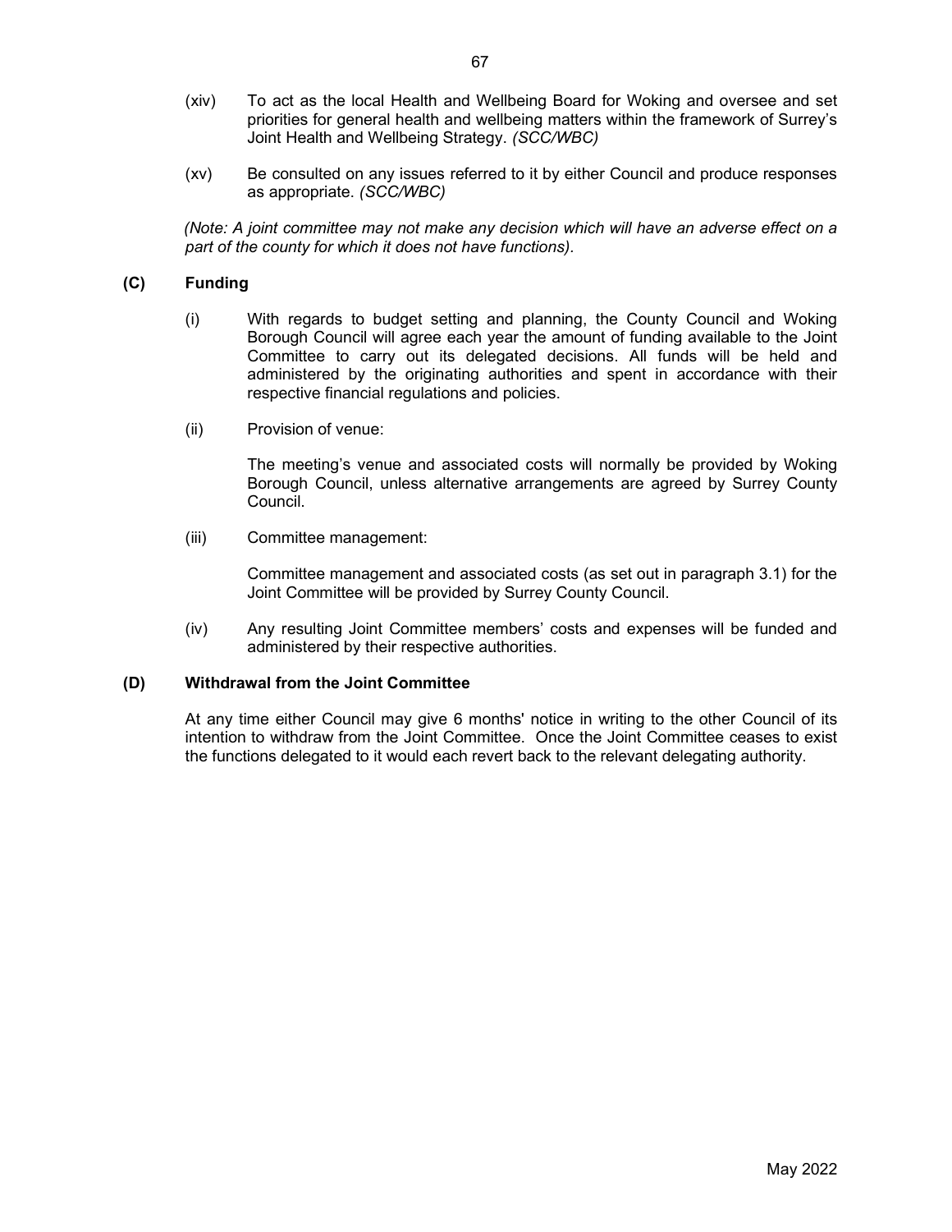(xiv) To act as the local Health and Wellbeing Board for Woking and oversee and set priorities for general health and wellbeing matters within the framework of Surrey's Joint Health and Wellbeing Strategy. *(SCC/WBC)*

(xv) Be consulted on any issues referred to it by either Council and produce responses as appropriate. *(SCC/WBC)*

*(Note: A joint committee may not make any decision which will have an adverse effect on a part of the county for which it does not have functions).*

**(C) Funding**

(i) With regards to budget setting and planning, the County Council and Woking Borough Council will agree each year the amount of funding available to the Joint Committee to carry out its delegated decisions. All funds will be held and administered by the originating authorities and spent in accordance with their respective financial regulations and policies.

(ii) Provision of venue:

The meeting's venue and associated costs will normally be provided by Woking Borough Council, unless alternative arrangements are agreed by Surrey County Council.

(iii) Committee management:

Committee management and associated costs (as set out in paragraph 3.1) for the Joint Committee will be provided by Surrey County Council.

(iv) Any resulting Joint Committee members' costs and expenses will be funded and administered by their respective authorities.

**(D) Withdrawal from the Joint Committee**

At any time either Council may give 6 months' notice in writing to the other Council of its intention to withdraw from the Joint Committee. Once the Joint Committee ceases to exist the functions delegated to it would each revert back to the relevant delegating authority.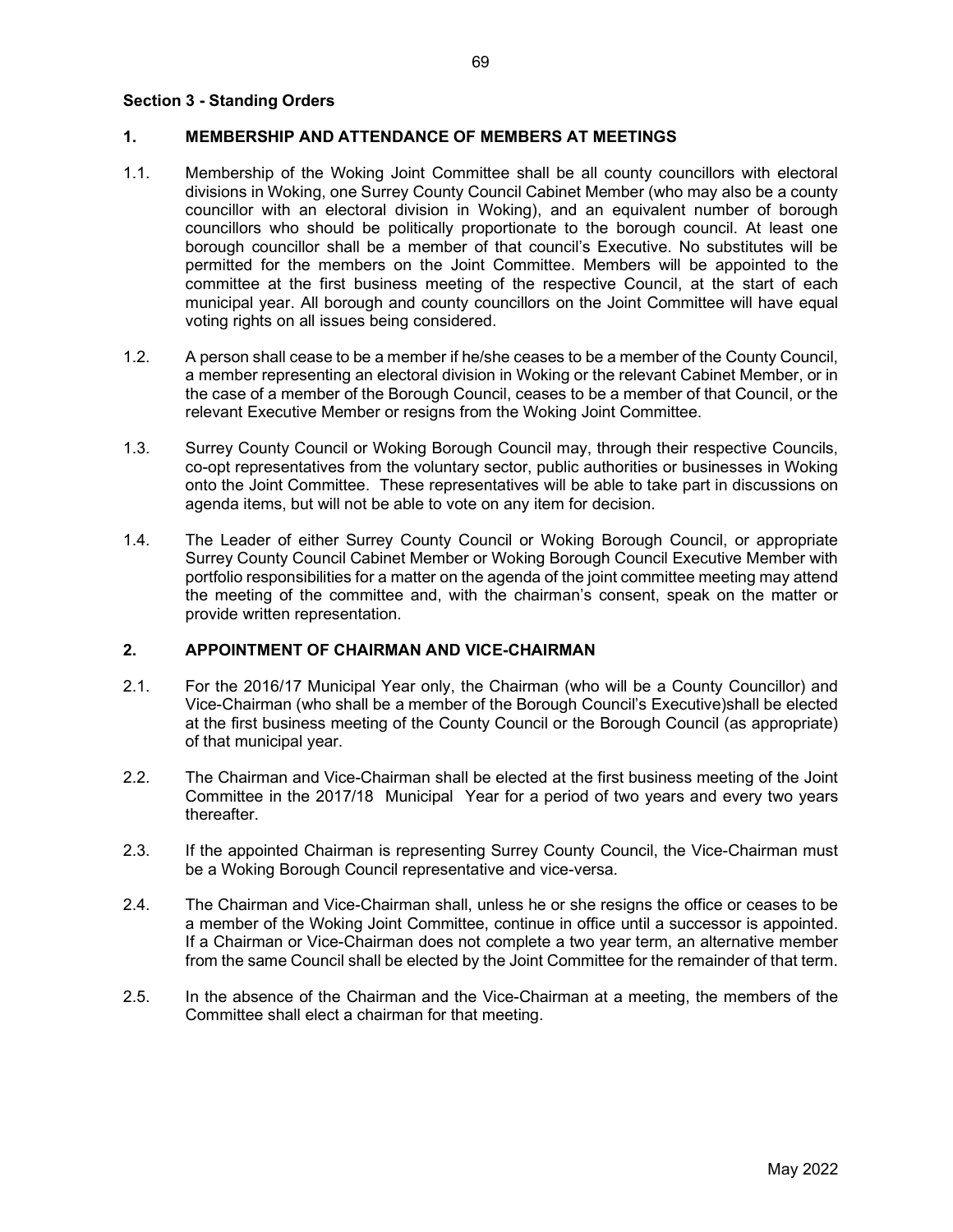**Section 3 - Standing Orders**

## 1. MEMBERSHIP AND ATTENDANCE OF MEMBERS AT MEETINGS

1.1. Membership of the Woking Joint Committee shall be all county councillors with electoral divisions in Woking, one Surrey County Council Cabinet Member (who may also be a county councillor with an electoral division in Woking), and an equivalent number of borough councillors who should be politically proportionate to the borough council. At least one borough councillor shall be a member of that council's Executive. No substitutes will be permitted for the members on the Joint Committee. Members will be appointed to the committee at the first business meeting of the respective Council, at the start of each municipal year. All borough and county councillors on the Joint Committee will have equal voting rights on all issues being considered.

1.2. A person shall cease to be a member if he/she ceases to be a member of the County Council, a member representing an electoral division in Woking or the relevant Cabinet Member, or in the case of a member of the Borough Council, ceases to be a member of that Council, or the relevant Executive Member or resigns from the Woking Joint Committee.

1.3. Surrey County Council or Woking Borough Council may, through their respective Councils, co-opt representatives from the voluntary sector, public authorities or businesses in Woking onto the Joint Committee. These representatives will be able to take part in discussions on agenda items, but will not be able to vote on any item for decision.

1.4. The Leader of either Surrey County Council or Woking Borough Council, or appropriate Surrey County Council Cabinet Member or Woking Borough Council Executive Member with portfolio responsibilities for a matter on the agenda of the joint committee meeting may attend the meeting of the committee and, with the chairman's consent, speak on the matter or provide written representation.

## 2. APPOINTMENT OF CHAIRMAN AND VICE-CHAIRMAN

2.1. For the 2016/17 Municipal Year only, the Chairman (who will be a County Councillor) and Vice-Chairman (who shall be a member of the Borough Council's Executive)shall be elected at the first business meeting of the County Council or the Borough Council (as appropriate) of that municipal year.

2.2. The Chairman and Vice-Chairman shall be elected at the first business meeting of the Joint Committee in the 2017/18 Municipal Year for a period of two years and every two years thereafter.

2.3. If the appointed Chairman is representing Surrey County Council, the Vice-Chairman must be a Woking Borough Council representative and vice-versa.

2.4. The Chairman and Vice-Chairman shall, unless he or she resigns the office or ceases to be a member of the Woking Joint Committee, continue in office until a successor is appointed. If a Chairman or Vice-Chairman does not complete a two year term, an alternative member from the same Council shall be elected by the Joint Committee for the remainder of that term.

2.5. In the absence of the Chairman and the Vice-Chairman at a meeting, the members of the Committee shall elect a chairman for that meeting.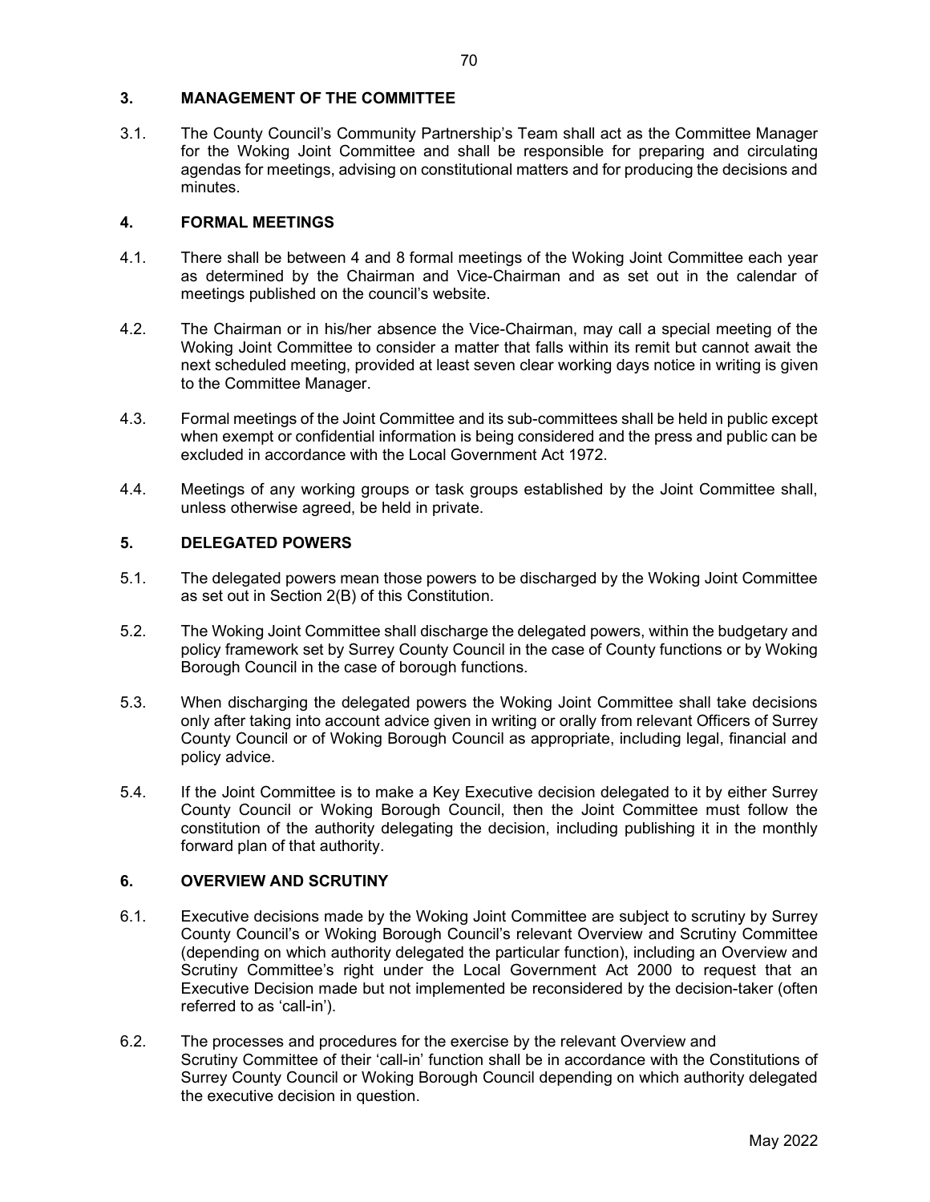## 3. MANAGEMENT OF THE COMMITTEE

3.1. The County Council's Community Partnership's Team shall act as the Committee Manager for the Woking Joint Committee and shall be responsible for preparing and circulating agendas for meetings, advising on constitutional matters and for producing the decisions and minutes.

## 4. FORMAL MEETINGS

4.1. There shall be between 4 and 8 formal meetings of the Woking Joint Committee each year as determined by the Chairman and Vice-Chairman and as set out in the calendar of meetings published on the council's website.

4.2. The Chairman or in his/her absence the Vice-Chairman, may call a special meeting of the Woking Joint Committee to consider a matter that falls within its remit but cannot await the next scheduled meeting, provided at least seven clear working days notice in writing is given to the Committee Manager.

4.3. Formal meetings of the Joint Committee and its sub-committees shall be held in public except when exempt or confidential information is being considered and the press and public can be excluded in accordance with the Local Government Act 1972.

4.4. Meetings of any working groups or task groups established by the Joint Committee shall, unless otherwise agreed, be held in private.

## 5. DELEGATED POWERS

5.1. The delegated powers mean those powers to be discharged by the Woking Joint Committee as set out in Section 2(B) of this Constitution.

5.2. The Woking Joint Committee shall discharge the delegated powers, within the budgetary and policy framework set by Surrey County Council in the case of County functions or by Woking Borough Council in the case of borough functions.

5.3. When discharging the delegated powers the Woking Joint Committee shall take decisions only after taking into account advice given in writing or orally from relevant Officers of Surrey County Council or of Woking Borough Council as appropriate, including legal, financial and policy advice.

5.4. If the Joint Committee is to make a Key Executive decision delegated to it by either Surrey County Council or Woking Borough Council, then the Joint Committee must follow the constitution of the authority delegating the decision, including publishing it in the monthly forward plan of that authority.

## 6. OVERVIEW AND SCRUTINY

6.1. Executive decisions made by the Woking Joint Committee are subject to scrutiny by Surrey County Council's or Woking Borough Council's relevant Overview and Scrutiny Committee (depending on which authority delegated the particular function), including an Overview and Scrutiny Committee's right under the Local Government Act 2000 to request that an Executive Decision made but not implemented be reconsidered by the decision-taker (often referred to as 'call-in').

6.2. The processes and procedures for the exercise by the relevant Overview and Scrutiny Committee of their 'call-in' function shall be in accordance with the Constitutions of Surrey County Council or Woking Borough Council depending on which authority delegated the executive decision in question.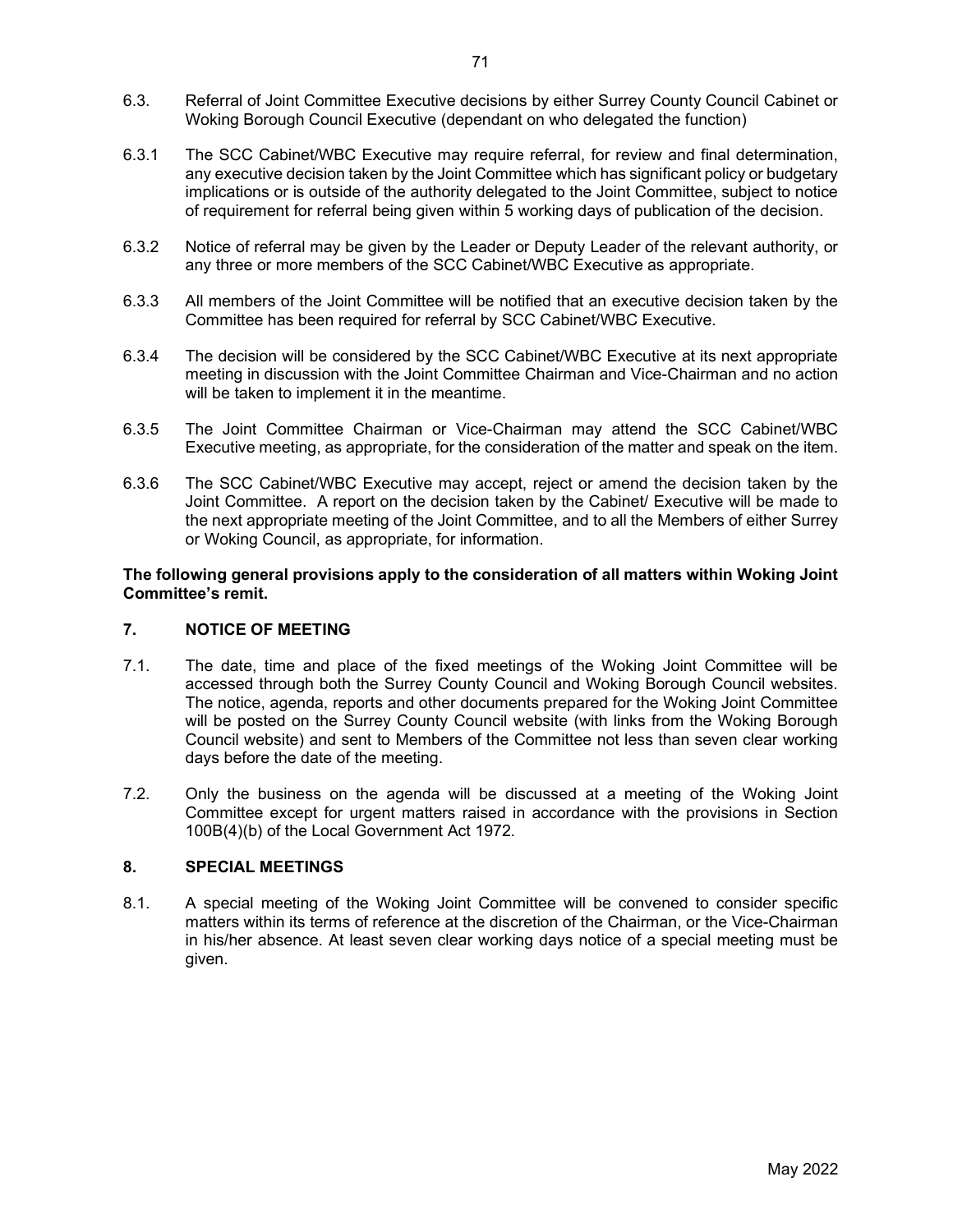6.3. Referral of Joint Committee Executive decisions by either Surrey County Council Cabinet or Woking Borough Council Executive (dependant on who delegated the function)

6.3.1 The SCC Cabinet/WBC Executive may require referral, for review and final determination, any executive decision taken by the Joint Committee which has significant policy or budgetary implications or is outside of the authority delegated to the Joint Committee, subject to notice of requirement for referral being given within 5 working days of publication of the decision.

6.3.2 Notice of referral may be given by the Leader or Deputy Leader of the relevant authority, or any three or more members of the SCC Cabinet/WBC Executive as appropriate.

6.3.3 All members of the Joint Committee will be notified that an executive decision taken by the Committee has been required for referral by SCC Cabinet/WBC Executive.

6.3.4 The decision will be considered by the SCC Cabinet/WBC Executive at its next appropriate meeting in discussion with the Joint Committee Chairman and Vice-Chairman and no action will be taken to implement it in the meantime.

6.3.5 The Joint Committee Chairman or Vice-Chairman may attend the SCC Cabinet/WBC Executive meeting, as appropriate, for the consideration of the matter and speak on the item.

6.3.6 The SCC Cabinet/WBC Executive may accept, reject or amend the decision taken by the Joint Committee. A report on the decision taken by the Cabinet/ Executive will be made to the next appropriate meeting of the Joint Committee, and to all the Members of either Surrey or Woking Council, as appropriate, for information.

**The following general provisions apply to the consideration of all matters within Woking Joint Committee's remit.**

## 7. NOTICE OF MEETING

7.1. The date, time and place of the fixed meetings of the Woking Joint Committee will be accessed through both the Surrey County Council and Woking Borough Council websites. The notice, agenda, reports and other documents prepared for the Woking Joint Committee will be posted on the Surrey County Council website (with links from the Woking Borough Council website) and sent to Members of the Committee not less than seven clear working days before the date of the meeting.

7.2. Only the business on the agenda will be discussed at a meeting of the Woking Joint Committee except for urgent matters raised in accordance with the provisions in Section 100B(4)(b) of the Local Government Act 1972.

## 8. SPECIAL MEETINGS

8.1. A special meeting of the Woking Joint Committee will be convened to consider specific matters within its terms of reference at the discretion of the Chairman, or the Vice-Chairman in his/her absence. At least seven clear working days notice of a special meeting must be given.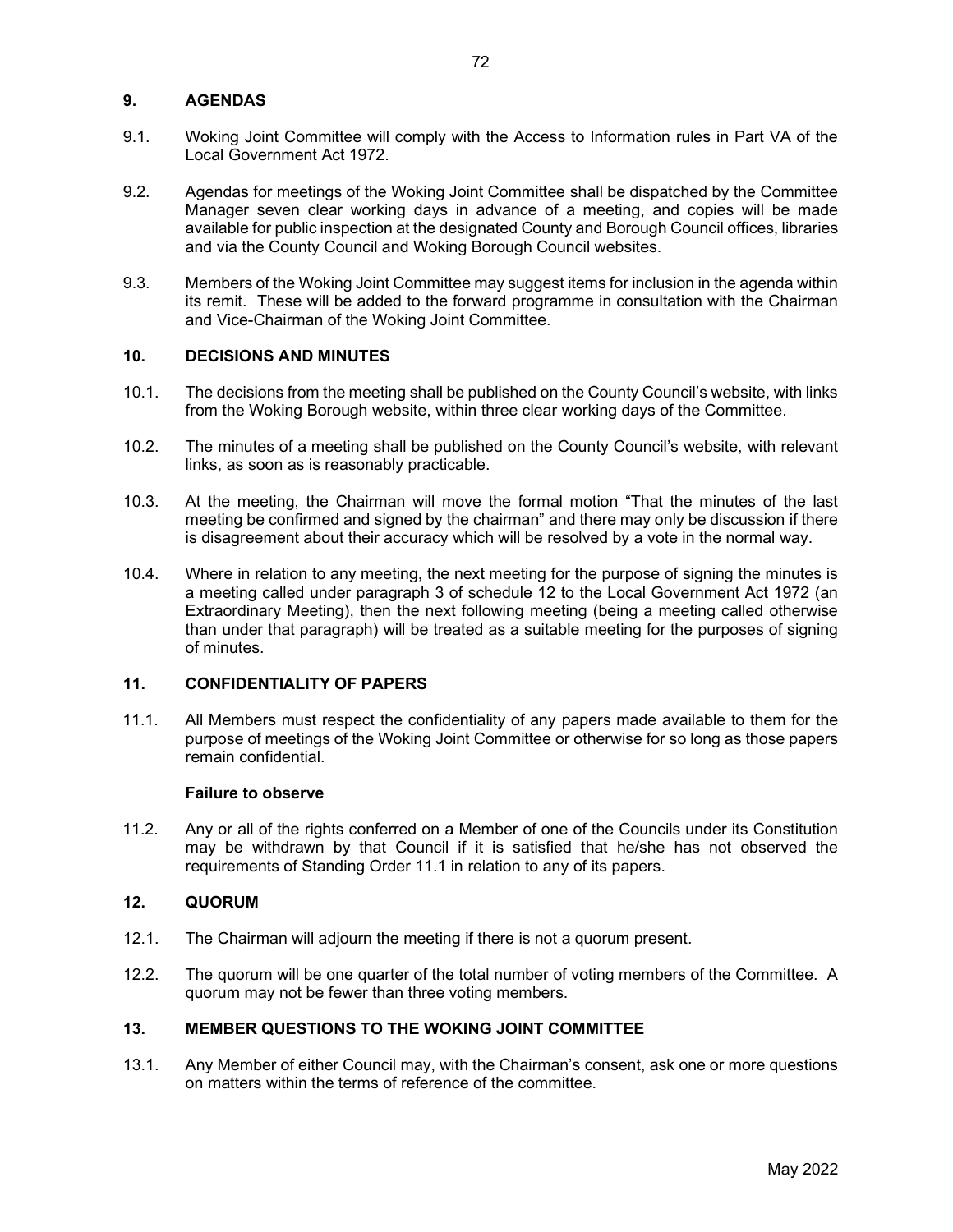## 9. AGENDAS

9.1. Woking Joint Committee will comply with the Access to Information rules in Part VA of the Local Government Act 1972.

9.2. Agendas for meetings of the Woking Joint Committee shall be dispatched by the Committee Manager seven clear working days in advance of a meeting, and copies will be made available for public inspection at the designated County and Borough Council offices, libraries and via the County Council and Woking Borough Council websites.

9.3. Members of the Woking Joint Committee may suggest items for inclusion in the agenda within its remit. These will be added to the forward programme in consultation with the Chairman and Vice-Chairman of the Woking Joint Committee.

## 10. DECISIONS AND MINUTES

10.1. The decisions from the meeting shall be published on the County Council's website, with links from the Woking Borough website, within three clear working days of the Committee.

10.2. The minutes of a meeting shall be published on the County Council's website, with relevant links, as soon as is reasonably practicable.

10.3. At the meeting, the Chairman will move the formal motion "That the minutes of the last meeting be confirmed and signed by the chairman" and there may only be discussion if there is disagreement about their accuracy which will be resolved by a vote in the normal way.

10.4. Where in relation to any meeting, the next meeting for the purpose of signing the minutes is a meeting called under paragraph 3 of schedule 12 to the Local Government Act 1972 (an Extraordinary Meeting), then the next following meeting (being a meeting called otherwise than under that paragraph) will be treated as a suitable meeting for the purposes of signing of minutes.

## 11. CONFIDENTIALITY OF PAPERS

11.1. All Members must respect the confidentiality of any papers made available to them for the purpose of meetings of the Woking Joint Committee or otherwise for so long as those papers remain confidential.

**Failure to observe**

11.2. Any or all of the rights conferred on a Member of one of the Councils under its Constitution may be withdrawn by that Council if it is satisfied that he/she has not observed the requirements of Standing Order 11.1 in relation to any of its papers.

## 12. QUORUM

12.1. The Chairman will adjourn the meeting if there is not a quorum present.

12.2. The quorum will be one quarter of the total number of voting members of the Committee. A quorum may not be fewer than three voting members.

## 13. MEMBER QUESTIONS TO THE WOKING JOINT COMMITTEE

13.1. Any Member of either Council may, with the Chairman's consent, ask one or more questions on matters within the terms of reference of the committee.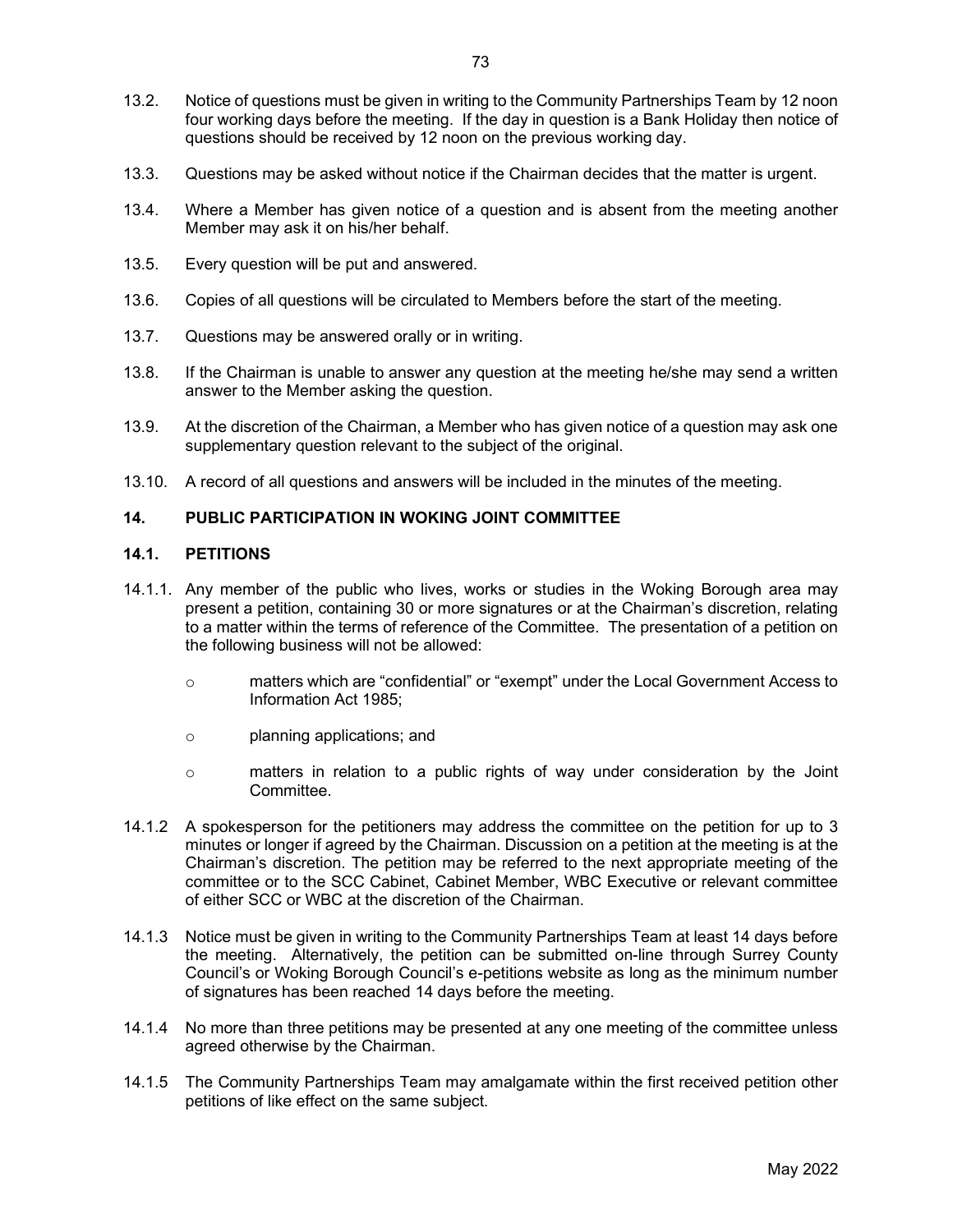13.2. Notice of questions must be given in writing to the Community Partnerships Team by 12 noon four working days before the meeting. If the day in question is a Bank Holiday then notice of questions should be received by 12 noon on the previous working day.

13.3. Questions may be asked without notice if the Chairman decides that the matter is urgent.

13.4. Where a Member has given notice of a question and is absent from the meeting another Member may ask it on his/her behalf.

13.5. Every question will be put and answered.

13.6. Copies of all questions will be circulated to Members before the start of the meeting.

13.7. Questions may be answered orally or in writing.

13.8. If the Chairman is unable to answer any question at the meeting he/she may send a written answer to the Member asking the question.

13.9. At the discretion of the Chairman, a Member who has given notice of a question may ask one supplementary question relevant to the subject of the original.

13.10. A record of all questions and answers will be included in the minutes of the meeting.

## 14. PUBLIC PARTICIPATION IN WOKING JOINT COMMITTEE

### 14.1. PETITIONS

14.1.1. Any member of the public who lives, works or studies in the Woking Borough area may present a petition, containing 30 or more signatures or at the Chairman's discretion, relating to a matter within the terms of reference of the Committee. The presentation of a petition on the following business will not be allowed:

- matters which are "confidential" or "exempt" under the Local Government Access to Information Act 1985;
- planning applications; and
- matters in relation to a public rights of way under consideration by the Joint Committee.

14.1.2 A spokesperson for the petitioners may address the committee on the petition for up to 3 minutes or longer if agreed by the Chairman. Discussion on a petition at the meeting is at the Chairman's discretion. The petition may be referred to the next appropriate meeting of the committee or to the SCC Cabinet, Cabinet Member, WBC Executive or relevant committee of either SCC or WBC at the discretion of the Chairman.

14.1.3 Notice must be given in writing to the Community Partnerships Team at least 14 days before the meeting. Alternatively, the petition can be submitted on-line through Surrey County Council's or Woking Borough Council's e-petitions website as long as the minimum number of signatures has been reached 14 days before the meeting.

14.1.4 No more than three petitions may be presented at any one meeting of the committee unless agreed otherwise by the Chairman.

14.1.5 The Community Partnerships Team may amalgamate within the first received petition other petitions of like effect on the same subject.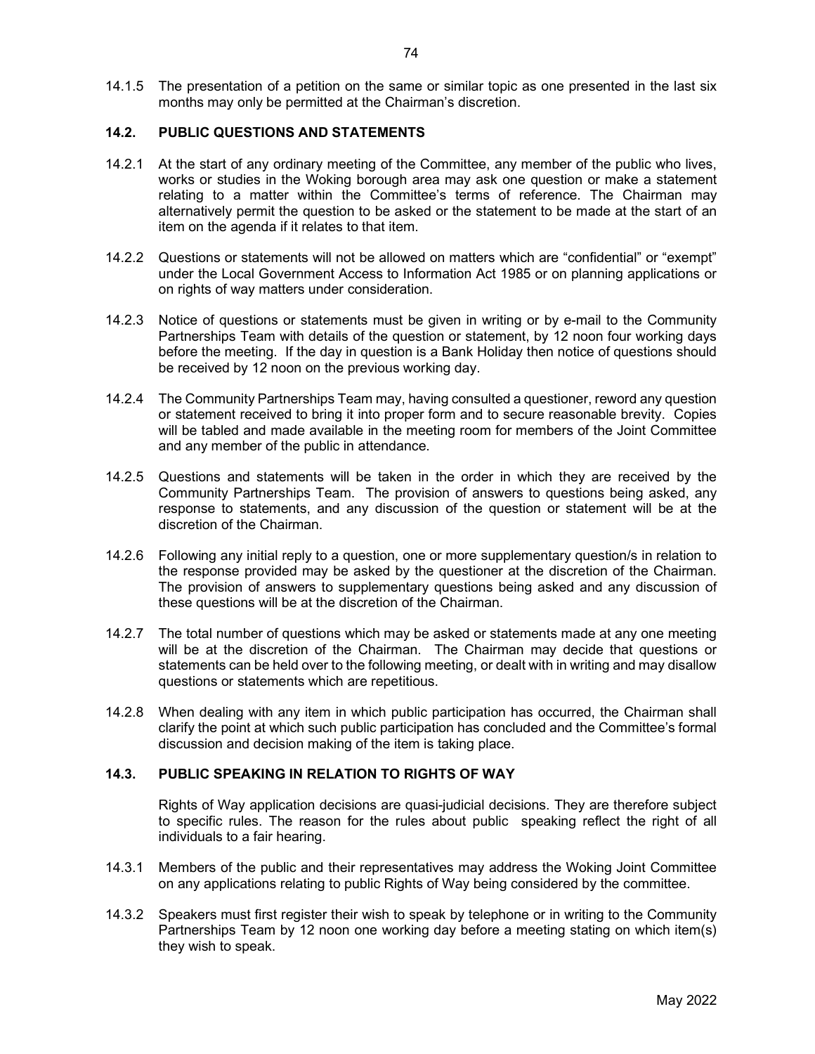14.1.5 The presentation of a petition on the same or similar topic as one presented in the last six months may only be permitted at the Chairman's discretion.

### 14.2. PUBLIC QUESTIONS AND STATEMENTS

14.2.1 At the start of any ordinary meeting of the Committee, any member of the public who lives, works or studies in the Woking borough area may ask one question or make a statement relating to a matter within the Committee's terms of reference. The Chairman may alternatively permit the question to be asked or the statement to be made at the start of an item on the agenda if it relates to that item.

14.2.2 Questions or statements will not be allowed on matters which are "confidential" or "exempt" under the Local Government Access to Information Act 1985 or on planning applications or on rights of way matters under consideration.

14.2.3 Notice of questions or statements must be given in writing or by e-mail to the Community Partnerships Team with details of the question or statement, by 12 noon four working days before the meeting. If the day in question is a Bank Holiday then notice of questions should be received by 12 noon on the previous working day.

14.2.4 The Community Partnerships Team may, having consulted a questioner, reword any question or statement received to bring it into proper form and to secure reasonable brevity. Copies will be tabled and made available in the meeting room for members of the Joint Committee and any member of the public in attendance.

14.2.5 Questions and statements will be taken in the order in which they are received by the Community Partnerships Team. The provision of answers to questions being asked, any response to statements, and any discussion of the question or statement will be at the discretion of the Chairman.

14.2.6 Following any initial reply to a question, one or more supplementary question/s in relation to the response provided may be asked by the questioner at the discretion of the Chairman. The provision of answers to supplementary questions being asked and any discussion of these questions will be at the discretion of the Chairman.

14.2.7 The total number of questions which may be asked or statements made at any one meeting will be at the discretion of the Chairman. The Chairman may decide that questions or statements can be held over to the following meeting, or dealt with in writing and may disallow questions or statements which are repetitious.

14.2.8 When dealing with any item in which public participation has occurred, the Chairman shall clarify the point at which such public participation has concluded and the Committee's formal discussion and decision making of the item is taking place.

### 14.3. PUBLIC SPEAKING IN RELATION TO RIGHTS OF WAY

Rights of Way application decisions are quasi-judicial decisions. They are therefore subject to specific rules. The reason for the rules about public speaking reflect the right of all individuals to a fair hearing.

14.3.1 Members of the public and their representatives may address the Woking Joint Committee on any applications relating to public Rights of Way being considered by the committee.

14.3.2 Speakers must first register their wish to speak by telephone or in writing to the Community Partnerships Team by 12 noon one working day before a meeting stating on which item(s) they wish to speak.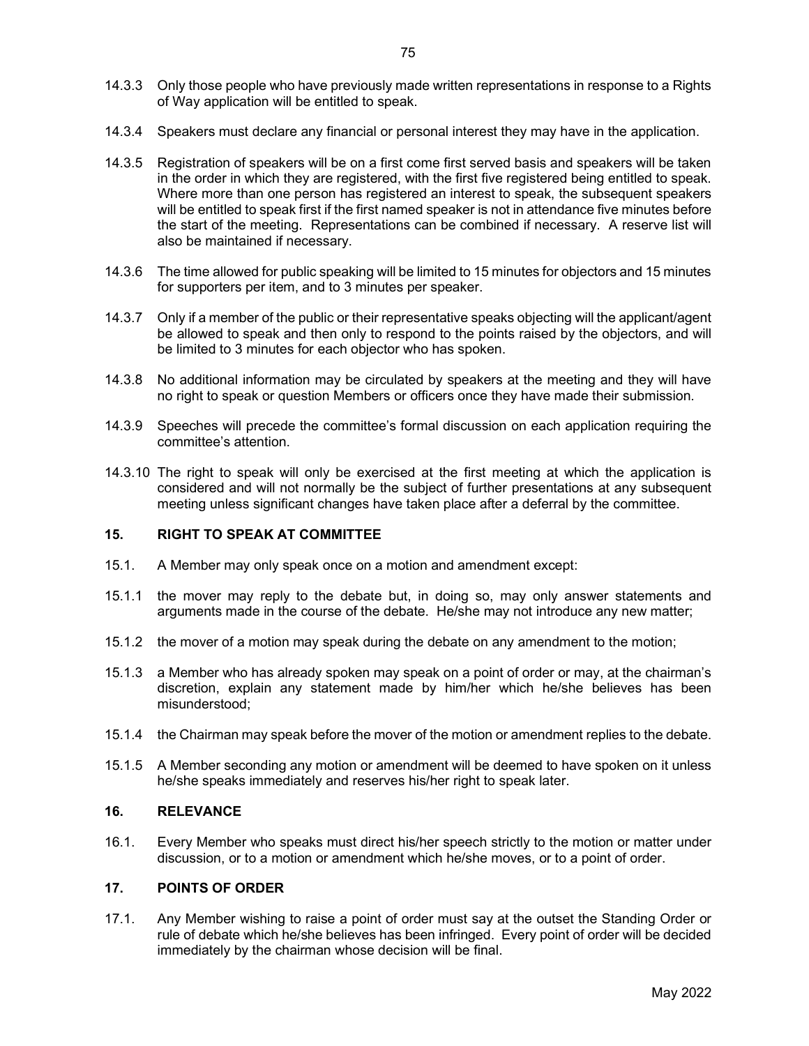14.3.3 Only those people who have previously made written representations in response to a Rights of Way application will be entitled to speak.

14.3.4 Speakers must declare any financial or personal interest they may have in the application.

14.3.5 Registration of speakers will be on a first come first served basis and speakers will be taken in the order in which they are registered, with the first five registered being entitled to speak. Where more than one person has registered an interest to speak, the subsequent speakers will be entitled to speak first if the first named speaker is not in attendance five minutes before the start of the meeting. Representations can be combined if necessary. A reserve list will also be maintained if necessary.

14.3.6 The time allowed for public speaking will be limited to 15 minutes for objectors and 15 minutes for supporters per item, and to 3 minutes per speaker.

14.3.7 Only if a member of the public or their representative speaks objecting will the applicant/agent be allowed to speak and then only to respond to the points raised by the objectors, and will be limited to 3 minutes for each objector who has spoken.

14.3.8 No additional information may be circulated by speakers at the meeting and they will have no right to speak or question Members or officers once they have made their submission.

14.3.9 Speeches will precede the committee's formal discussion on each application requiring the committee's attention.

14.3.10 The right to speak will only be exercised at the first meeting at which the application is considered and will not normally be the subject of further presentations at any subsequent meeting unless significant changes have taken place after a deferral by the committee.

## 15. RIGHT TO SPEAK AT COMMITTEE

15.1. A Member may only speak once on a motion and amendment except:

15.1.1 the mover may reply to the debate but, in doing so, may only answer statements and arguments made in the course of the debate. He/she may not introduce any new matter;

15.1.2 the mover of a motion may speak during the debate on any amendment to the motion;

15.1.3 a Member who has already spoken may speak on a point of order or may, at the chairman's discretion, explain any statement made by him/her which he/she believes has been misunderstood;

15.1.4 the Chairman may speak before the mover of the motion or amendment replies to the debate.

15.1.5 A Member seconding any motion or amendment will be deemed to have spoken on it unless he/she speaks immediately and reserves his/her right to speak later.

## 16. RELEVANCE

16.1. Every Member who speaks must direct his/her speech strictly to the motion or matter under discussion, or to a motion or amendment which he/she moves, or to a point of order.

## 17. POINTS OF ORDER

17.1. Any Member wishing to raise a point of order must say at the outset the Standing Order or rule of debate which he/she believes has been infringed. Every point of order will be decided immediately by the chairman whose decision will be final.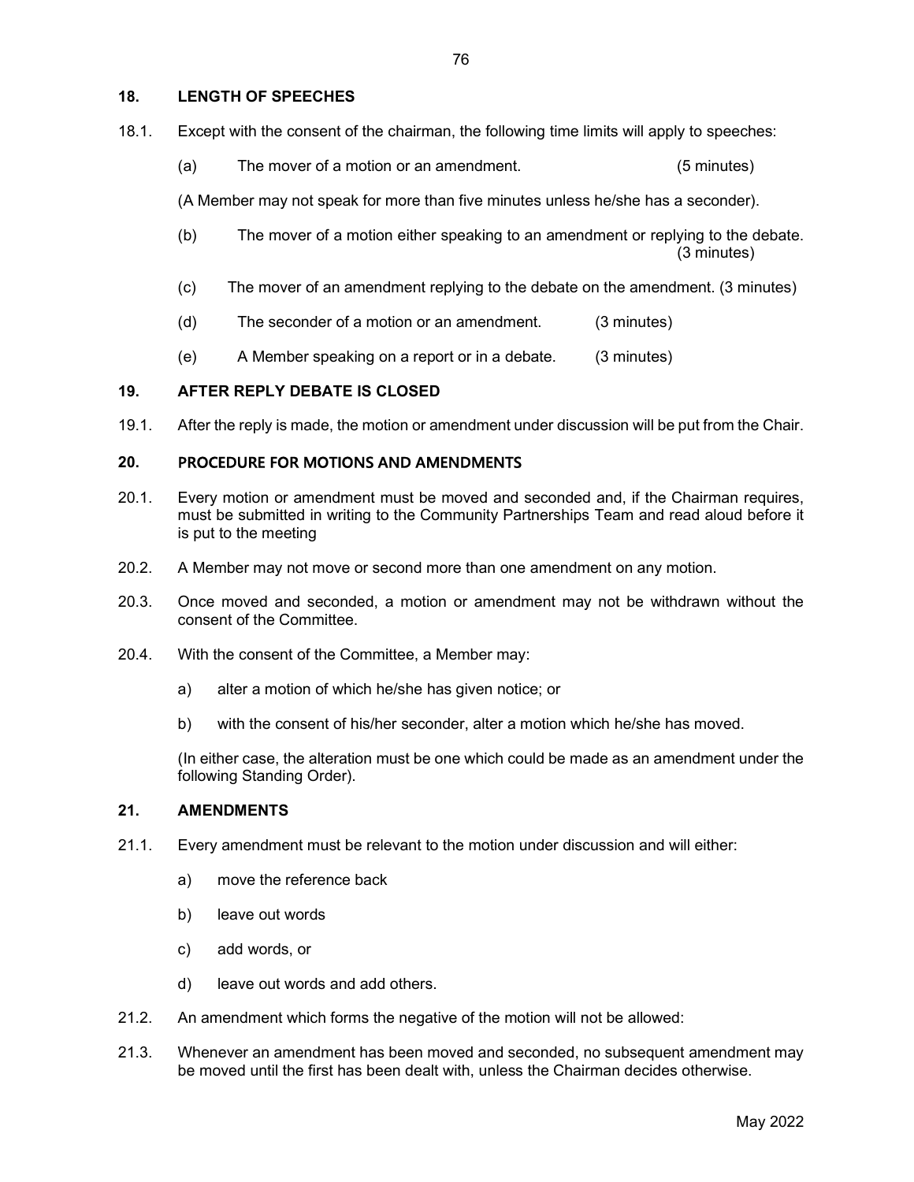## 18. LENGTH OF SPEECHES

18.1. Except with the consent of the chairman, the following time limits will apply to speeches:

(a) The mover of a motion or an amendment. (5 minutes)

(A Member may not speak for more than five minutes unless he/she has a seconder).

(b) The mover of a motion either speaking to an amendment or replying to the debate. (3 minutes)

(c) The mover of an amendment replying to the debate on the amendment. (3 minutes)

(d) The seconder of a motion or an amendment. (3 minutes)

(e) A Member speaking on a report or in a debate. (3 minutes)

## 19. AFTER REPLY DEBATE IS CLOSED

19.1. After the reply is made, the motion or amendment under discussion will be put from the Chair.

## 20. PROCEDURE FOR MOTIONS AND AMENDMENTS

20.1. Every motion or amendment must be moved and seconded and, if the Chairman requires, must be submitted in writing to the Community Partnerships Team and read aloud before it is put to the meeting

20.2. A Member may not move or second more than one amendment on any motion.

20.3. Once moved and seconded, a motion or amendment may not be withdrawn without the consent of the Committee.

20.4. With the consent of the Committee, a Member may:

a) alter a motion of which he/she has given notice; or

b) with the consent of his/her seconder, alter a motion which he/she has moved.

(In either case, the alteration must be one which could be made as an amendment under the following Standing Order).

## 21. AMENDMENTS

21.1. Every amendment must be relevant to the motion under discussion and will either:

a) move the reference back

b) leave out words

c) add words, or

d) leave out words and add others.

21.2. An amendment which forms the negative of the motion will not be allowed:

21.3. Whenever an amendment has been moved and seconded, no subsequent amendment may be moved until the first has been dealt with, unless the Chairman decides otherwise.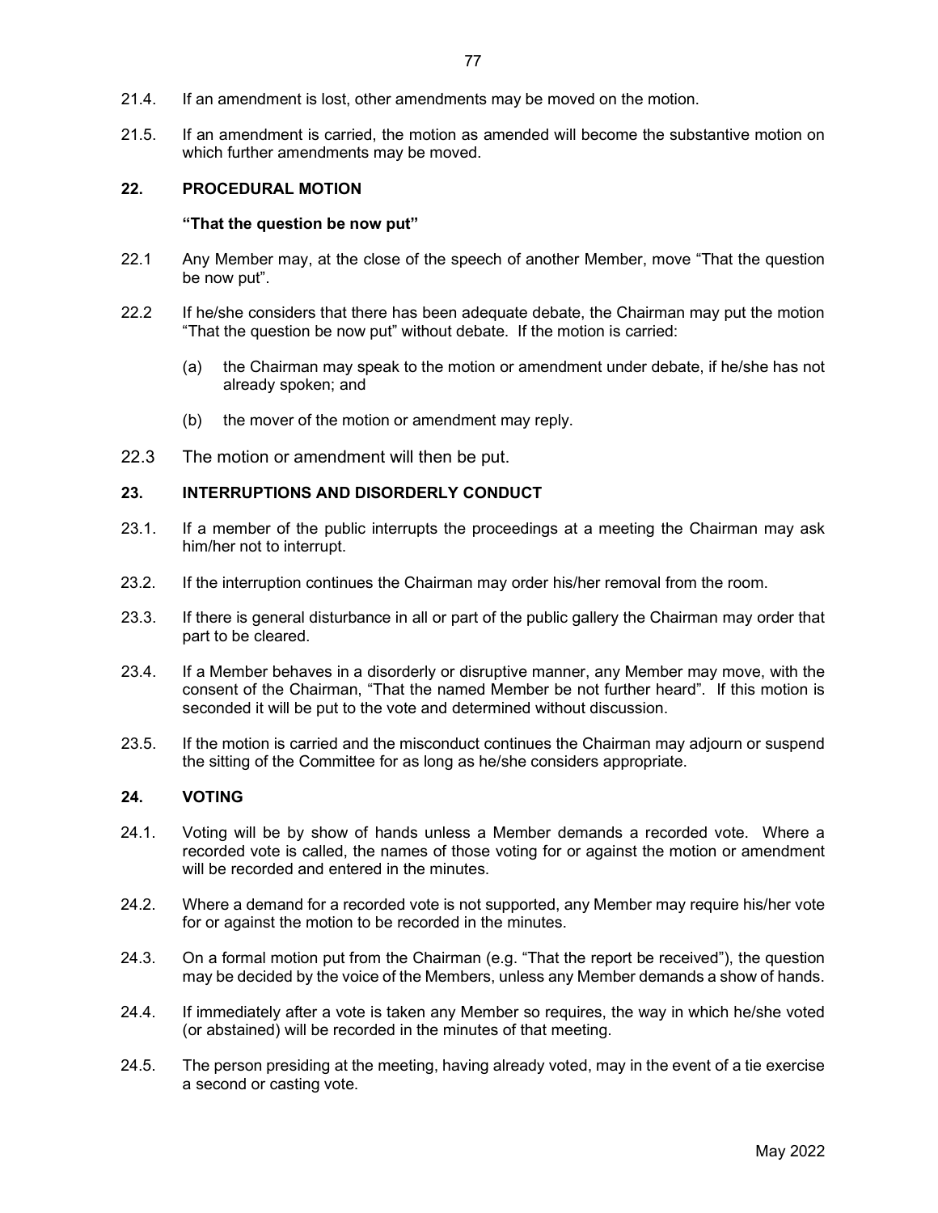21.4. If an amendment is lost, other amendments may be moved on the motion.

21.5. If an amendment is carried, the motion as amended will become the substantive motion on which further amendments may be moved.

## 22. PROCEDURAL MOTION

**"That the question be now put"**

22.1 Any Member may, at the close of the speech of another Member, move "That the question be now put".

22.2 If he/she considers that there has been adequate debate, the Chairman may put the motion "That the question be now put" without debate. If the motion is carried:

- (a) the Chairman may speak to the motion or amendment under debate, if he/she has not already spoken; and
- (b) the mover of the motion or amendment may reply.

22.3 The motion or amendment will then be put.

## 23. INTERRUPTIONS AND DISORDERLY CONDUCT

23.1. If a member of the public interrupts the proceedings at a meeting the Chairman may ask him/her not to interrupt.

23.2. If the interruption continues the Chairman may order his/her removal from the room.

23.3. If there is general disturbance in all or part of the public gallery the Chairman may order that part to be cleared.

23.4. If a Member behaves in a disorderly or disruptive manner, any Member may move, with the consent of the Chairman, "That the named Member be not further heard". If this motion is seconded it will be put to the vote and determined without discussion.

23.5. If the motion is carried and the misconduct continues the Chairman may adjourn or suspend the sitting of the Committee for as long as he/she considers appropriate.

## 24. VOTING

24.1. Voting will be by show of hands unless a Member demands a recorded vote. Where a recorded vote is called, the names of those voting for or against the motion or amendment will be recorded and entered in the minutes.

24.2. Where a demand for a recorded vote is not supported, any Member may require his/her vote for or against the motion to be recorded in the minutes.

24.3. On a formal motion put from the Chairman (e.g. "That the report be received"), the question may be decided by the voice of the Members, unless any Member demands a show of hands.

24.4. If immediately after a vote is taken any Member so requires, the way in which he/she voted (or abstained) will be recorded in the minutes of that meeting.

24.5. The person presiding at the meeting, having already voted, may in the event of a tie exercise a second or casting vote.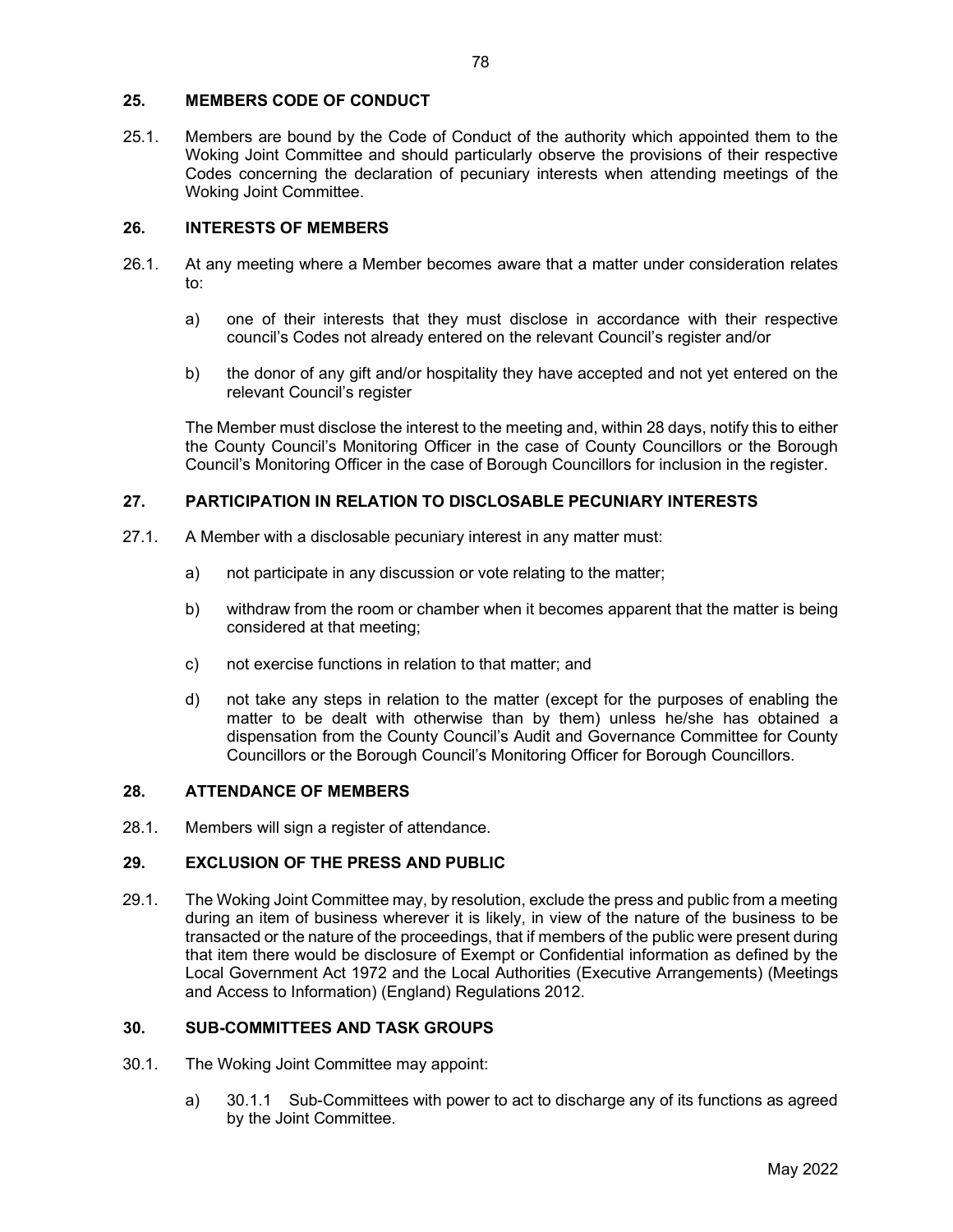## 25. MEMBERS CODE OF CONDUCT

25.1. Members are bound by the Code of Conduct of the authority which appointed them to the Woking Joint Committee and should particularly observe the provisions of their respective Codes concerning the declaration of pecuniary interests when attending meetings of the Woking Joint Committee.

## 26. INTERESTS OF MEMBERS

26.1. At any meeting where a Member becomes aware that a matter under consideration relates to:

a) one of their interests that they must disclose in accordance with their respective council's Codes not already entered on the relevant Council's register and/or

b) the donor of any gift and/or hospitality they have accepted and not yet entered on the relevant Council's register

The Member must disclose the interest to the meeting and, within 28 days, notify this to either the County Council's Monitoring Officer in the case of County Councillors or the Borough Council's Monitoring Officer in the case of Borough Councillors for inclusion in the register.

## 27. PARTICIPATION IN RELATION TO DISCLOSABLE PECUNIARY INTERESTS

27.1. A Member with a disclosable pecuniary interest in any matter must:

a) not participate in any discussion or vote relating to the matter;

b) withdraw from the room or chamber when it becomes apparent that the matter is being considered at that meeting;

c) not exercise functions in relation to that matter; and

d) not take any steps in relation to the matter (except for the purposes of enabling the matter to be dealt with otherwise than by them) unless he/she has obtained a dispensation from the County Council's Audit and Governance Committee for County Councillors or the Borough Council's Monitoring Officer for Borough Councillors.

## 28. ATTENDANCE OF MEMBERS

28.1. Members will sign a register of attendance.

## 29. EXCLUSION OF THE PRESS AND PUBLIC

29.1. The Woking Joint Committee may, by resolution, exclude the press and public from a meeting during an item of business wherever it is likely, in view of the nature of the business to be transacted or the nature of the proceedings, that if members of the public were present during that item there would be disclosure of Exempt or Confidential information as defined by the Local Government Act 1972 and the Local Authorities (Executive Arrangements) (Meetings and Access to Information) (England) Regulations 2012.

## 30. SUB-COMMITTEES AND TASK GROUPS

30.1. The Woking Joint Committee may appoint:

a) 30.1.1 Sub-Committees with power to act to discharge any of its functions as agreed by the Joint Committee.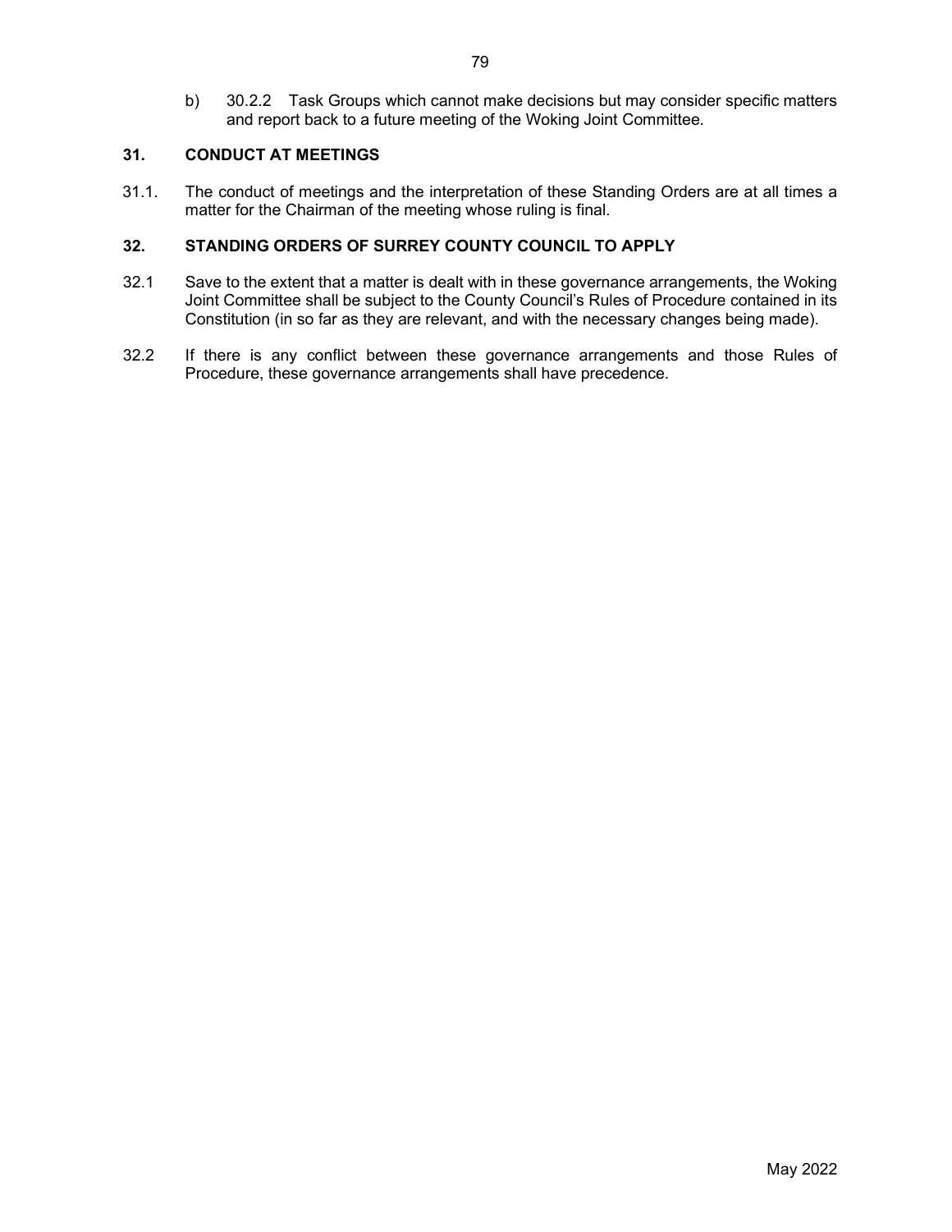b) 30.2.2 Task Groups which cannot make decisions but may consider specific matters and report back to a future meeting of the Woking Joint Committee.

## 31. CONDUCT AT MEETINGS

31.1. The conduct of meetings and the interpretation of these Standing Orders are at all times a matter for the Chairman of the meeting whose ruling is final.

## 32. STANDING ORDERS OF SURREY COUNTY COUNCIL TO APPLY

32.1 Save to the extent that a matter is dealt with in these governance arrangements, the Woking Joint Committee shall be subject to the County Council's Rules of Procedure contained in its Constitution (in so far as they are relevant, and with the necessary changes being made).

32.2 If there is any conflict between these governance arrangements and those Rules of Procedure, these governance arrangements shall have precedence.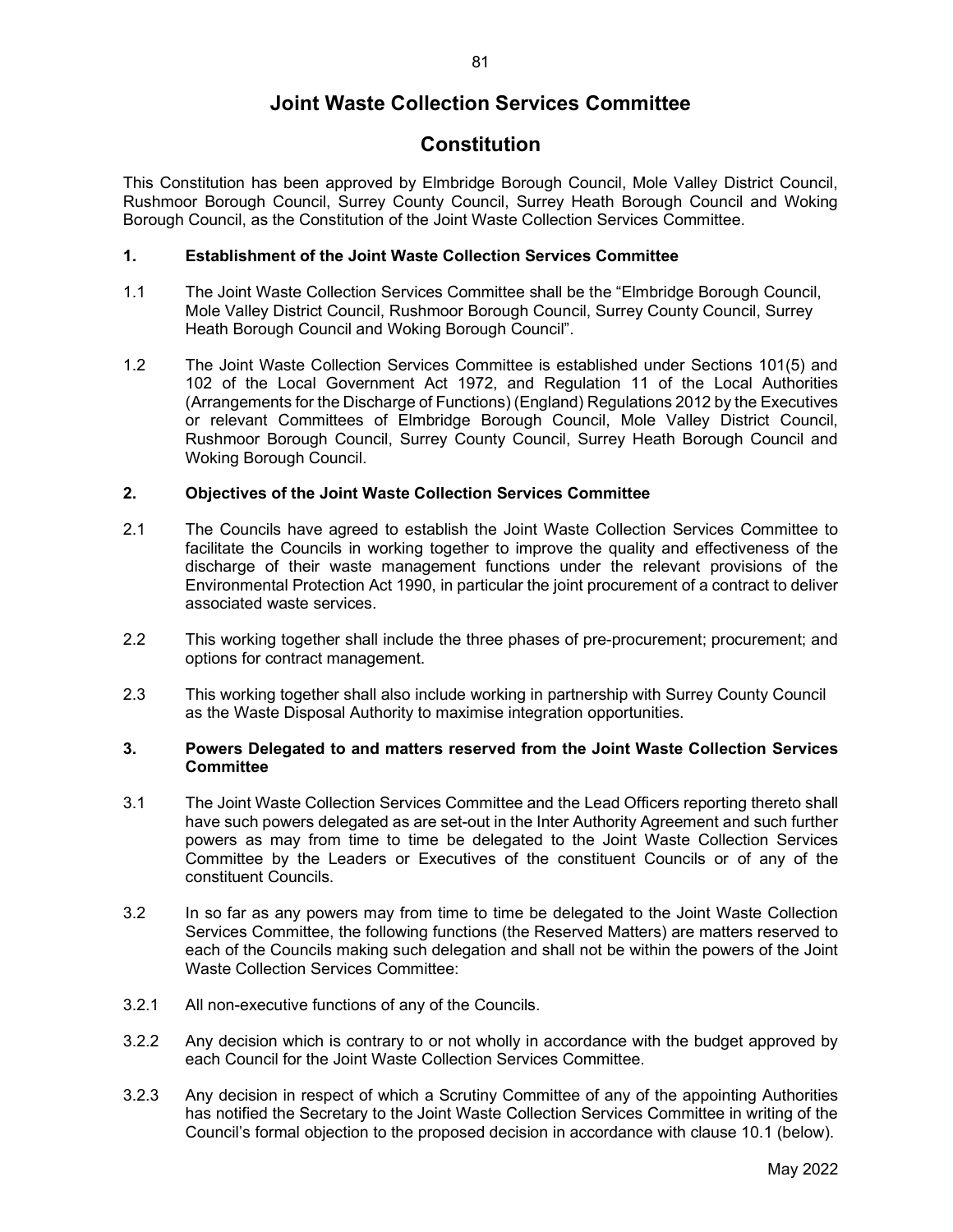# Joint Waste Collection Services Committee

# Constitution

This Constitution has been approved by Elmbridge Borough Council, Mole Valley District Council, Rushmoor Borough Council, Surrey County Council, Surrey Heath Borough Council and Woking Borough Council, as the Constitution of the Joint Waste Collection Services Committee.

## 1. Establishment of the Joint Waste Collection Services Committee

1.1 The Joint Waste Collection Services Committee shall be the "Elmbridge Borough Council, Mole Valley District Council, Rushmoor Borough Council, Surrey County Council, Surrey Heath Borough Council and Woking Borough Council".

1.2 The Joint Waste Collection Services Committee is established under Sections 101(5) and 102 of the Local Government Act 1972, and Regulation 11 of the Local Authorities (Arrangements for the Discharge of Functions) (England) Regulations 2012 by the Executives or relevant Committees of Elmbridge Borough Council, Mole Valley District Council, Rushmoor Borough Council, Surrey County Council, Surrey Heath Borough Council and Woking Borough Council.

## 2. Objectives of the Joint Waste Collection Services Committee

2.1 The Councils have agreed to establish the Joint Waste Collection Services Committee to facilitate the Councils in working together to improve the quality and effectiveness of the discharge of their waste management functions under the relevant provisions of the Environmental Protection Act 1990, in particular the joint procurement of a contract to deliver associated waste services.

2.2 This working together shall include the three phases of pre-procurement; procurement; and options for contract management.

2.3 This working together shall also include working in partnership with Surrey County Council as the Waste Disposal Authority to maximise integration opportunities.

## 3. Powers Delegated to and matters reserved from the Joint Waste Collection Services Committee

3.1 The Joint Waste Collection Services Committee and the Lead Officers reporting thereto shall have such powers delegated as are set-out in the Inter Authority Agreement and such further powers as may from time to time be delegated to the Joint Waste Collection Services Committee by the Leaders or Executives of the constituent Councils or of any of the constituent Councils.

3.2 In so far as any powers may from time to time be delegated to the Joint Waste Collection Services Committee, the following functions (the Reserved Matters) are matters reserved to each of the Councils making such delegation and shall not be within the powers of the Joint Waste Collection Services Committee:

3.2.1 All non-executive functions of any of the Councils.

3.2.2 Any decision which is contrary to or not wholly in accordance with the budget approved by each Council for the Joint Waste Collection Services Committee.

3.2.3 Any decision in respect of which a Scrutiny Committee of any of the appointing Authorities has notified the Secretary to the Joint Waste Collection Services Committee in writing of the Council's formal objection to the proposed decision in accordance with clause 10.1 (below).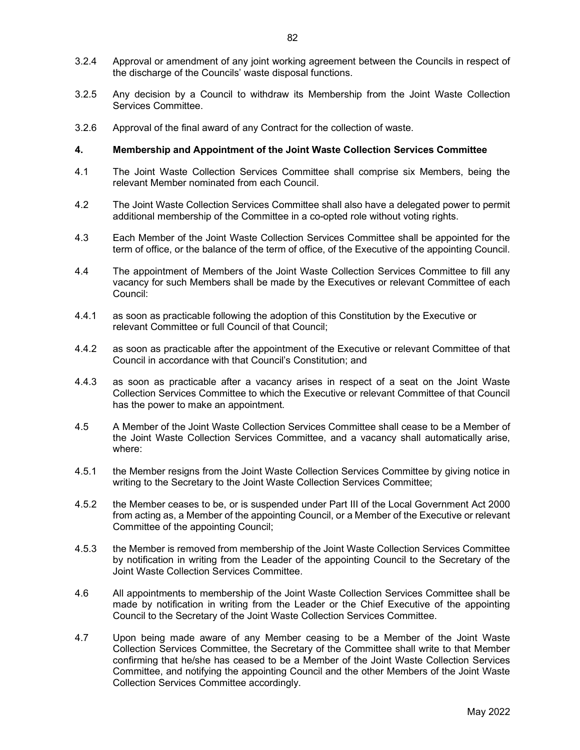3.2.4 Approval or amendment of any joint working agreement between the Councils in respect of the discharge of the Councils' waste disposal functions.

3.2.5 Any decision by a Council to withdraw its Membership from the Joint Waste Collection Services Committee.

3.2.6 Approval of the final award of any Contract for the collection of waste.

**4. Membership and Appointment of the Joint Waste Collection Services Committee**

4.1 The Joint Waste Collection Services Committee shall comprise six Members, being the relevant Member nominated from each Council.

4.2 The Joint Waste Collection Services Committee shall also have a delegated power to permit additional membership of the Committee in a co-opted role without voting rights.

4.3 Each Member of the Joint Waste Collection Services Committee shall be appointed for the term of office, or the balance of the term of office, of the Executive of the appointing Council.

4.4 The appointment of Members of the Joint Waste Collection Services Committee to fill any vacancy for such Members shall be made by the Executives or relevant Committee of each Council:

4.4.1 as soon as practicable following the adoption of this Constitution by the Executive or relevant Committee or full Council of that Council;

4.4.2 as soon as practicable after the appointment of the Executive or relevant Committee of that Council in accordance with that Council's Constitution; and

4.4.3 as soon as practicable after a vacancy arises in respect of a seat on the Joint Waste Collection Services Committee to which the Executive or relevant Committee of that Council has the power to make an appointment.

4.5 A Member of the Joint Waste Collection Services Committee shall cease to be a Member of the Joint Waste Collection Services Committee, and a vacancy shall automatically arise, where:

4.5.1 the Member resigns from the Joint Waste Collection Services Committee by giving notice in writing to the Secretary to the Joint Waste Collection Services Committee;

4.5.2 the Member ceases to be, or is suspended under Part III of the Local Government Act 2000 from acting as, a Member of the appointing Council, or a Member of the Executive or relevant Committee of the appointing Council;

4.5.3 the Member is removed from membership of the Joint Waste Collection Services Committee by notification in writing from the Leader of the appointing Council to the Secretary of the Joint Waste Collection Services Committee.

4.6 All appointments to membership of the Joint Waste Collection Services Committee shall be made by notification in writing from the Leader or the Chief Executive of the appointing Council to the Secretary of the Joint Waste Collection Services Committee.

4.7 Upon being made aware of any Member ceasing to be a Member of the Joint Waste Collection Services Committee, the Secretary of the Committee shall write to that Member confirming that he/she has ceased to be a Member of the Joint Waste Collection Services Committee, and notifying the appointing Council and the other Members of the Joint Waste Collection Services Committee accordingly.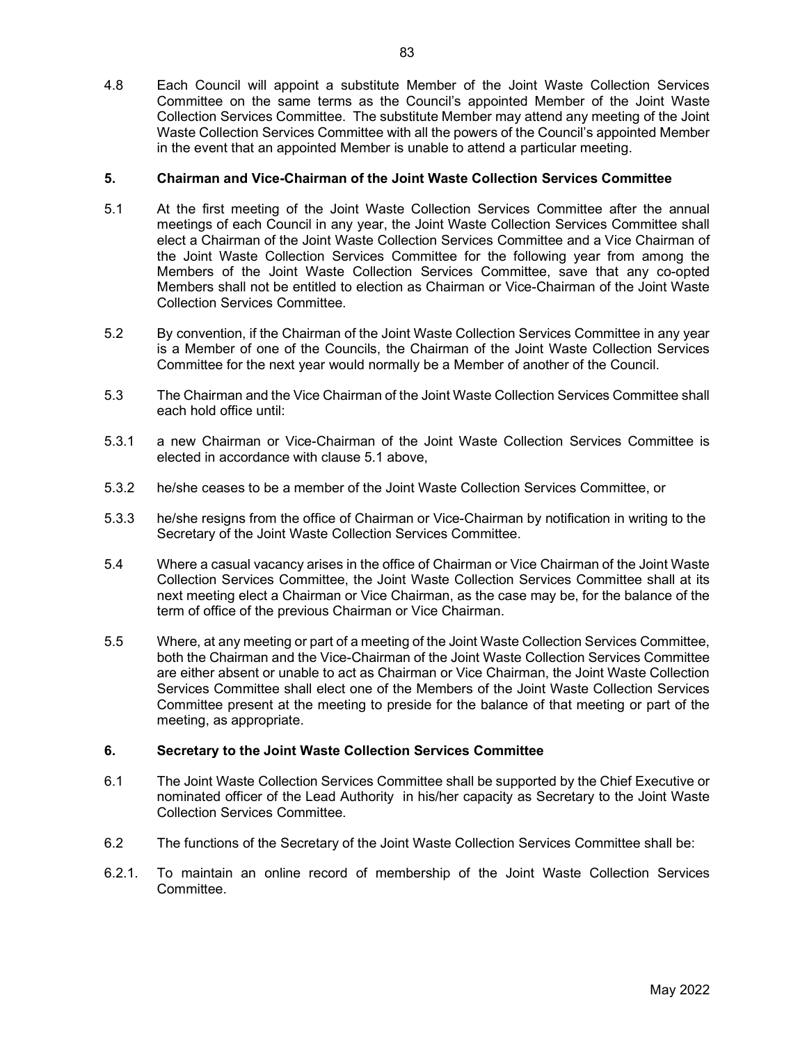4.8 Each Council will appoint a substitute Member of the Joint Waste Collection Services Committee on the same terms as the Council's appointed Member of the Joint Waste Collection Services Committee. The substitute Member may attend any meeting of the Joint Waste Collection Services Committee with all the powers of the Council's appointed Member in the event that an appointed Member is unable to attend a particular meeting.

**5. Chairman and Vice-Chairman of the Joint Waste Collection Services Committee**

5.1 At the first meeting of the Joint Waste Collection Services Committee after the annual meetings of each Council in any year, the Joint Waste Collection Services Committee shall elect a Chairman of the Joint Waste Collection Services Committee and a Vice Chairman of the Joint Waste Collection Services Committee for the following year from among the Members of the Joint Waste Collection Services Committee, save that any co-opted Members shall not be entitled to election as Chairman or Vice-Chairman of the Joint Waste Collection Services Committee.

5.2 By convention, if the Chairman of the Joint Waste Collection Services Committee in any year is a Member of one of the Councils, the Chairman of the Joint Waste Collection Services Committee for the next year would normally be a Member of another of the Council.

5.3 The Chairman and the Vice Chairman of the Joint Waste Collection Services Committee shall each hold office until:

5.3.1 a new Chairman or Vice-Chairman of the Joint Waste Collection Services Committee is elected in accordance with clause 5.1 above,

5.3.2 he/she ceases to be a member of the Joint Waste Collection Services Committee, or

5.3.3 he/she resigns from the office of Chairman or Vice-Chairman by notification in writing to the Secretary of the Joint Waste Collection Services Committee.

5.4 Where a casual vacancy arises in the office of Chairman or Vice Chairman of the Joint Waste Collection Services Committee, the Joint Waste Collection Services Committee shall at its next meeting elect a Chairman or Vice Chairman, as the case may be, for the balance of the term of office of the previous Chairman or Vice Chairman.

5.5 Where, at any meeting or part of a meeting of the Joint Waste Collection Services Committee, both the Chairman and the Vice-Chairman of the Joint Waste Collection Services Committee are either absent or unable to act as Chairman or Vice Chairman, the Joint Waste Collection Services Committee shall elect one of the Members of the Joint Waste Collection Services Committee present at the meeting to preside for the balance of that meeting or part of the meeting, as appropriate.

**6. Secretary to the Joint Waste Collection Services Committee**

6.1 The Joint Waste Collection Services Committee shall be supported by the Chief Executive or nominated officer of the Lead Authority in his/her capacity as Secretary to the Joint Waste Collection Services Committee.

6.2 The functions of the Secretary of the Joint Waste Collection Services Committee shall be:

6.2.1. To maintain an online record of membership of the Joint Waste Collection Services Committee.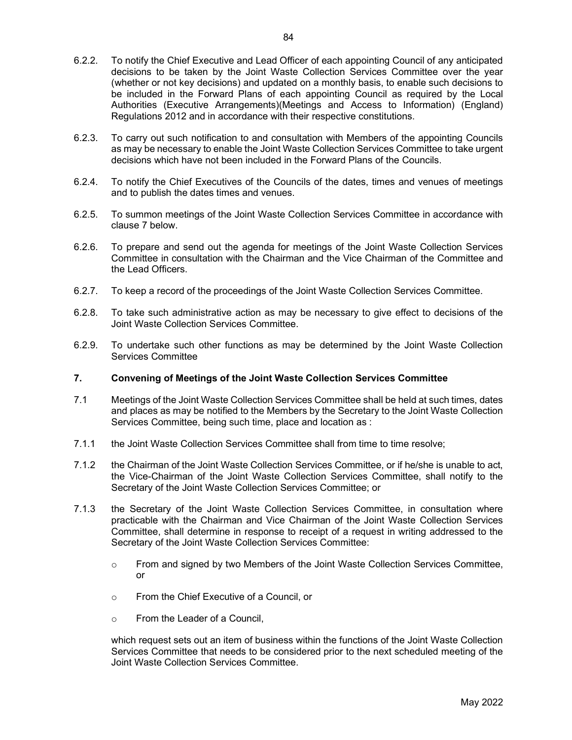6.2.2. To notify the Chief Executive and Lead Officer of each appointing Council of any anticipated decisions to be taken by the Joint Waste Collection Services Committee over the year (whether or not key decisions) and updated on a monthly basis, to enable such decisions to be included in the Forward Plans of each appointing Council as required by the Local Authorities (Executive Arrangements)(Meetings and Access to Information) (England) Regulations 2012 and in accordance with their respective constitutions.

6.2.3. To carry out such notification to and consultation with Members of the appointing Councils as may be necessary to enable the Joint Waste Collection Services Committee to take urgent decisions which have not been included in the Forward Plans of the Councils.

6.2.4. To notify the Chief Executives of the Councils of the dates, times and venues of meetings and to publish the dates times and venues.

6.2.5. To summon meetings of the Joint Waste Collection Services Committee in accordance with clause 7 below.

6.2.6. To prepare and send out the agenda for meetings of the Joint Waste Collection Services Committee in consultation with the Chairman and the Vice Chairman of the Committee and the Lead Officers.

6.2.7. To keep a record of the proceedings of the Joint Waste Collection Services Committee.

6.2.8. To take such administrative action as may be necessary to give effect to decisions of the Joint Waste Collection Services Committee.

6.2.9. To undertake such other functions as may be determined by the Joint Waste Collection Services Committee

## 7. Convening of Meetings of the Joint Waste Collection Services Committee

7.1 Meetings of the Joint Waste Collection Services Committee shall be held at such times, dates and places as may be notified to the Members by the Secretary to the Joint Waste Collection Services Committee, being such time, place and location as :

7.1.1 the Joint Waste Collection Services Committee shall from time to time resolve;

7.1.2 the Chairman of the Joint Waste Collection Services Committee, or if he/she is unable to act, the Vice-Chairman of the Joint Waste Collection Services Committee, shall notify to the Secretary of the Joint Waste Collection Services Committee; or

7.1.3 the Secretary of the Joint Waste Collection Services Committee, in consultation where practicable with the Chairman and Vice Chairman of the Joint Waste Collection Services Committee, shall determine in response to receipt of a request in writing addressed to the Secretary of the Joint Waste Collection Services Committee:

- From and signed by two Members of the Joint Waste Collection Services Committee, or
- From the Chief Executive of a Council, or
- From the Leader of a Council,

which request sets out an item of business within the functions of the Joint Waste Collection Services Committee that needs to be considered prior to the next scheduled meeting of the Joint Waste Collection Services Committee.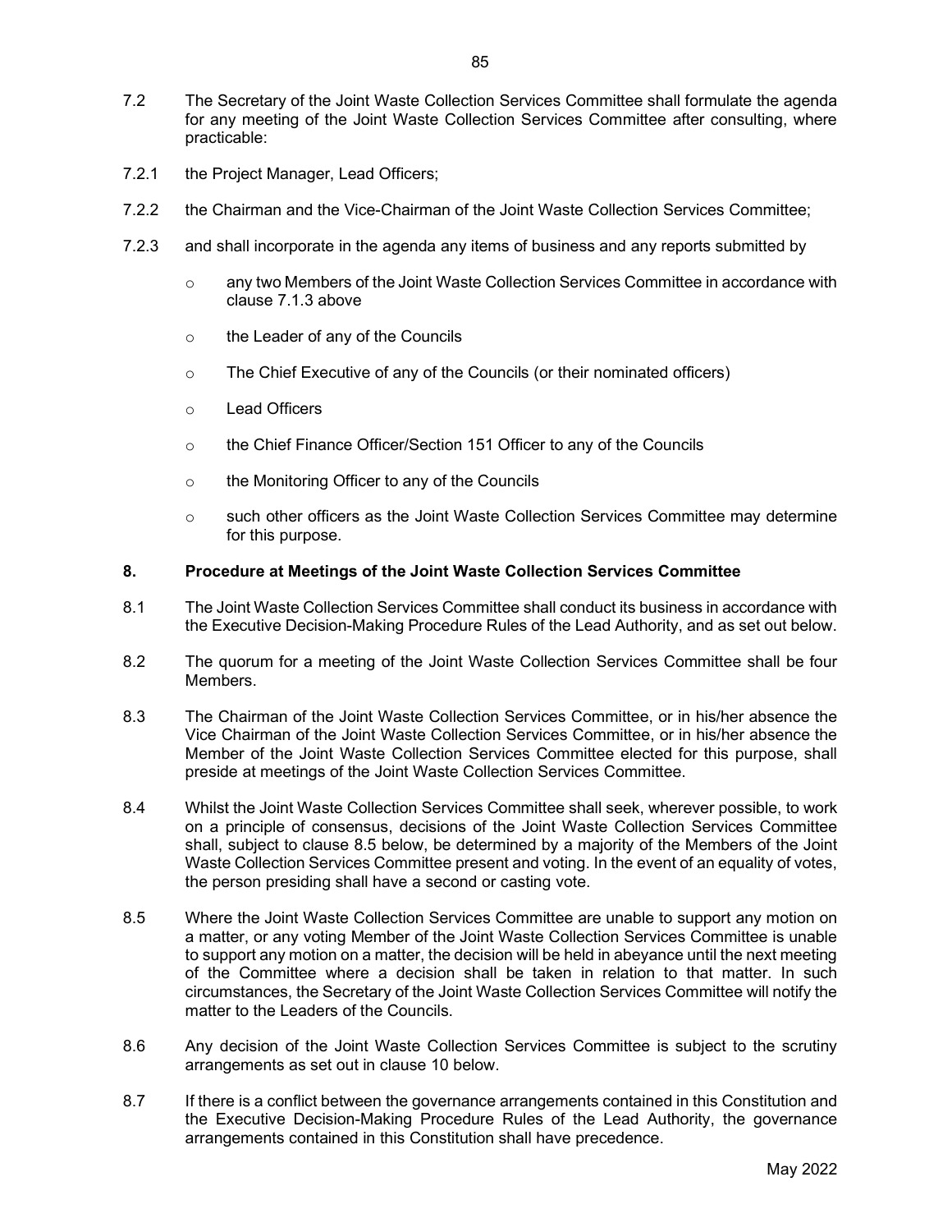7.2 The Secretary of the Joint Waste Collection Services Committee shall formulate the agenda for any meeting of the Joint Waste Collection Services Committee after consulting, where practicable:

7.2.1 the Project Manager, Lead Officers;

7.2.2 the Chairman and the Vice-Chairman of the Joint Waste Collection Services Committee;

7.2.3 and shall incorporate in the agenda any items of business and any reports submitted by

- any two Members of the Joint Waste Collection Services Committee in accordance with clause 7.1.3 above
- the Leader of any of the Councils
- The Chief Executive of any of the Councils (or their nominated officers)
- Lead Officers
- the Chief Finance Officer/Section 151 Officer to any of the Councils
- the Monitoring Officer to any of the Councils
- such other officers as the Joint Waste Collection Services Committee may determine for this purpose.

## 8. Procedure at Meetings of the Joint Waste Collection Services Committee

8.1 The Joint Waste Collection Services Committee shall conduct its business in accordance with the Executive Decision-Making Procedure Rules of the Lead Authority, and as set out below.

8.2 The quorum for a meeting of the Joint Waste Collection Services Committee shall be four Members.

8.3 The Chairman of the Joint Waste Collection Services Committee, or in his/her absence the Vice Chairman of the Joint Waste Collection Services Committee, or in his/her absence the Member of the Joint Waste Collection Services Committee elected for this purpose, shall preside at meetings of the Joint Waste Collection Services Committee.

8.4 Whilst the Joint Waste Collection Services Committee shall seek, wherever possible, to work on a principle of consensus, decisions of the Joint Waste Collection Services Committee shall, subject to clause 8.5 below, be determined by a majority of the Members of the Joint Waste Collection Services Committee present and voting. In the event of an equality of votes, the person presiding shall have a second or casting vote.

8.5 Where the Joint Waste Collection Services Committee are unable to support any motion on a matter, or any voting Member of the Joint Waste Collection Services Committee is unable to support any motion on a matter, the decision will be held in abeyance until the next meeting of the Committee where a decision shall be taken in relation to that matter. In such circumstances, the Secretary of the Joint Waste Collection Services Committee will notify the matter to the Leaders of the Councils.

8.6 Any decision of the Joint Waste Collection Services Committee is subject to the scrutiny arrangements as set out in clause 10 below.

8.7 If there is a conflict between the governance arrangements contained in this Constitution and the Executive Decision-Making Procedure Rules of the Lead Authority, the governance arrangements contained in this Constitution shall have precedence.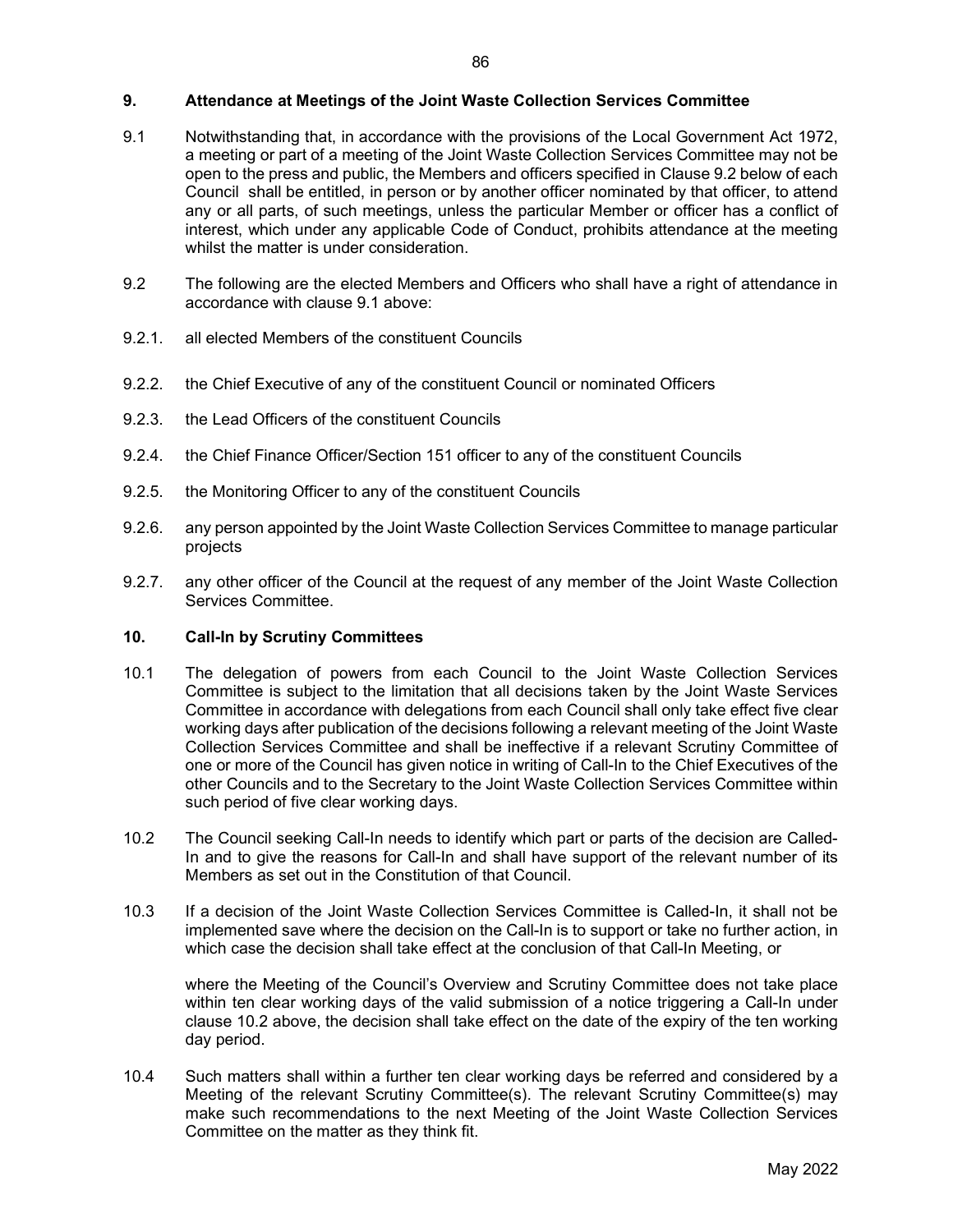## 9. Attendance at Meetings of the Joint Waste Collection Services Committee

9.1 Notwithstanding that, in accordance with the provisions of the Local Government Act 1972, a meeting or part of a meeting of the Joint Waste Collection Services Committee may not be open to the press and public, the Members and officers specified in Clause 9.2 below of each Council shall be entitled, in person or by another officer nominated by that officer, to attend any or all parts, of such meetings, unless the particular Member or officer has a conflict of interest, which under any applicable Code of Conduct, prohibits attendance at the meeting whilst the matter is under consideration.

9.2 The following are the elected Members and Officers who shall have a right of attendance in accordance with clause 9.1 above:

9.2.1. all elected Members of the constituent Councils

9.2.2. the Chief Executive of any of the constituent Council or nominated Officers

9.2.3. the Lead Officers of the constituent Councils

9.2.4. the Chief Finance Officer/Section 151 officer to any of the constituent Councils

9.2.5. the Monitoring Officer to any of the constituent Councils

9.2.6. any person appointed by the Joint Waste Collection Services Committee to manage particular projects

9.2.7. any other officer of the Council at the request of any member of the Joint Waste Collection Services Committee.

## 10. Call-In by Scrutiny Committees

10.1 The delegation of powers from each Council to the Joint Waste Collection Services Committee is subject to the limitation that all decisions taken by the Joint Waste Services Committee in accordance with delegations from each Council shall only take effect five clear working days after publication of the decisions following a relevant meeting of the Joint Waste Collection Services Committee and shall be ineffective if a relevant Scrutiny Committee of one or more of the Council has given notice in writing of Call-In to the Chief Executives of the other Councils and to the Secretary to the Joint Waste Collection Services Committee within such period of five clear working days.

10.2 The Council seeking Call-In needs to identify which part or parts of the decision are Called-In and to give the reasons for Call-In and shall have support of the relevant number of its Members as set out in the Constitution of that Council.

10.3 If a decision of the Joint Waste Collection Services Committee is Called-In, it shall not be implemented save where the decision on the Call-In is to support or take no further action, in which case the decision shall take effect at the conclusion of that Call-In Meeting, or

where the Meeting of the Council's Overview and Scrutiny Committee does not take place within ten clear working days of the valid submission of a notice triggering a Call-In under clause 10.2 above, the decision shall take effect on the date of the expiry of the ten working day period.

10.4 Such matters shall within a further ten clear working days be referred and considered by a Meeting of the relevant Scrutiny Committee(s). The relevant Scrutiny Committee(s) may make such recommendations to the next Meeting of the Joint Waste Collection Services Committee on the matter as they think fit.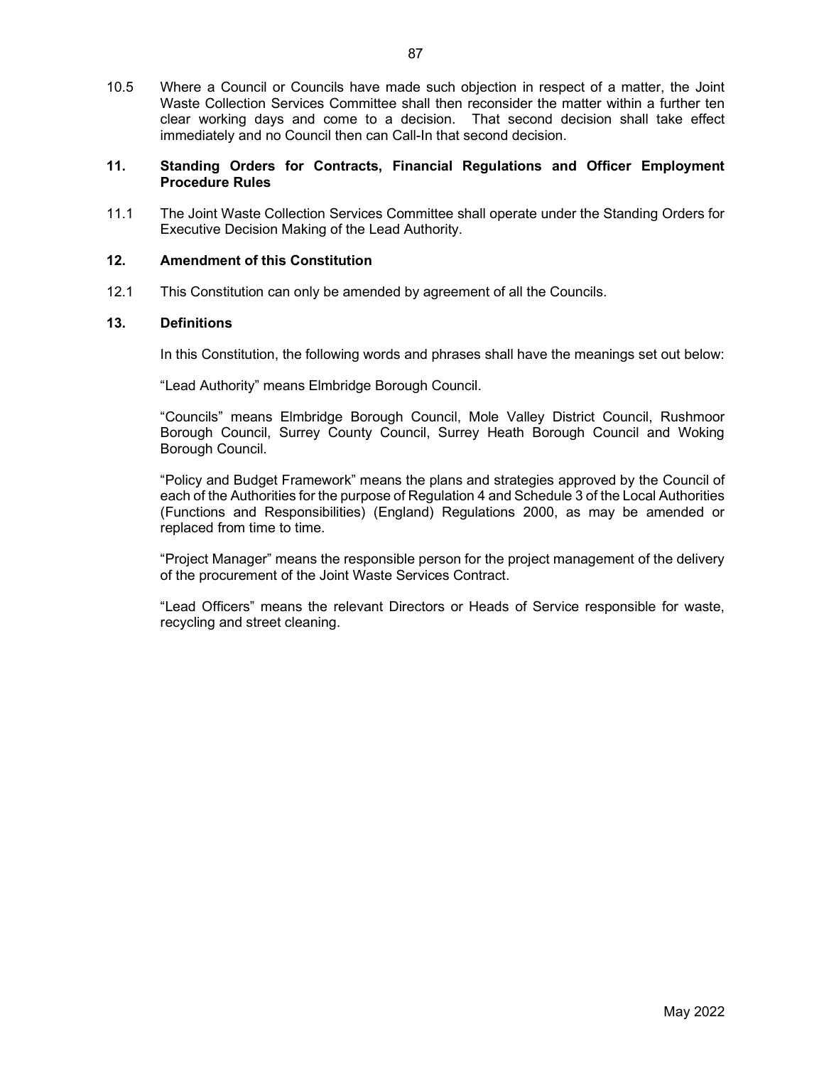10.5 Where a Council or Councils have made such objection in respect of a matter, the Joint Waste Collection Services Committee shall then reconsider the matter within a further ten clear working days and come to a decision. That second decision shall take effect immediately and no Council then can Call-In that second decision.

## 11. Standing Orders for Contracts, Financial Regulations and Officer Employment Procedure Rules

11.1 The Joint Waste Collection Services Committee shall operate under the Standing Orders for Executive Decision Making of the Lead Authority.

## 12. Amendment of this Constitution

12.1 This Constitution can only be amended by agreement of all the Councils.

## 13. Definitions

In this Constitution, the following words and phrases shall have the meanings set out below:

“Lead Authority” means Elmbridge Borough Council.

“Councils” means Elmbridge Borough Council, Mole Valley District Council, Rushmoor Borough Council, Surrey County Council, Surrey Heath Borough Council and Woking Borough Council.

“Policy and Budget Framework” means the plans and strategies approved by the Council of each of the Authorities for the purpose of Regulation 4 and Schedule 3 of the Local Authorities (Functions and Responsibilities) (England) Regulations 2000, as may be amended or replaced from time to time.

“Project Manager” means the responsible person for the project management of the delivery of the procurement of the Joint Waste Services Contract.

“Lead Officers” means the relevant Directors or Heads of Service responsible for waste, recycling and street cleaning.

May 2022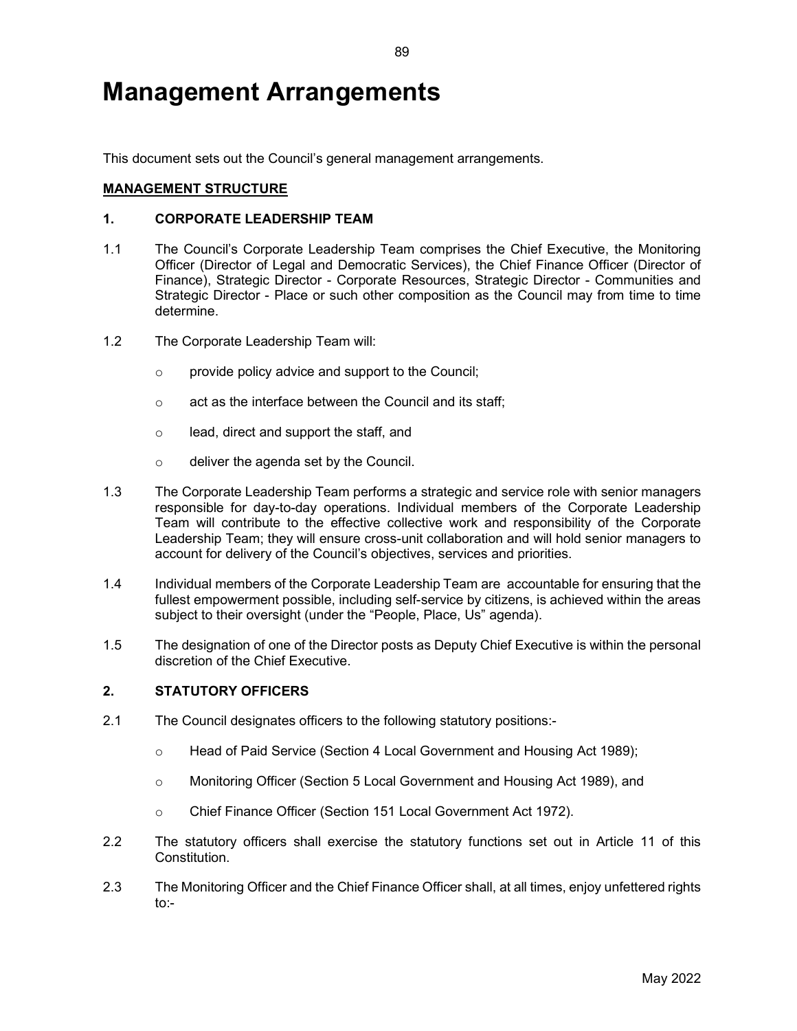# Management Arrangements

This document sets out the Council's general management arrangements.

## MANAGEMENT STRUCTURE

### 1. CORPORATE LEADERSHIP TEAM

1.1 The Council's Corporate Leadership Team comprises the Chief Executive, the Monitoring Officer (Director of Legal and Democratic Services), the Chief Finance Officer (Director of Finance), Strategic Director - Corporate Resources, Strategic Director - Communities and Strategic Director - Place or such other composition as the Council may from time to time determine.

1.2 The Corporate Leadership Team will:

- provide policy advice and support to the Council;
- act as the interface between the Council and its staff;
- lead, direct and support the staff, and
- deliver the agenda set by the Council.

1.3 The Corporate Leadership Team performs a strategic and service role with senior managers responsible for day-to-day operations. Individual members of the Corporate Leadership Team will contribute to the effective collective work and responsibility of the Corporate Leadership Team; they will ensure cross-unit collaboration and will hold senior managers to account for delivery of the Council's objectives, services and priorities.

1.4 Individual members of the Corporate Leadership Team are accountable for ensuring that the fullest empowerment possible, including self-service by citizens, is achieved within the areas subject to their oversight (under the "People, Place, Us" agenda).

1.5 The designation of one of the Director posts as Deputy Chief Executive is within the personal discretion of the Chief Executive.

### 2. STATUTORY OFFICERS

2.1 The Council designates officers to the following statutory positions:-

- Head of Paid Service (Section 4 Local Government and Housing Act 1989);
- Monitoring Officer (Section 5 Local Government and Housing Act 1989), and
- Chief Finance Officer (Section 151 Local Government Act 1972).

2.2 The statutory officers shall exercise the statutory functions set out in Article 11 of this Constitution.

2.3 The Monitoring Officer and the Chief Finance Officer shall, at all times, enjoy unfettered rights to:-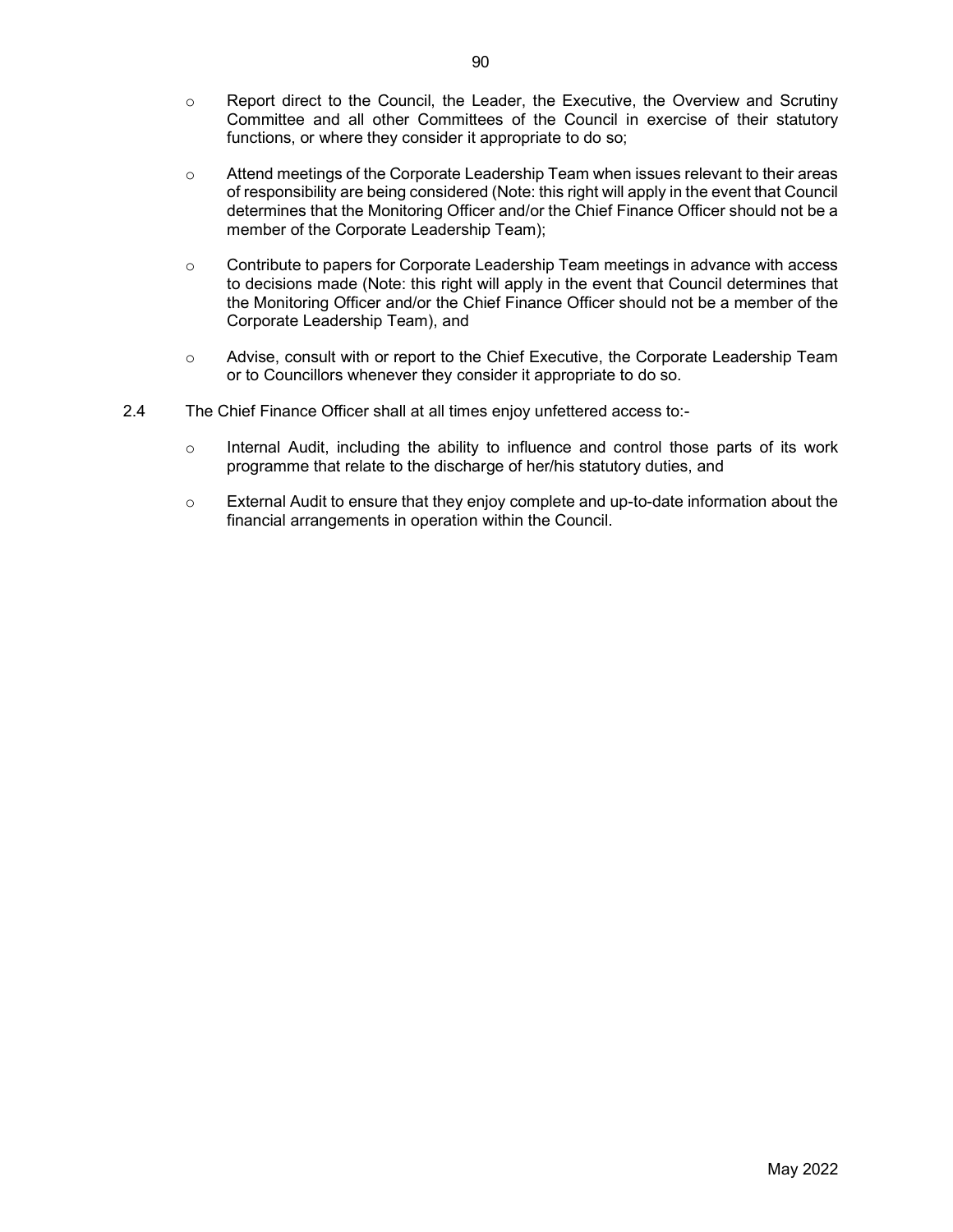- Report direct to the Council, the Leader, the Executive, the Overview and Scrutiny Committee and all other Committees of the Council in exercise of their statutory functions, or where they consider it appropriate to do so;

- Attend meetings of the Corporate Leadership Team when issues relevant to their areas of responsibility are being considered (Note: this right will apply in the event that Council determines that the Monitoring Officer and/or the Chief Finance Officer should not be a member of the Corporate Leadership Team);

- Contribute to papers for Corporate Leadership Team meetings in advance with access to decisions made (Note: this right will apply in the event that Council determines that the Monitoring Officer and/or the Chief Finance Officer should not be a member of the Corporate Leadership Team), and

- Advise, consult with or report to the Chief Executive, the Corporate Leadership Team or to Councillors whenever they consider it appropriate to do so.

2.4 The Chief Finance Officer shall at all times enjoy unfettered access to:-

- Internal Audit, including the ability to influence and control those parts of its work programme that relate to the discharge of her/his statutory duties, and

- External Audit to ensure that they enjoy complete and up-to-date information about the financial arrangements in operation within the Council.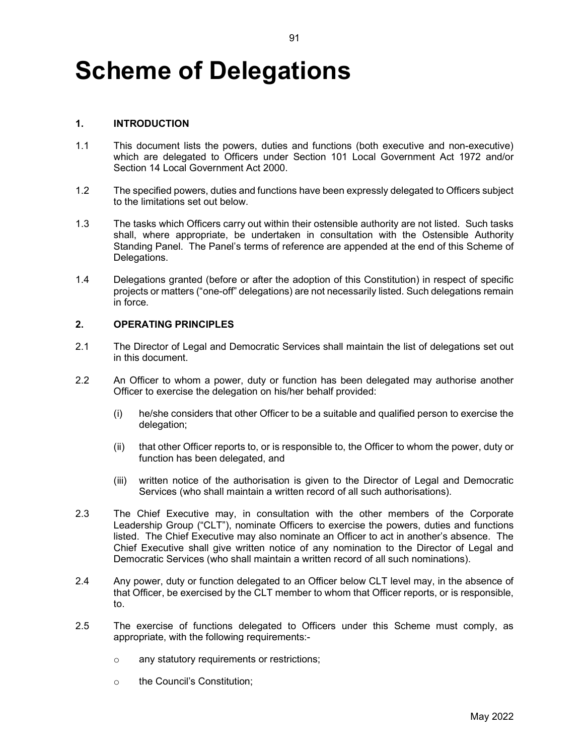# Scheme of Delegations

## 1. INTRODUCTION

1.1 This document lists the powers, duties and functions (both executive and non-executive) which are delegated to Officers under Section 101 Local Government Act 1972 and/or Section 14 Local Government Act 2000.

1.2 The specified powers, duties and functions have been expressly delegated to Officers subject to the limitations set out below.

1.3 The tasks which Officers carry out within their ostensible authority are not listed. Such tasks shall, where appropriate, be undertaken in consultation with the Ostensible Authority Standing Panel. The Panel's terms of reference are appended at the end of this Scheme of Delegations.

1.4 Delegations granted (before or after the adoption of this Constitution) in respect of specific projects or matters ("one-off" delegations) are not necessarily listed. Such delegations remain in force.

## 2. OPERATING PRINCIPLES

2.1 The Director of Legal and Democratic Services shall maintain the list of delegations set out in this document.

2.2 An Officer to whom a power, duty or function has been delegated may authorise another Officer to exercise the delegation on his/her behalf provided:

- (i) he/she considers that other Officer to be a suitable and qualified person to exercise the delegation;
- (ii) that other Officer reports to, or is responsible to, the Officer to whom the power, duty or function has been delegated, and
- (iii) written notice of the authorisation is given to the Director of Legal and Democratic Services (who shall maintain a written record of all such authorisations).

2.3 The Chief Executive may, in consultation with the other members of the Corporate Leadership Group ("CLT"), nominate Officers to exercise the powers, duties and functions listed. The Chief Executive may also nominate an Officer to act in another's absence. The Chief Executive shall give written notice of any nomination to the Director of Legal and Democratic Services (who shall maintain a written record of all such nominations).

2.4 Any power, duty or function delegated to an Officer below CLT level may, in the absence of that Officer, be exercised by the CLT member to whom that Officer reports, or is responsible, to.

2.5 The exercise of functions delegated to Officers under this Scheme must comply, as appropriate, with the following requirements:-

- o any statutory requirements or restrictions;
- o the Council's Constitution;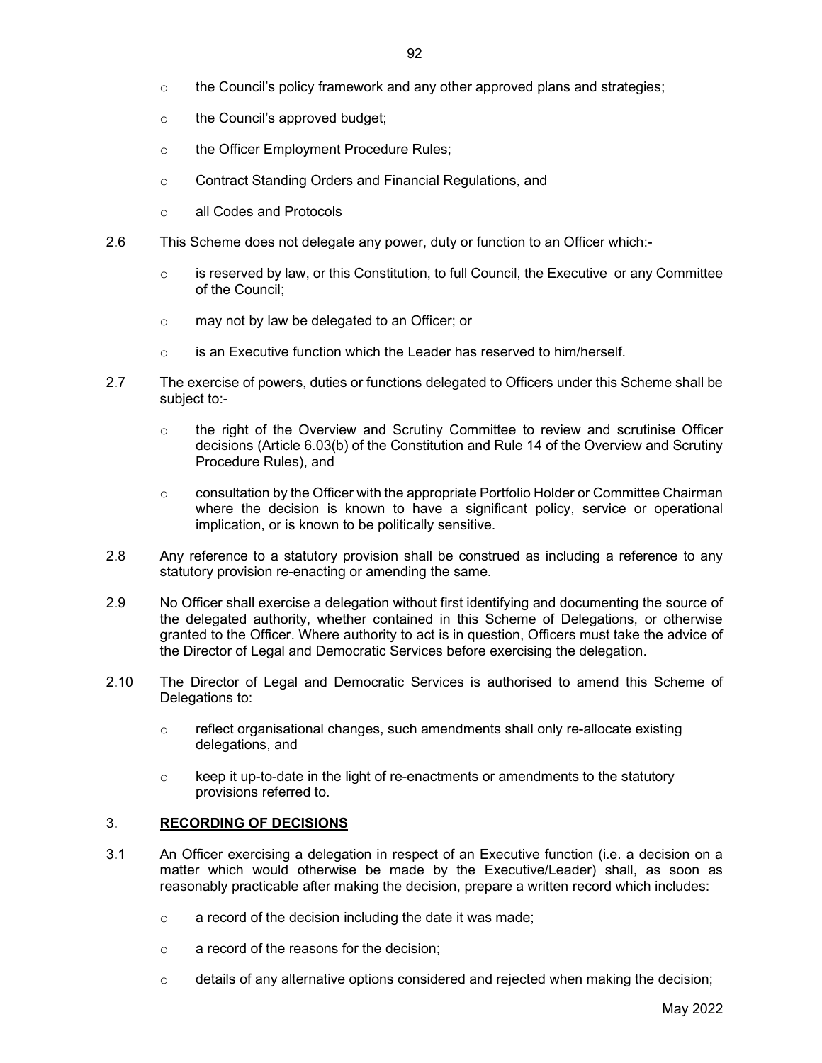- the Council's policy framework and any other approved plans and strategies;
- the Council's approved budget;
- the Officer Employment Procedure Rules;
- Contract Standing Orders and Financial Regulations, and
- all Codes and Protocols

2.6 This Scheme does not delegate any power, duty or function to an Officer which:-

- is reserved by law, or this Constitution, to full Council, the Executive or any Committee of the Council;
- may not by law be delegated to an Officer; or
- is an Executive function which the Leader has reserved to him/herself.

2.7 The exercise of powers, duties or functions delegated to Officers under this Scheme shall be subject to:-

- the right of the Overview and Scrutiny Committee to review and scrutinise Officer decisions (Article 6.03(b) of the Constitution and Rule 14 of the Overview and Scrutiny Procedure Rules), and
- consultation by the Officer with the appropriate Portfolio Holder or Committee Chairman where the decision is known to have a significant policy, service or operational implication, or is known to be politically sensitive.

2.8 Any reference to a statutory provision shall be construed as including a reference to any statutory provision re-enacting or amending the same.

2.9 No Officer shall exercise a delegation without first identifying and documenting the source of the delegated authority, whether contained in this Scheme of Delegations, or otherwise granted to the Officer. Where authority to act is in question, Officers must take the advice of the Director of Legal and Democratic Services before exercising the delegation.

2.10 The Director of Legal and Democratic Services is authorised to amend this Scheme of Delegations to:

- reflect organisational changes, such amendments shall only re-allocate existing delegations, and
- keep it up-to-date in the light of re-enactments or amendments to the statutory provisions referred to.

## 3. RECORDING OF DECISIONS

3.1 An Officer exercising a delegation in respect of an Executive function (i.e. a decision on a matter which would otherwise be made by the Executive/Leader) shall, as soon as reasonably practicable after making the decision, prepare a written record which includes:

- a record of the decision including the date it was made;
- a record of the reasons for the decision;
- details of any alternative options considered and rejected when making the decision;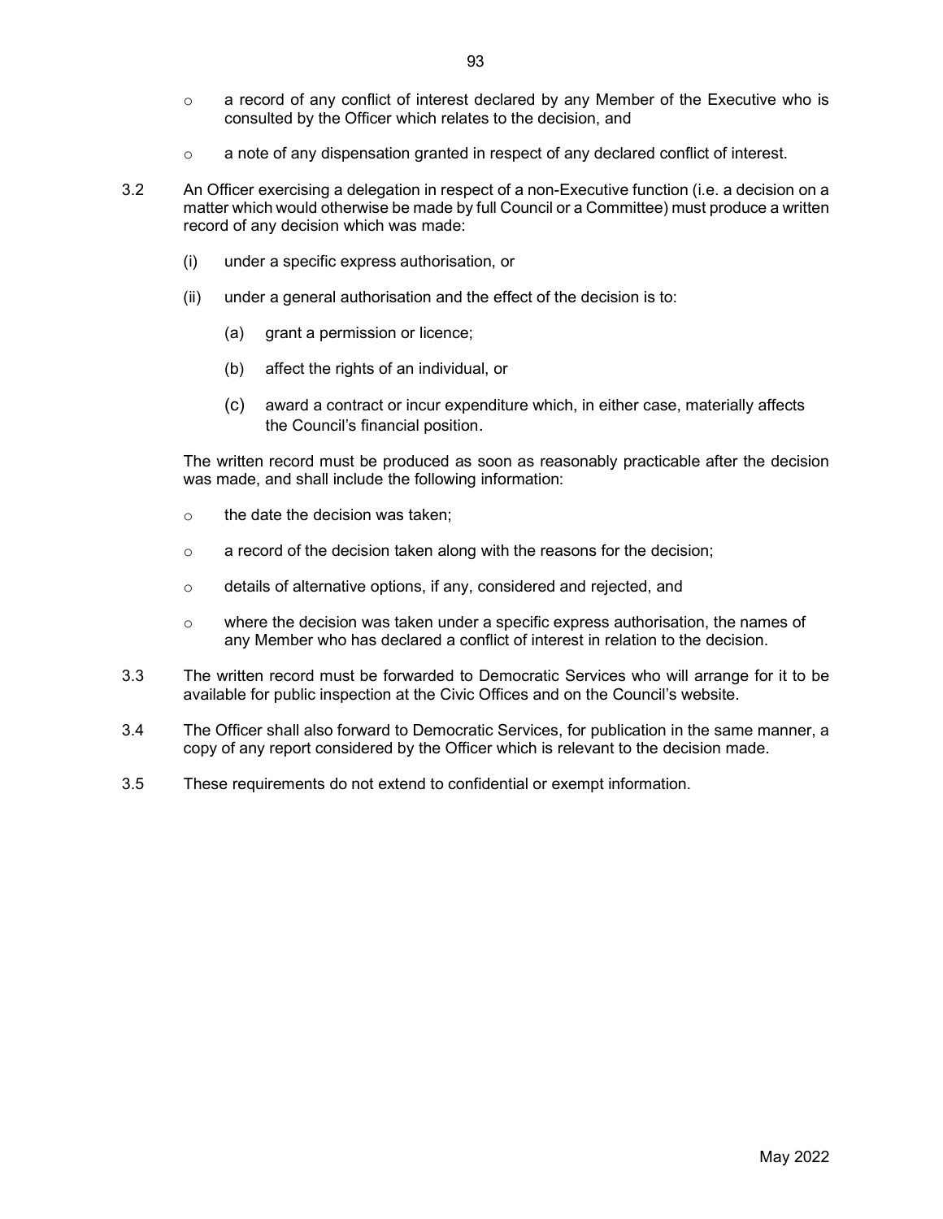- a record of any conflict of interest declared by any Member of the Executive who is consulted by the Officer which relates to the decision, and
- a note of any dispensation granted in respect of any declared conflict of interest.

3.2 An Officer exercising a delegation in respect of a non-Executive function (i.e. a decision on a matter which would otherwise be made by full Council or a Committee) must produce a written record of any decision which was made:

(i) under a specific express authorisation, or

(ii) under a general authorisation and the effect of the decision is to:

(a) grant a permission or licence;

(b) affect the rights of an individual, or

(c) award a contract or incur expenditure which, in either case, materially affects the Council's financial position.

The written record must be produced as soon as reasonably practicable after the decision was made, and shall include the following information:

- the date the decision was taken;
- a record of the decision taken along with the reasons for the decision;
- details of alternative options, if any, considered and rejected, and
- where the decision was taken under a specific express authorisation, the names of any Member who has declared a conflict of interest in relation to the decision.

3.3 The written record must be forwarded to Democratic Services who will arrange for it to be available for public inspection at the Civic Offices and on the Council's website.

3.4 The Officer shall also forward to Democratic Services, for publication in the same manner, a copy of any report considered by the Officer which is relevant to the decision made.

3.5 These requirements do not extend to confidential or exempt information.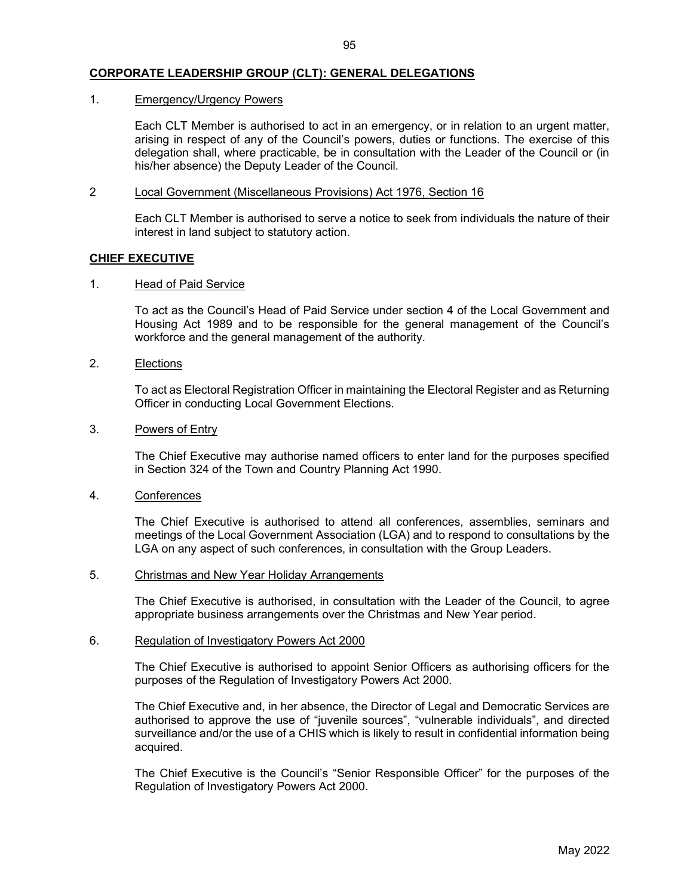## CORPORATE LEADERSHIP GROUP (CLT): GENERAL DELEGATIONS

1. Emergency/Urgency Powers

   Each CLT Member is authorised to act in an emergency, or in relation to an urgent matter, arising in respect of any of the Council's powers, duties or functions. The exercise of this delegation shall, where practicable, be in consultation with the Leader of the Council or (in his/her absence) the Deputy Leader of the Council.

2. Local Government (Miscellaneous Provisions) Act 1976, Section 16

   Each CLT Member is authorised to serve a notice to seek from individuals the nature of their interest in land subject to statutory action.

## CHIEF EXECUTIVE

1. Head of Paid Service

   To act as the Council's Head of Paid Service under section 4 of the Local Government and Housing Act 1989 and to be responsible for the general management of the Council's workforce and the general management of the authority.

2. Elections

   To act as Electoral Registration Officer in maintaining the Electoral Register and as Returning Officer in conducting Local Government Elections.

3. Powers of Entry

   The Chief Executive may authorise named officers to enter land for the purposes specified in Section 324 of the Town and Country Planning Act 1990.

4. Conferences

   The Chief Executive is authorised to attend all conferences, assemblies, seminars and meetings of the Local Government Association (LGA) and to respond to consultations by the LGA on any aspect of such conferences, in consultation with the Group Leaders.

5. Christmas and New Year Holiday Arrangements

   The Chief Executive is authorised, in consultation with the Leader of the Council, to agree appropriate business arrangements over the Christmas and New Year period.

6. Regulation of Investigatory Powers Act 2000

   The Chief Executive is authorised to appoint Senior Officers as authorising officers for the purposes of the Regulation of Investigatory Powers Act 2000.

   The Chief Executive and, in her absence, the Director of Legal and Democratic Services are authorised to approve the use of "juvenile sources", "vulnerable individuals", and directed surveillance and/or the use of a CHIS which is likely to result in confidential information being acquired.

   The Chief Executive is the Council's "Senior Responsible Officer" for the purposes of the Regulation of Investigatory Powers Act 2000.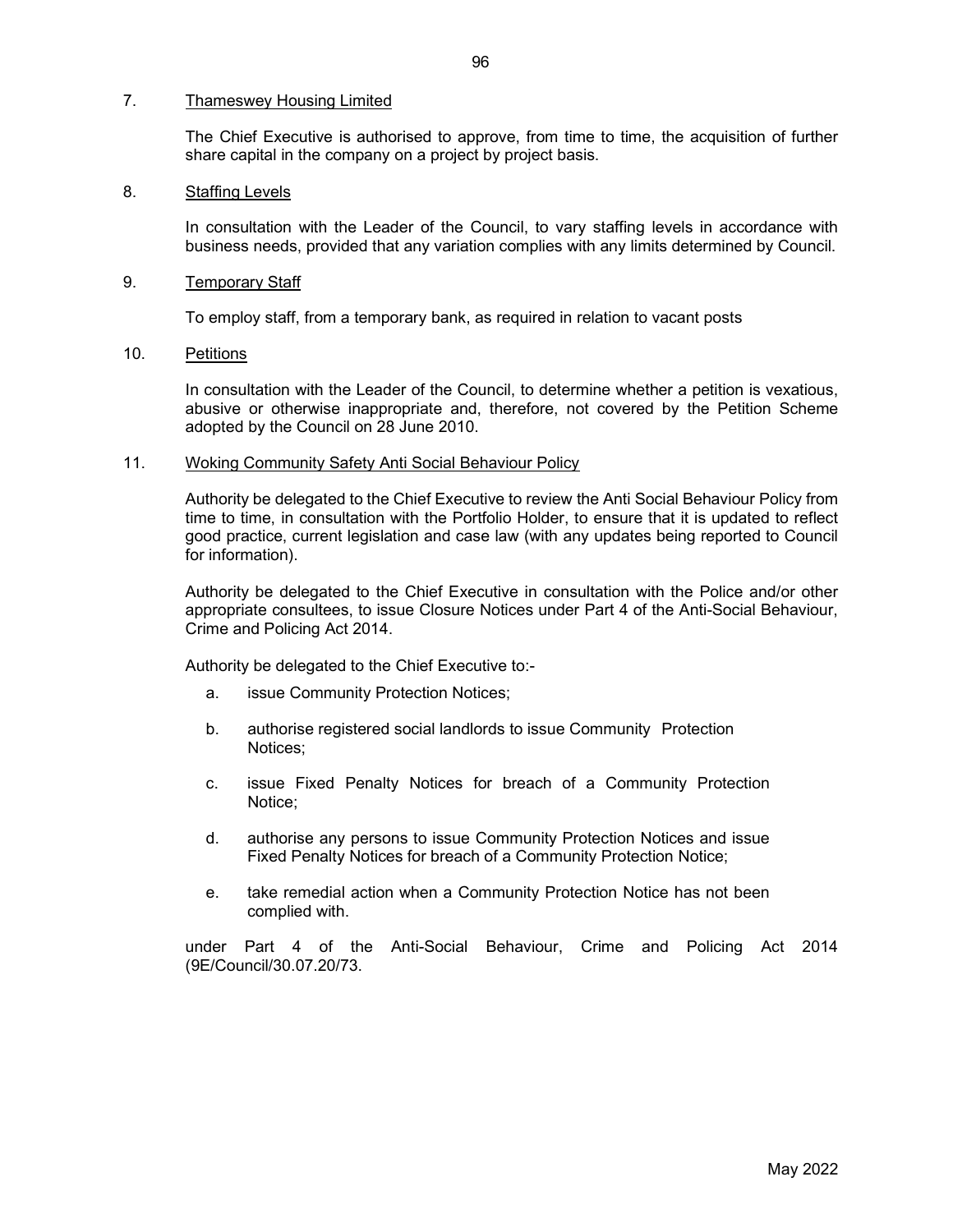7. <u>Thameswey Housing Limited</u>

The Chief Executive is authorised to approve, from time to time, the acquisition of further share capital in the company on a project by project basis.

8. <u>Staffing Levels</u>

In consultation with the Leader of the Council, to vary staffing levels in accordance with business needs, provided that any variation complies with any limits determined by Council.

9. <u>Temporary Staff</u>

To employ staff, from a temporary bank, as required in relation to vacant posts

10. <u>Petitions</u>

In consultation with the Leader of the Council, to determine whether a petition is vexatious, abusive or otherwise inappropriate and, therefore, not covered by the Petition Scheme adopted by the Council on 28 June 2010.

11. <u>Woking Community Safety Anti Social Behaviour Policy</u>

Authority be delegated to the Chief Executive to review the Anti Social Behaviour Policy from time to time, in consultation with the Portfolio Holder, to ensure that it is updated to reflect good practice, current legislation and case law (with any updates being reported to Council for information).

Authority be delegated to the Chief Executive in consultation with the Police and/or other appropriate consultees, to issue Closure Notices under Part 4 of the Anti-Social Behaviour, Crime and Policing Act 2014.

Authority be delegated to the Chief Executive to:-

a. issue Community Protection Notices;

b. authorise registered social landlords to issue Community Protection Notices;

c. issue Fixed Penalty Notices for breach of a Community Protection Notice;

d. authorise any persons to issue Community Protection Notices and issue Fixed Penalty Notices for breach of a Community Protection Notice;

e. take remedial action when a Community Protection Notice has not been complied with.

under Part 4 of the Anti-Social Behaviour, Crime and Policing Act 2014 (9E/Council/30.07.20/73.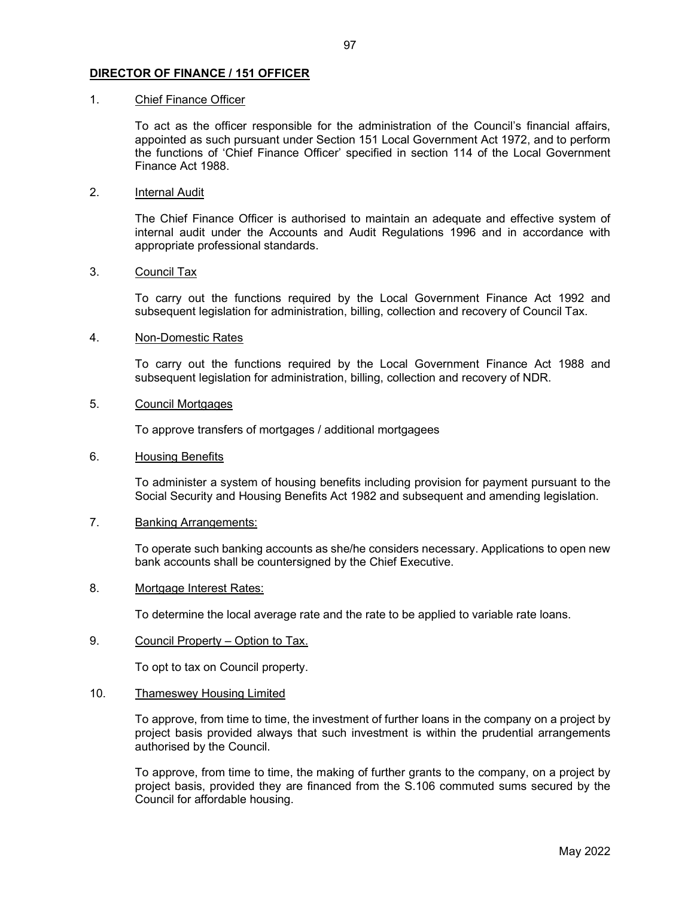## DIRECTOR OF FINANCE / 151 OFFICER

1. Chief Finance Officer

   To act as the officer responsible for the administration of the Council's financial affairs, appointed as such pursuant under Section 151 Local Government Act 1972, and to perform the functions of 'Chief Finance Officer' specified in section 114 of the Local Government Finance Act 1988.

2. Internal Audit

   The Chief Finance Officer is authorised to maintain an adequate and effective system of internal audit under the Accounts and Audit Regulations 1996 and in accordance with appropriate professional standards.

3. Council Tax

   To carry out the functions required by the Local Government Finance Act 1992 and subsequent legislation for administration, billing, collection and recovery of Council Tax.

4. Non-Domestic Rates

   To carry out the functions required by the Local Government Finance Act 1988 and subsequent legislation for administration, billing, collection and recovery of NDR.

5. Council Mortgages

   To approve transfers of mortgages / additional mortgagees

6. Housing Benefits

   To administer a system of housing benefits including provision for payment pursuant to the Social Security and Housing Benefits Act 1982 and subsequent and amending legislation.

7. Banking Arrangements:

   To operate such banking accounts as she/he considers necessary. Applications to open new bank accounts shall be countersigned by the Chief Executive.

8. Mortgage Interest Rates:

   To determine the local average rate and the rate to be applied to variable rate loans.

9. Council Property – Option to Tax.

   To opt to tax on Council property.

10. Thameswey Housing Limited

    To approve, from time to time, the investment of further loans in the company on a project by project basis provided always that such investment is within the prudential arrangements authorised by the Council.

    To approve, from time to time, the making of further grants to the company, on a project by project basis, provided they are financed from the S.106 commuted sums secured by the Council for affordable housing.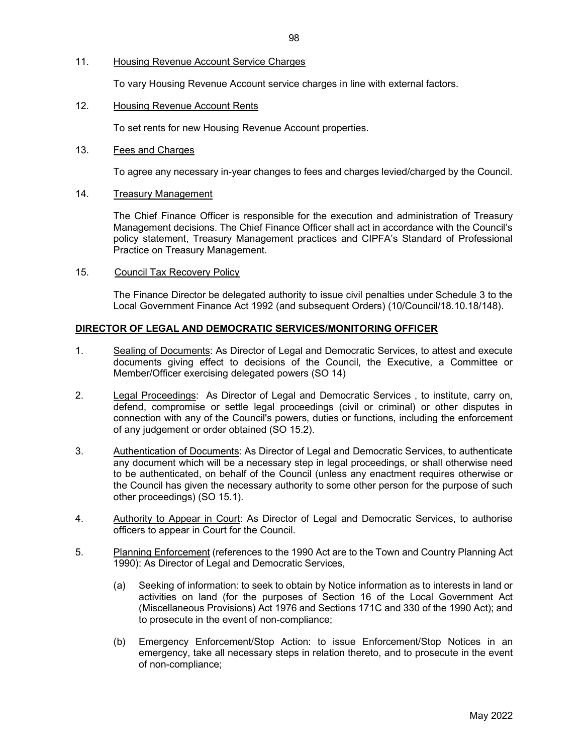11. <u>Housing Revenue Account Service Charges</u>

    To vary Housing Revenue Account service charges in line with external factors.

12. <u>Housing Revenue Account Rents</u>

    To set rents for new Housing Revenue Account properties.

13. <u>Fees and Charges</u>

    To agree any necessary in-year changes to fees and charges levied/charged by the Council.

14. <u>Treasury Management</u>

    The Chief Finance Officer is responsible for the execution and administration of Treasury Management decisions. The Chief Finance Officer shall act in accordance with the Council's policy statement, Treasury Management practices and CIPFA's Standard of Professional Practice on Treasury Management.

15. <u>Council Tax Recovery Policy</u>

    The Finance Director be delegated authority to issue civil penalties under Schedule 3 to the Local Government Finance Act 1992 (and subsequent Orders) (10/Council/18.10.18/148).

## DIRECTOR OF LEGAL AND DEMOCRATIC SERVICES/MONITORING OFFICER

1. <u>Sealing of Documents</u>: As Director of Legal and Democratic Services, to attest and execute documents giving effect to decisions of the Council, the Executive, a Committee or Member/Officer exercising delegated powers (SO 14)

2. <u>Legal Proceedings</u>: As Director of Legal and Democratic Services , to institute, carry on, defend, compromise or settle legal proceedings (civil or criminal) or other disputes in connection with any of the Council's powers, duties or functions, including the enforcement of any judgement or order obtained (SO 15.2).

3. <u>Authentication of Documents</u>: As Director of Legal and Democratic Services, to authenticate any document which will be a necessary step in legal proceedings, or shall otherwise need to be authenticated, on behalf of the Council (unless any enactment requires otherwise or the Council has given the necessary authority to some other person for the purpose of such other proceedings) (SO 15.1).

4. <u>Authority to Appear in Court</u>: As Director of Legal and Democratic Services, to authorise officers to appear in Court for the Council.

5. <u>Planning Enforcement</u> (references to the 1990 Act are to the Town and Country Planning Act 1990): As Director of Legal and Democratic Services,

    (a) Seeking of information: to seek to obtain by Notice information as to interests in land or activities on land (for the purposes of Section 16 of the Local Government Act (Miscellaneous Provisions) Act 1976 and Sections 171C and 330 of the 1990 Act); and to prosecute in the event of non-compliance;

    (b) Emergency Enforcement/Stop Action: to issue Enforcement/Stop Notices in an emergency, take all necessary steps in relation thereto, and to prosecute in the event of non-compliance;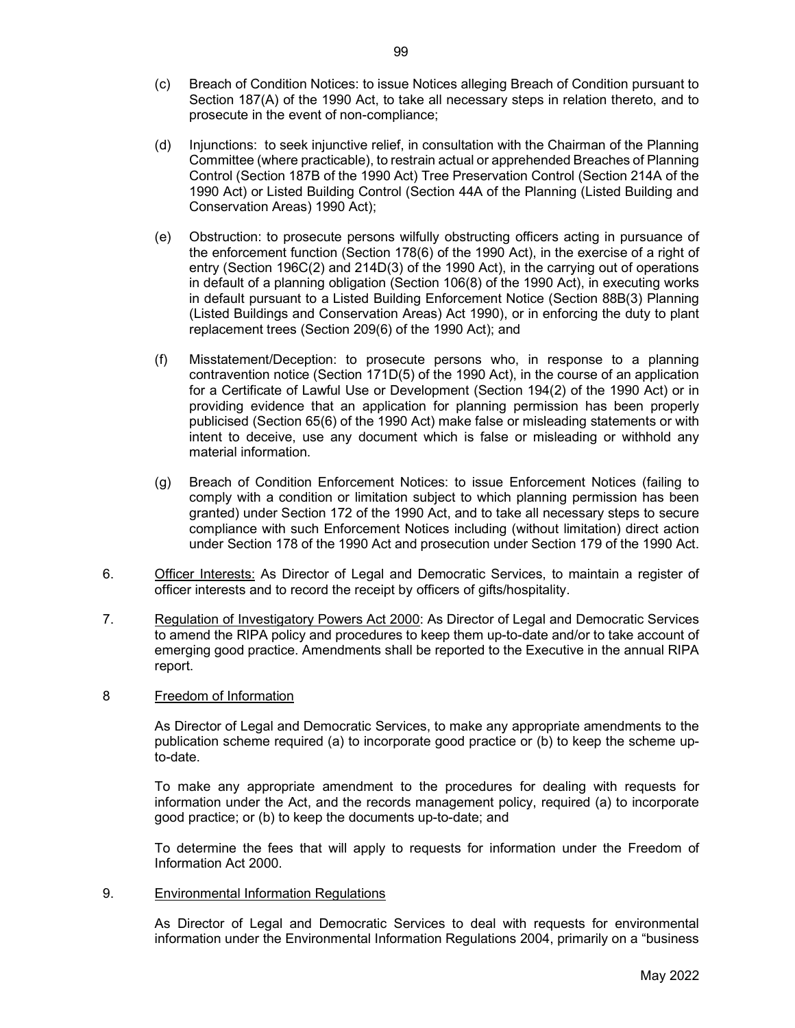(c) Breach of Condition Notices: to issue Notices alleging Breach of Condition pursuant to Section 187(A) of the 1990 Act, to take all necessary steps in relation thereto, and to prosecute in the event of non-compliance;

(d) Injunctions: to seek injunctive relief, in consultation with the Chairman of the Planning Committee (where practicable), to restrain actual or apprehended Breaches of Planning Control (Section 187B of the 1990 Act) Tree Preservation Control (Section 214A of the 1990 Act) or Listed Building Control (Section 44A of the Planning (Listed Building and Conservation Areas) 1990 Act);

(e) Obstruction: to prosecute persons wilfully obstructing officers acting in pursuance of the enforcement function (Section 178(6) of the 1990 Act), in the exercise of a right of entry (Section 196C(2) and 214D(3) of the 1990 Act), in the carrying out of operations in default of a planning obligation (Section 106(8) of the 1990 Act), in executing works in default pursuant to a Listed Building Enforcement Notice (Section 88B(3) Planning (Listed Buildings and Conservation Areas) Act 1990), or in enforcing the duty to plant replacement trees (Section 209(6) of the 1990 Act); and

(f) Misstatement/Deception: to prosecute persons who, in response to a planning contravention notice (Section 171D(5) of the 1990 Act), in the course of an application for a Certificate of Lawful Use or Development (Section 194(2) of the 1990 Act) or in providing evidence that an application for planning permission has been properly publicised (Section 65(6) of the 1990 Act) make false or misleading statements or with intent to deceive, use any document which is false or misleading or withhold any material information.

(g) Breach of Condition Enforcement Notices: to issue Enforcement Notices (failing to comply with a condition or limitation subject to which planning permission has been granted) under Section 172 of the 1990 Act, and to take all necessary steps to secure compliance with such Enforcement Notices including (without limitation) direct action under Section 178 of the 1990 Act and prosecution under Section 179 of the 1990 Act.

6. Officer Interests: As Director of Legal and Democratic Services, to maintain a register of officer interests and to record the receipt by officers of gifts/hospitality.

7. Regulation of Investigatory Powers Act 2000: As Director of Legal and Democratic Services to amend the RIPA policy and procedures to keep them up-to-date and/or to take account of emerging good practice. Amendments shall be reported to the Executive in the annual RIPA report.

8 Freedom of Information

As Director of Legal and Democratic Services, to make any appropriate amendments to the publication scheme required (a) to incorporate good practice or (b) to keep the scheme up-to-date.

To make any appropriate amendment to the procedures for dealing with requests for information under the Act, and the records management policy, required (a) to incorporate good practice; or (b) to keep the documents up-to-date; and

To determine the fees that will apply to requests for information under the Freedom of Information Act 2000.

9. Environmental Information Regulations

As Director of Legal and Democratic Services to deal with requests for environmental information under the Environmental Information Regulations 2004, primarily on a "business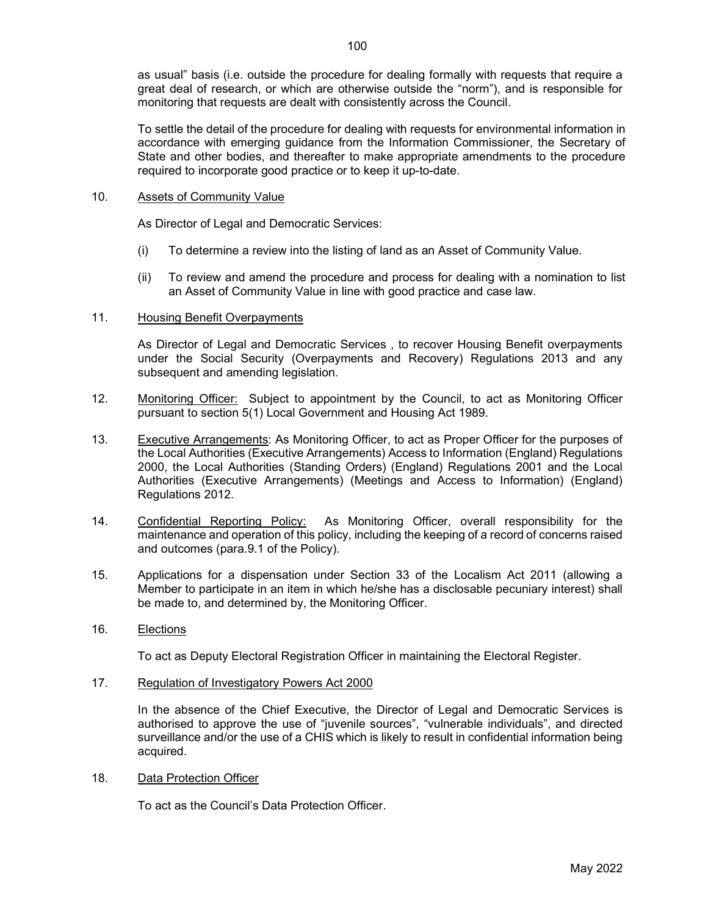as usual" basis (i.e. outside the procedure for dealing formally with requests that require a great deal of research, or which are otherwise outside the "norm"), and is responsible for monitoring that requests are dealt with consistently across the Council.

To settle the detail of the procedure for dealing with requests for environmental information in accordance with emerging guidance from the Information Commissioner, the Secretary of State and other bodies, and thereafter to make appropriate amendments to the procedure required to incorporate good practice or to keep it up-to-date.

10. Assets of Community Value

As Director of Legal and Democratic Services:

(i) To determine a review into the listing of land as an Asset of Community Value.

(ii) To review and amend the procedure and process for dealing with a nomination to list an Asset of Community Value in line with good practice and case law.

11. Housing Benefit Overpayments

As Director of Legal and Democratic Services , to recover Housing Benefit overpayments under the Social Security (Overpayments and Recovery) Regulations 2013 and any subsequent and amending legislation.

12. Monitoring Officer: Subject to appointment by the Council, to act as Monitoring Officer pursuant to section 5(1) Local Government and Housing Act 1989.

13. Executive Arrangements: As Monitoring Officer, to act as Proper Officer for the purposes of the Local Authorities (Executive Arrangements) Access to Information (England) Regulations 2000, the Local Authorities (Standing Orders) (England) Regulations 2001 and the Local Authorities (Executive Arrangements) (Meetings and Access to Information) (England) Regulations 2012.

14. Confidential Reporting Policy: As Monitoring Officer, overall responsibility for the maintenance and operation of this policy, including the keeping of a record of concerns raised and outcomes (para.9.1 of the Policy).

15. Applications for a dispensation under Section 33 of the Localism Act 2011 (allowing a Member to participate in an item in which he/she has a disclosable pecuniary interest) shall be made to, and determined by, the Monitoring Officer.

16. Elections

To act as Deputy Electoral Registration Officer in maintaining the Electoral Register.

17. Regulation of Investigatory Powers Act 2000

In the absence of the Chief Executive, the Director of Legal and Democratic Services is authorised to approve the use of "juvenile sources", "vulnerable individuals", and directed surveillance and/or the use of a CHIS which is likely to result in confidential information being acquired.

18. Data Protection Officer

To act as the Council's Data Protection Officer.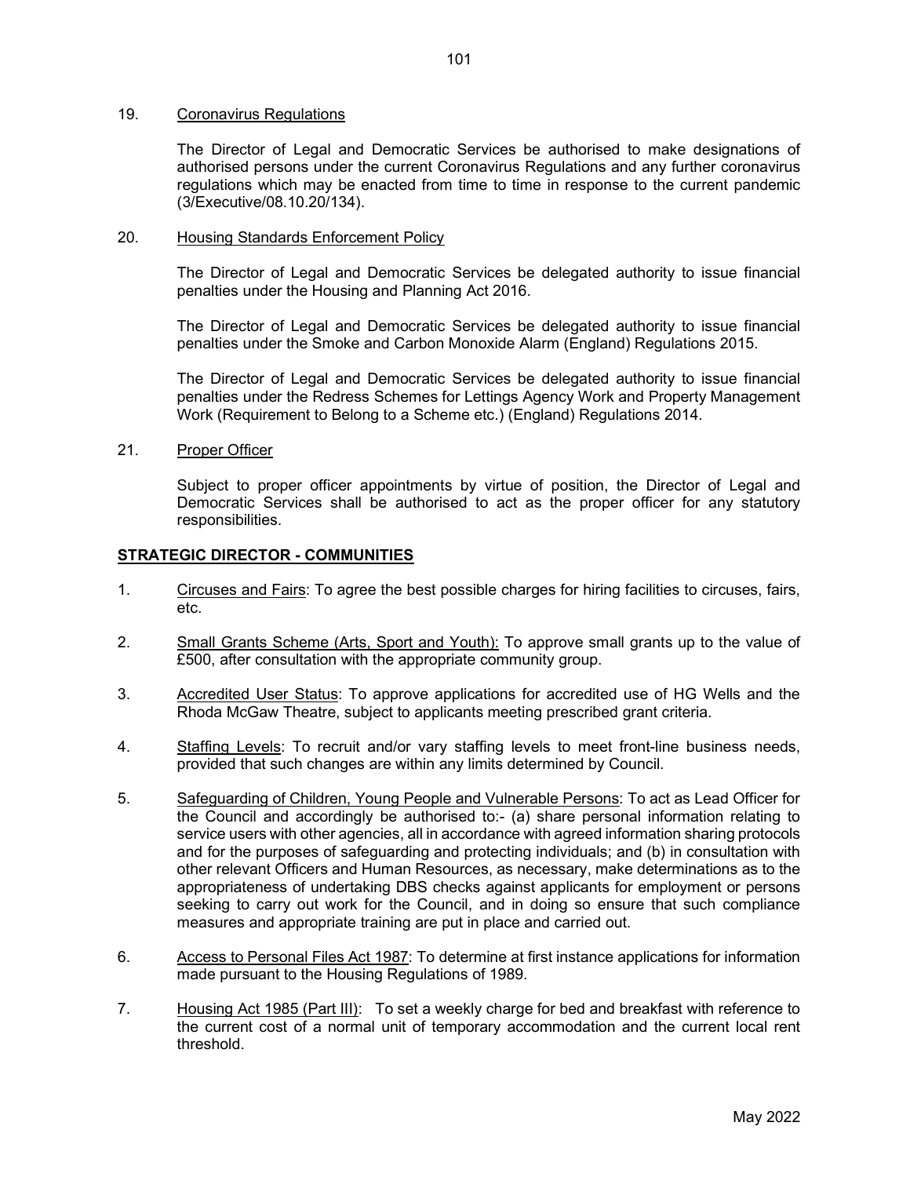19. Coronavirus Regulations

    The Director of Legal and Democratic Services be authorised to make designations of authorised persons under the current Coronavirus Regulations and any further coronavirus regulations which may be enacted from time to time in response to the current pandemic (3/Executive/08.10.20/134).

20. Housing Standards Enforcement Policy

    The Director of Legal and Democratic Services be delegated authority to issue financial penalties under the Housing and Planning Act 2016.

    The Director of Legal and Democratic Services be delegated authority to issue financial penalties under the Smoke and Carbon Monoxide Alarm (England) Regulations 2015.

    The Director of Legal and Democratic Services be delegated authority to issue financial penalties under the Redress Schemes for Lettings Agency Work and Property Management Work (Requirement to Belong to a Scheme etc.) (England) Regulations 2014.

21. Proper Officer

    Subject to proper officer appointments by virtue of position, the Director of Legal and Democratic Services shall be authorised to act as the proper officer for any statutory responsibilities.

**STRATEGIC DIRECTOR - COMMUNITIES**

1. Circuses and Fairs: To agree the best possible charges for hiring facilities to circuses, fairs, etc.

2. Small Grants Scheme (Arts, Sport and Youth): To approve small grants up to the value of £500, after consultation with the appropriate community group.

3. Accredited User Status: To approve applications for accredited use of HG Wells and the Rhoda McGaw Theatre, subject to applicants meeting prescribed grant criteria.

4. Staffing Levels: To recruit and/or vary staffing levels to meet front-line business needs, provided that such changes are within any limits determined by Council.

5. Safeguarding of Children, Young People and Vulnerable Persons: To act as Lead Officer for the Council and accordingly be authorised to:- (a) share personal information relating to service users with other agencies, all in accordance with agreed information sharing protocols and for the purposes of safeguarding and protecting individuals; and (b) in consultation with other relevant Officers and Human Resources, as necessary, make determinations as to the appropriateness of undertaking DBS checks against applicants for employment or persons seeking to carry out work for the Council, and in doing so ensure that such compliance measures and appropriate training are put in place and carried out.

6. Access to Personal Files Act 1987: To determine at first instance applications for information made pursuant to the Housing Regulations of 1989.

7. Housing Act 1985 (Part III): To set a weekly charge for bed and breakfast with reference to the current cost of a normal unit of temporary accommodation and the current local rent threshold.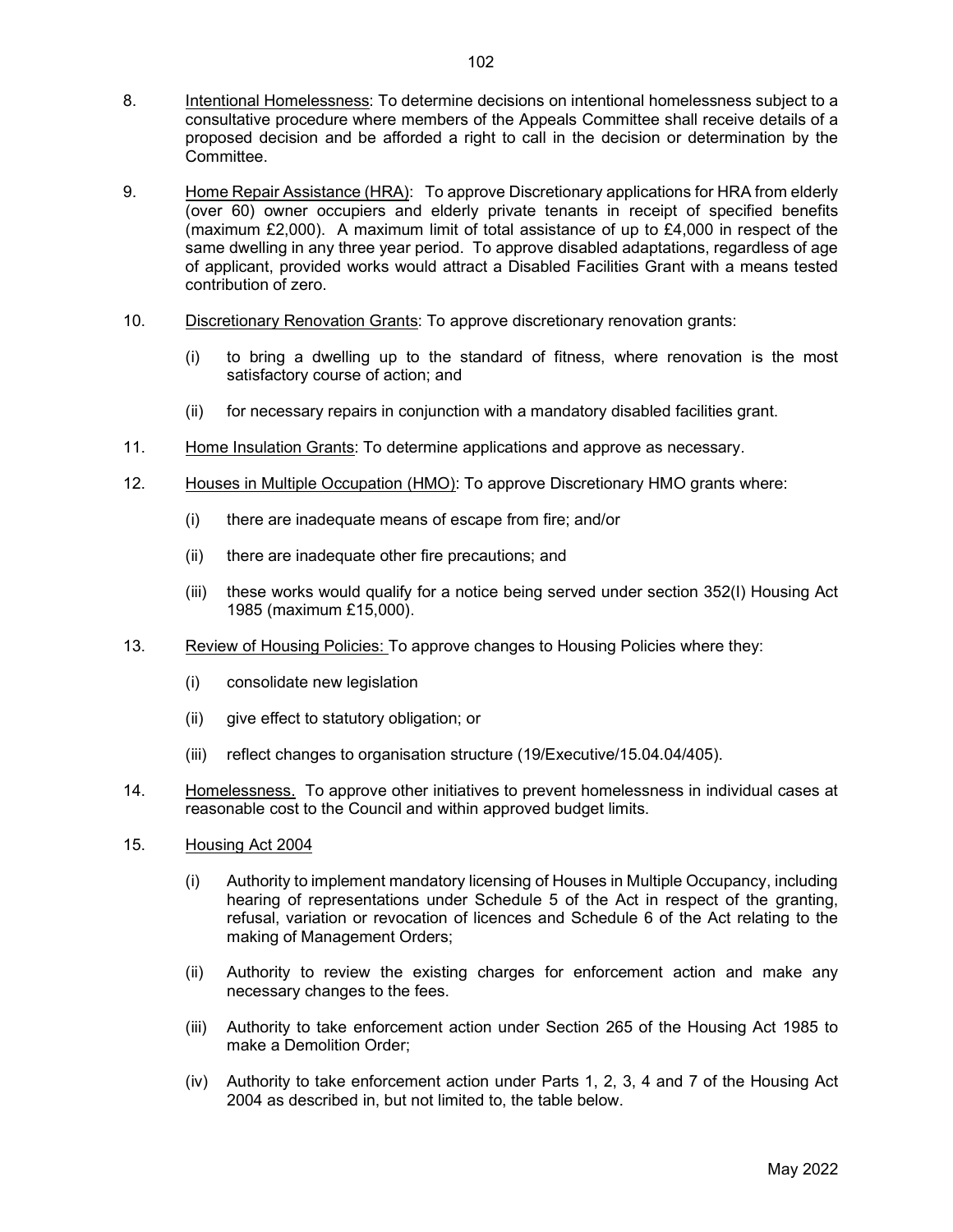8. <u>Intentional Homelessness</u>: To determine decisions on intentional homelessness subject to a consultative procedure where members of the Appeals Committee shall receive details of a proposed decision and be afforded a right to call in the decision or determination by the Committee.

9. <u>Home Repair Assistance (HRA)</u>: To approve Discretionary applications for HRA from elderly (over 60) owner occupiers and elderly private tenants in receipt of specified benefits (maximum £2,000). A maximum limit of total assistance of up to £4,000 in respect of the same dwelling in any three year period. To approve disabled adaptations, regardless of age of applicant, provided works would attract a Disabled Facilities Grant with a means tested contribution of zero.

10. <u>Discretionary Renovation Grants</u>: To approve discretionary renovation grants:

    (i) to bring a dwelling up to the standard of fitness, where renovation is the most satisfactory course of action; and

    (ii) for necessary repairs in conjunction with a mandatory disabled facilities grant.

11. <u>Home Insulation Grants</u>: To determine applications and approve as necessary.

12. <u>Houses in Multiple Occupation (HMO)</u>: To approve Discretionary HMO grants where:

    (i) there are inadequate means of escape from fire; and/or

    (ii) there are inadequate other fire precautions; and

    (iii) these works would qualify for a notice being served under section 352(I) Housing Act 1985 (maximum £15,000).

13. <u>Review of Housing Policies:</u> To approve changes to Housing Policies where they:

    (i) consolidate new legislation

    (ii) give effect to statutory obligation; or

    (iii) reflect changes to organisation structure (19/Executive/15.04.04/405).

14. <u>Homelessness.</u> To approve other initiatives to prevent homelessness in individual cases at reasonable cost to the Council and within approved budget limits.

15. <u>Housing Act 2004</u>

    (i) Authority to implement mandatory licensing of Houses in Multiple Occupancy, including hearing of representations under Schedule 5 of the Act in respect of the granting, refusal, variation or revocation of licences and Schedule 6 of the Act relating to the making of Management Orders;

    (ii) Authority to review the existing charges for enforcement action and make any necessary changes to the fees.

    (iii) Authority to take enforcement action under Section 265 of the Housing Act 1985 to make a Demolition Order;

    (iv) Authority to take enforcement action under Parts 1, 2, 3, 4 and 7 of the Housing Act 2004 as described in, but not limited to, the table below.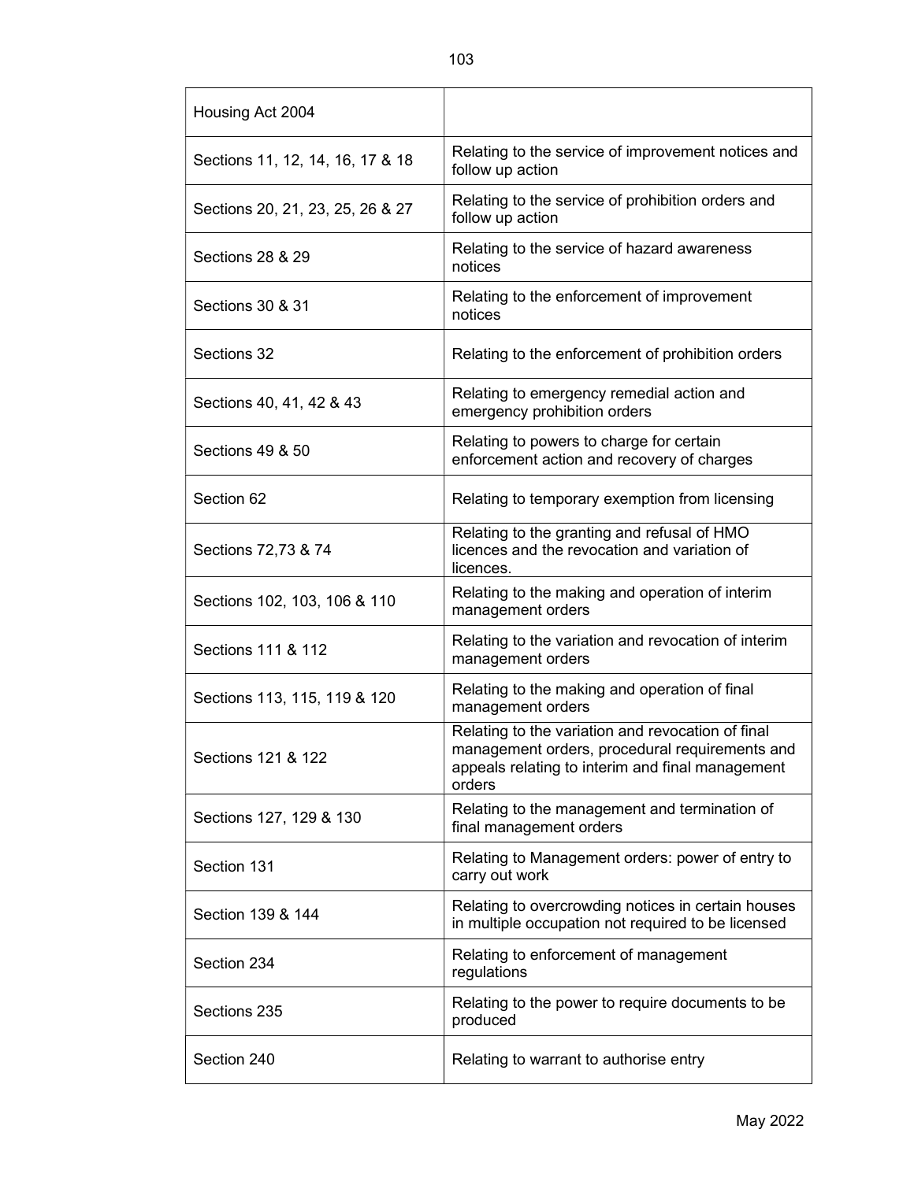| Housing Act 2004 | |
|---|---|
| Sections 11, 12, 14, 16, 17 & 18 | Relating to the service of improvement notices and follow up action |
| Sections 20, 21, 23, 25, 26 & 27 | Relating to the service of prohibition orders and follow up action |
| Sections 28 & 29 | Relating to the service of hazard awareness notices |
| Sections 30 & 31 | Relating to the enforcement of improvement notices |
| Sections 32 | Relating to the enforcement of prohibition orders |
| Sections 40, 41, 42 & 43 | Relating to emergency remedial action and emergency prohibition orders |
| Sections 49 & 50 | Relating to powers to charge for certain enforcement action and recovery of charges |
| Section 62 | Relating to temporary exemption from licensing |
| Sections 72,73 & 74 | Relating to the granting and refusal of HMO licences and the revocation and variation of licences. |
| Sections 102, 103, 106 & 110 | Relating to the making and operation of interim management orders |
| Sections 111 & 112 | Relating to the variation and revocation of interim management orders |
| Sections 113, 115, 119 & 120 | Relating to the making and operation of final management orders |
| Sections 121 & 122 | Relating to the variation and revocation of final management orders, procedural requirements and appeals relating to interim and final management orders |
| Sections 127, 129 & 130 | Relating to the management and termination of final management orders |
| Section 131 | Relating to Management orders: power of entry to carry out work |
| Section 139 & 144 | Relating to overcrowding notices in certain houses in multiple occupation not required to be licensed |
| Section 234 | Relating to enforcement of management regulations |
| Sections 235 | Relating to the power to require documents to be produced |
| Section 240 | Relating to warrant to authorise entry |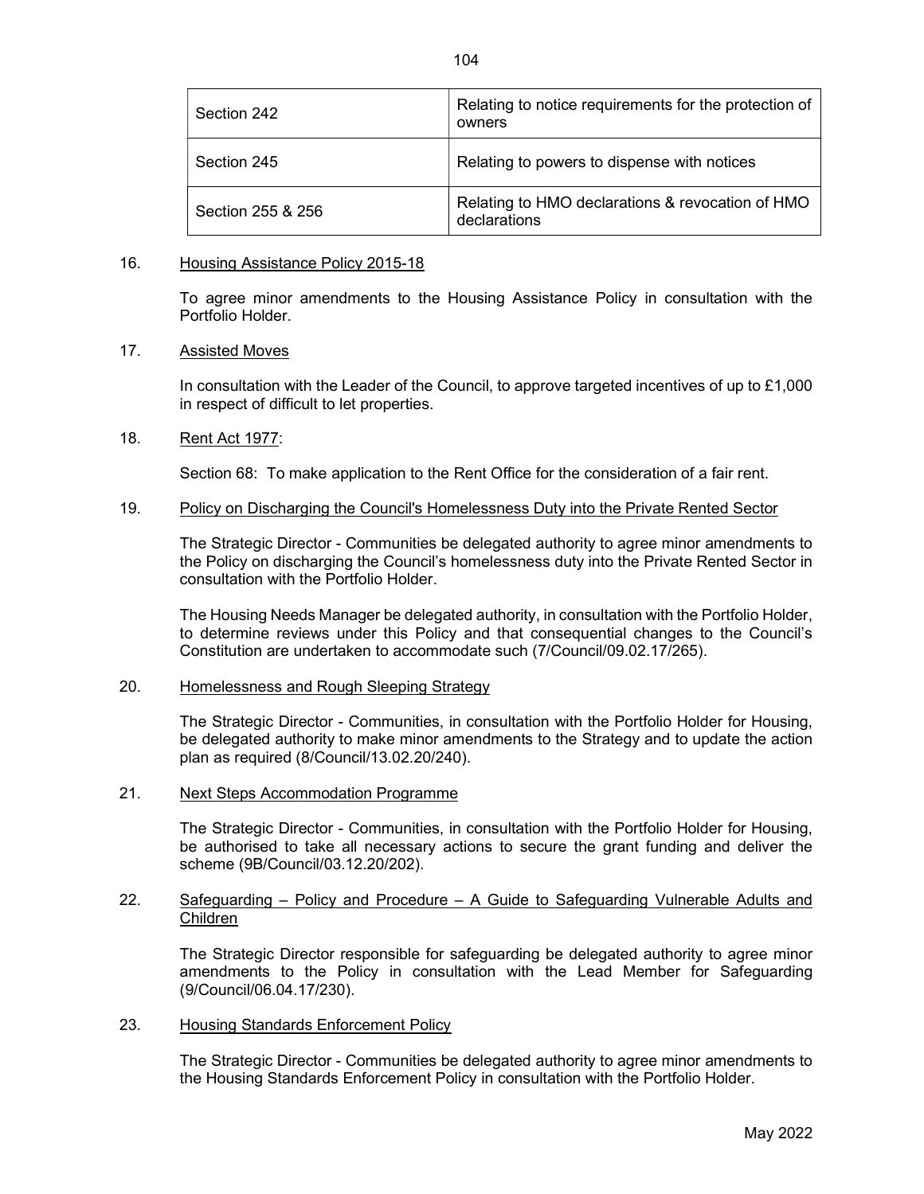| Section 242 | Relating to notice requirements for the protection of owners |
|---|---|
| Section 245 | Relating to powers to dispense with notices |
| Section 255 & 256 | Relating to HMO declarations & revocation of HMO declarations |

16. Housing Assistance Policy 2015-18

    To agree minor amendments to the Housing Assistance Policy in consultation with the Portfolio Holder.

17. Assisted Moves

    In consultation with the Leader of the Council, to approve targeted incentives of up to £1,000 in respect of difficult to let properties.

18. Rent Act 1977:

    Section 68: To make application to the Rent Office for the consideration of a fair rent.

19. Policy on Discharging the Council's Homelessness Duty into the Private Rented Sector

    The Strategic Director - Communities be delegated authority to agree minor amendments to the Policy on discharging the Council's homelessness duty into the Private Rented Sector in consultation with the Portfolio Holder.

    The Housing Needs Manager be delegated authority, in consultation with the Portfolio Holder, to determine reviews under this Policy and that consequential changes to the Council's Constitution are undertaken to accommodate such (7/Council/09.02.17/265).

20. Homelessness and Rough Sleeping Strategy

    The Strategic Director - Communities, in consultation with the Portfolio Holder for Housing, be delegated authority to make minor amendments to the Strategy and to update the action plan as required (8/Council/13.02.20/240).

21. Next Steps Accommodation Programme

    The Strategic Director - Communities, in consultation with the Portfolio Holder for Housing, be authorised to take all necessary actions to secure the grant funding and deliver the scheme (9B/Council/03.12.20/202).

22. Safeguarding – Policy and Procedure – A Guide to Safeguarding Vulnerable Adults and Children

    The Strategic Director responsible for safeguarding be delegated authority to agree minor amendments to the Policy in consultation with the Lead Member for Safeguarding (9/Council/06.04.17/230).

23. Housing Standards Enforcement Policy

    The Strategic Director - Communities be delegated authority to agree minor amendments to the Housing Standards Enforcement Policy in consultation with the Portfolio Holder.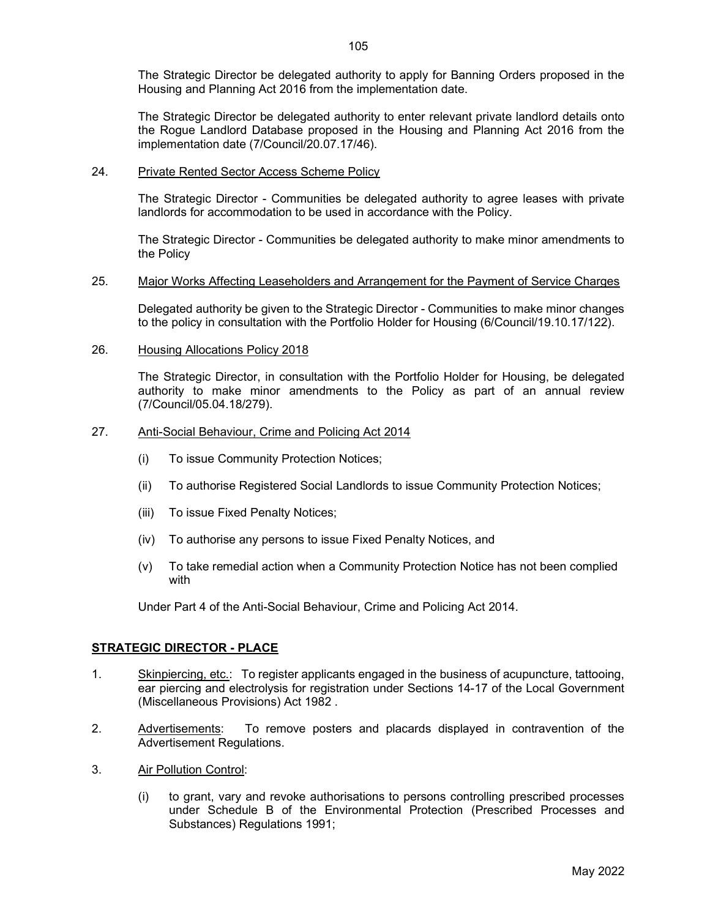The Strategic Director be delegated authority to apply for Banning Orders proposed in the Housing and Planning Act 2016 from the implementation date.

The Strategic Director be delegated authority to enter relevant private landlord details onto the Rogue Landlord Database proposed in the Housing and Planning Act 2016 from the implementation date (7/Council/20.07.17/46).

24. <u>Private Rented Sector Access Scheme Policy</u>

    The Strategic Director - Communities be delegated authority to agree leases with private landlords for accommodation to be used in accordance with the Policy.

    The Strategic Director - Communities be delegated authority to make minor amendments to the Policy

25. <u>Major Works Affecting Leaseholders and Arrangement for the Payment of Service Charges</u>

    Delegated authority be given to the Strategic Director - Communities to make minor changes to the policy in consultation with the Portfolio Holder for Housing (6/Council/19.10.17/122).

26. <u>Housing Allocations Policy 2018</u>

    The Strategic Director, in consultation with the Portfolio Holder for Housing, be delegated authority to make minor amendments to the Policy as part of an annual review (7/Council/05.04.18/279).

27. <u>Anti-Social Behaviour, Crime and Policing Act 2014</u>

    (i) To issue Community Protection Notices;

    (ii) To authorise Registered Social Landlords to issue Community Protection Notices;

    (iii) To issue Fixed Penalty Notices;

    (iv) To authorise any persons to issue Fixed Penalty Notices, and

    (v) To take remedial action when a Community Protection Notice has not been complied with

    Under Part 4 of the Anti-Social Behaviour, Crime and Policing Act 2014.

## STRATEGIC DIRECTOR - PLACE

1. <u>Skinpiercing, etc.</u>: To register applicants engaged in the business of acupuncture, tattooing, ear piercing and electrolysis for registration under Sections 14-17 of the Local Government (Miscellaneous Provisions) Act 1982 .

2. <u>Advertisements</u>: To remove posters and placards displayed in contravention of the Advertisement Regulations.

3. <u>Air Pollution Control</u>:

    (i) to grant, vary and revoke authorisations to persons controlling prescribed processes under Schedule B of the Environmental Protection (Prescribed Processes and Substances) Regulations 1991;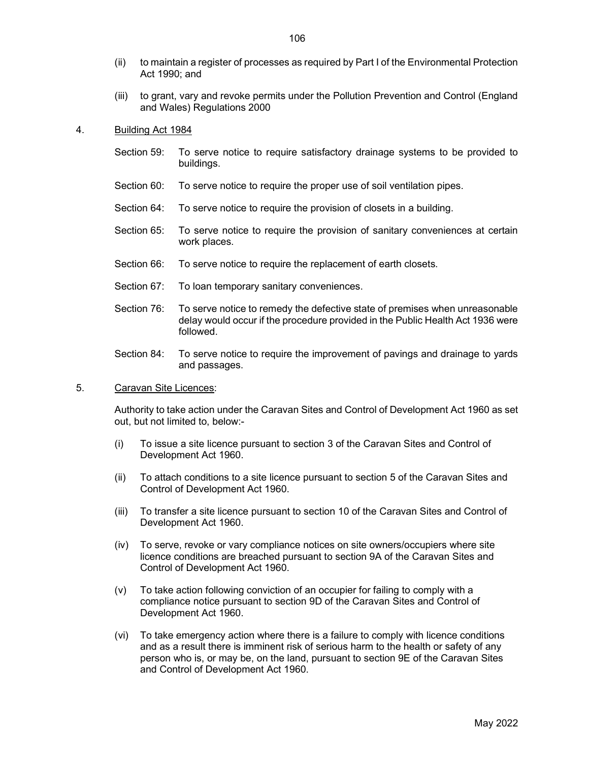(ii) to maintain a register of processes as required by Part I of the Environmental Protection Act 1990; and

(iii) to grant, vary and revoke permits under the Pollution Prevention and Control (England and Wales) Regulations 2000

4. Building Act 1984

Section 59: To serve notice to require satisfactory drainage systems to be provided to buildings.

Section 60: To serve notice to require the proper use of soil ventilation pipes.

Section 64: To serve notice to require the provision of closets in a building.

Section 65: To serve notice to require the provision of sanitary conveniences at certain work places.

Section 66: To serve notice to require the replacement of earth closets.

Section 67: To loan temporary sanitary conveniences.

Section 76: To serve notice to remedy the defective state of premises when unreasonable delay would occur if the procedure provided in the Public Health Act 1936 were followed.

Section 84: To serve notice to require the improvement of pavings and drainage to yards and passages.

5. Caravan Site Licences:

Authority to take action under the Caravan Sites and Control of Development Act 1960 as set out, but not limited to, below:-

(i) To issue a site licence pursuant to section 3 of the Caravan Sites and Control of Development Act 1960.

(ii) To attach conditions to a site licence pursuant to section 5 of the Caravan Sites and Control of Development Act 1960.

(iii) To transfer a site licence pursuant to section 10 of the Caravan Sites and Control of Development Act 1960.

(iv) To serve, revoke or vary compliance notices on site owners/occupiers where site licence conditions are breached pursuant to section 9A of the Caravan Sites and Control of Development Act 1960.

(v) To take action following conviction of an occupier for failing to comply with a compliance notice pursuant to section 9D of the Caravan Sites and Control of Development Act 1960.

(vi) To take emergency action where there is a failure to comply with licence conditions and as a result there is imminent risk of serious harm to the health or safety of any person who is, or may be, on the land, pursuant to section 9E of the Caravan Sites and Control of Development Act 1960.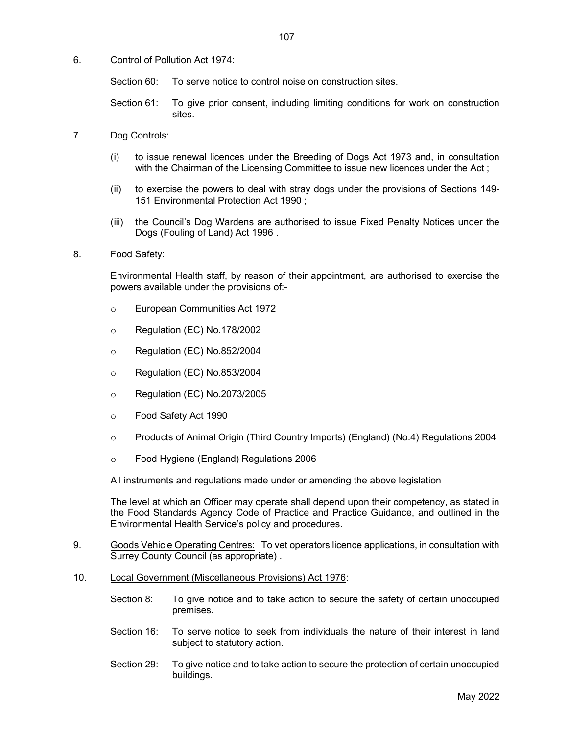6. Control of Pollution Act 1974:

Section 60: To serve notice to control noise on construction sites.

Section 61: To give prior consent, including limiting conditions for work on construction sites.

7. Dog Controls:

(i) to issue renewal licences under the Breeding of Dogs Act 1973 and, in consultation with the Chairman of the Licensing Committee to issue new licences under the Act ;

(ii) to exercise the powers to deal with stray dogs under the provisions of Sections 149-151 Environmental Protection Act 1990 ;

(iii) the Council's Dog Wardens are authorised to issue Fixed Penalty Notices under the Dogs (Fouling of Land) Act 1996 .

8. Food Safety:

Environmental Health staff, by reason of their appointment, are authorised to exercise the powers available under the provisions of:-

- European Communities Act 1972
- Regulation (EC) No.178/2002
- Regulation (EC) No.852/2004
- Regulation (EC) No.853/2004
- Regulation (EC) No.2073/2005
- Food Safety Act 1990
- Products of Animal Origin (Third Country Imports) (England) (No.4) Regulations 2004
- Food Hygiene (England) Regulations 2006

All instruments and regulations made under or amending the above legislation

The level at which an Officer may operate shall depend upon their competency, as stated in the Food Standards Agency Code of Practice and Practice Guidance, and outlined in the Environmental Health Service's policy and procedures.

9. Goods Vehicle Operating Centres: To vet operators licence applications, in consultation with Surrey County Council (as appropriate) .

10. Local Government (Miscellaneous Provisions) Act 1976:

Section 8: To give notice and to take action to secure the safety of certain unoccupied premises.

Section 16: To serve notice to seek from individuals the nature of their interest in land subject to statutory action.

Section 29: To give notice and to take action to secure the protection of certain unoccupied buildings.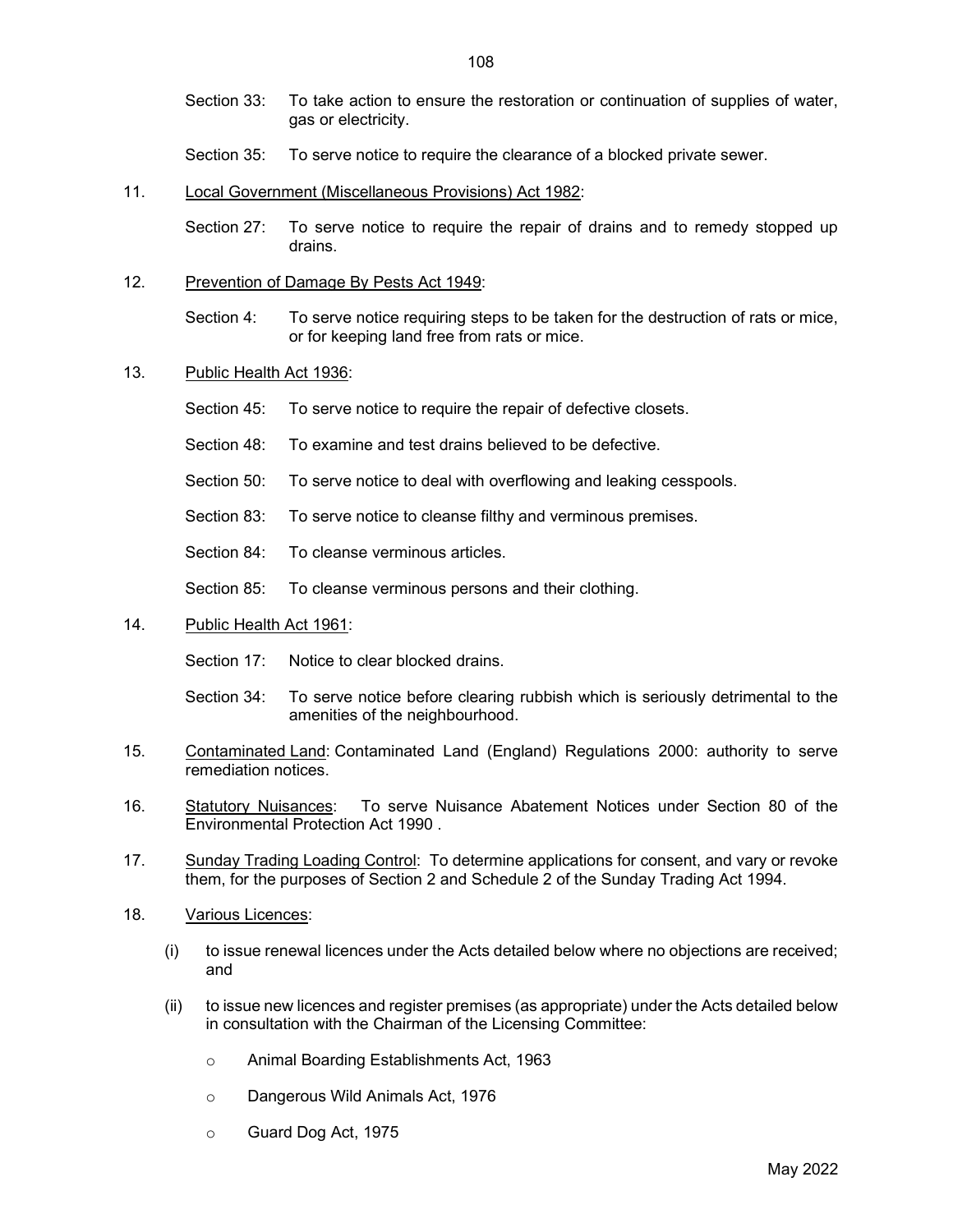Section 33: To take action to ensure the restoration or continuation of supplies of water, gas or electricity.

Section 35: To serve notice to require the clearance of a blocked private sewer.

11. Local Government (Miscellaneous Provisions) Act 1982:

Section 27: To serve notice to require the repair of drains and to remedy stopped up drains.

12. Prevention of Damage By Pests Act 1949:

Section 4: To serve notice requiring steps to be taken for the destruction of rats or mice, or for keeping land free from rats or mice.

13. Public Health Act 1936:

Section 45: To serve notice to require the repair of defective closets.

Section 48: To examine and test drains believed to be defective.

Section 50: To serve notice to deal with overflowing and leaking cesspools.

Section 83: To serve notice to cleanse filthy and verminous premises.

Section 84: To cleanse verminous articles.

Section 85: To cleanse verminous persons and their clothing.

14. Public Health Act 1961:

Section 17: Notice to clear blocked drains.

Section 34: To serve notice before clearing rubbish which is seriously detrimental to the amenities of the neighbourhood.

15. Contaminated Land: Contaminated Land (England) Regulations 2000: authority to serve remediation notices.

16. Statutory Nuisances: To serve Nuisance Abatement Notices under Section 80 of the Environmental Protection Act 1990 .

17. Sunday Trading Loading Control: To determine applications for consent, and vary or revoke them, for the purposes of Section 2 and Schedule 2 of the Sunday Trading Act 1994.

18. Various Licences:

(i) to issue renewal licences under the Acts detailed below where no objections are received; and

(ii) to issue new licences and register premises (as appropriate) under the Acts detailed below in consultation with the Chairman of the Licensing Committee:

- Animal Boarding Establishments Act, 1963
- Dangerous Wild Animals Act, 1976
- Guard Dog Act, 1975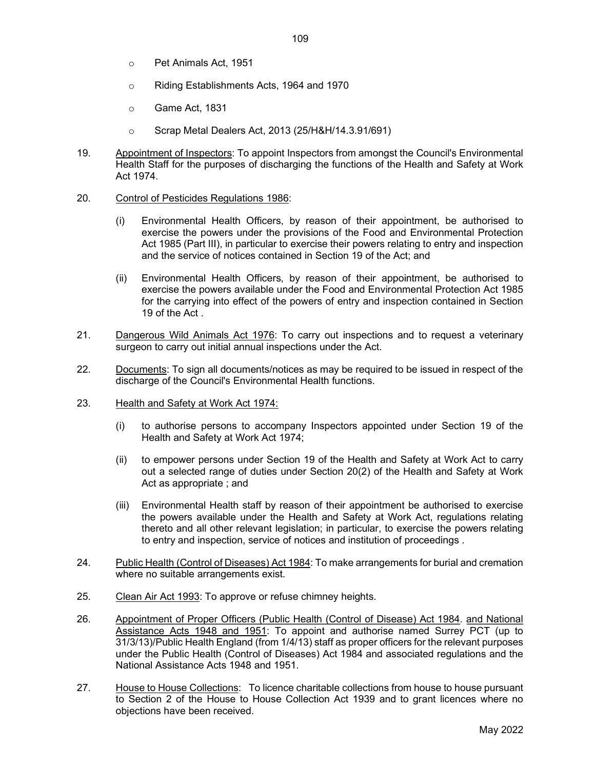- Pet Animals Act, 1951
- Riding Establishments Acts, 1964 and 1970
- Game Act, 1831
- Scrap Metal Dealers Act, 2013 (25/H&H/14.3.91/691)

19. Appointment of Inspectors: To appoint Inspectors from amongst the Council's Environmental Health Staff for the purposes of discharging the functions of the Health and Safety at Work Act 1974.

20. Control of Pesticides Regulations 1986:

    (i) Environmental Health Officers, by reason of their appointment, be authorised to exercise the powers under the provisions of the Food and Environmental Protection Act 1985 (Part III), in particular to exercise their powers relating to entry and inspection and the service of notices contained in Section 19 of the Act; and

    (ii) Environmental Health Officers, by reason of their appointment, be authorised to exercise the powers available under the Food and Environmental Protection Act 1985 for the carrying into effect of the powers of entry and inspection contained in Section 19 of the Act .

21. Dangerous Wild Animals Act 1976: To carry out inspections and to request a veterinary surgeon to carry out initial annual inspections under the Act.

22. Documents: To sign all documents/notices as may be required to be issued in respect of the discharge of the Council's Environmental Health functions.

23. Health and Safety at Work Act 1974:

    (i) to authorise persons to accompany Inspectors appointed under Section 19 of the Health and Safety at Work Act 1974;

    (ii) to empower persons under Section 19 of the Health and Safety at Work Act to carry out a selected range of duties under Section 20(2) of the Health and Safety at Work Act as appropriate ; and

    (iii) Environmental Health staff by reason of their appointment be authorised to exercise the powers available under the Health and Safety at Work Act, regulations relating thereto and all other relevant legislation; in particular, to exercise the powers relating to entry and inspection, service of notices and institution of proceedings .

24. Public Health (Control of Diseases) Act 1984: To make arrangements for burial and cremation where no suitable arrangements exist.

25. Clean Air Act 1993: To approve or refuse chimney heights.

26. Appointment of Proper Officers (Public Health (Control of Disease) Act 1984. and National Assistance Acts 1948 and 1951: To appoint and authorise named Surrey PCT (up to 31/3/13)/Public Health England (from 1/4/13) staff as proper officers for the relevant purposes under the Public Health (Control of Diseases) Act 1984 and associated regulations and the National Assistance Acts 1948 and 1951.

27. House to House Collections: To licence charitable collections from house to house pursuant to Section 2 of the House to House Collection Act 1939 and to grant licences where no objections have been received.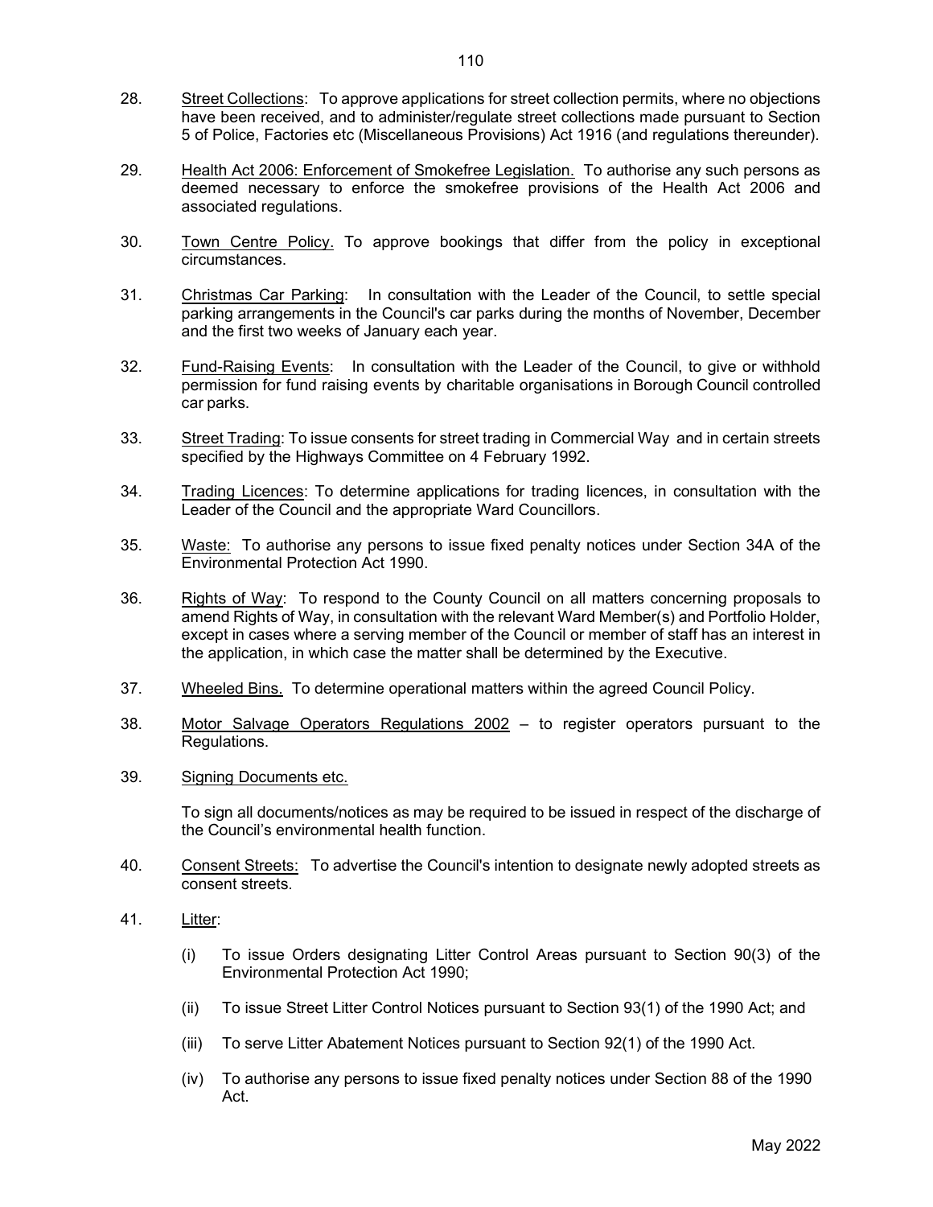28. Street Collections: To approve applications for street collection permits, where no objections have been received, and to administer/regulate street collections made pursuant to Section 5 of Police, Factories etc (Miscellaneous Provisions) Act 1916 (and regulations thereunder).

29. Health Act 2006: Enforcement of Smokefree Legislation. To authorise any such persons as deemed necessary to enforce the smokefree provisions of the Health Act 2006 and associated regulations.

30. Town Centre Policy. To approve bookings that differ from the policy in exceptional circumstances.

31. Christmas Car Parking: In consultation with the Leader of the Council, to settle special parking arrangements in the Council's car parks during the months of November, December and the first two weeks of January each year.

32. Fund-Raising Events: In consultation with the Leader of the Council, to give or withhold permission for fund raising events by charitable organisations in Borough Council controlled car parks.

33. Street Trading: To issue consents for street trading in Commercial Way and in certain streets specified by the Highways Committee on 4 February 1992.

34. Trading Licences: To determine applications for trading licences, in consultation with the Leader of the Council and the appropriate Ward Councillors.

35. Waste: To authorise any persons to issue fixed penalty notices under Section 34A of the Environmental Protection Act 1990.

36. Rights of Way: To respond to the County Council on all matters concerning proposals to amend Rights of Way, in consultation with the relevant Ward Member(s) and Portfolio Holder, except in cases where a serving member of the Council or member of staff has an interest in the application, in which case the matter shall be determined by the Executive.

37. Wheeled Bins. To determine operational matters within the agreed Council Policy.

38. Motor Salvage Operators Regulations 2002 – to register operators pursuant to the Regulations.

39. Signing Documents etc.

    To sign all documents/notices as may be required to be issued in respect of the discharge of the Council's environmental health function.

40. Consent Streets: To advertise the Council's intention to designate newly adopted streets as consent streets.

41. Litter:

    (i) To issue Orders designating Litter Control Areas pursuant to Section 90(3) of the Environmental Protection Act 1990;

    (ii) To issue Street Litter Control Notices pursuant to Section 93(1) of the 1990 Act; and

    (iii) To serve Litter Abatement Notices pursuant to Section 92(1) of the 1990 Act.

    (iv) To authorise any persons to issue fixed penalty notices under Section 88 of the 1990 Act.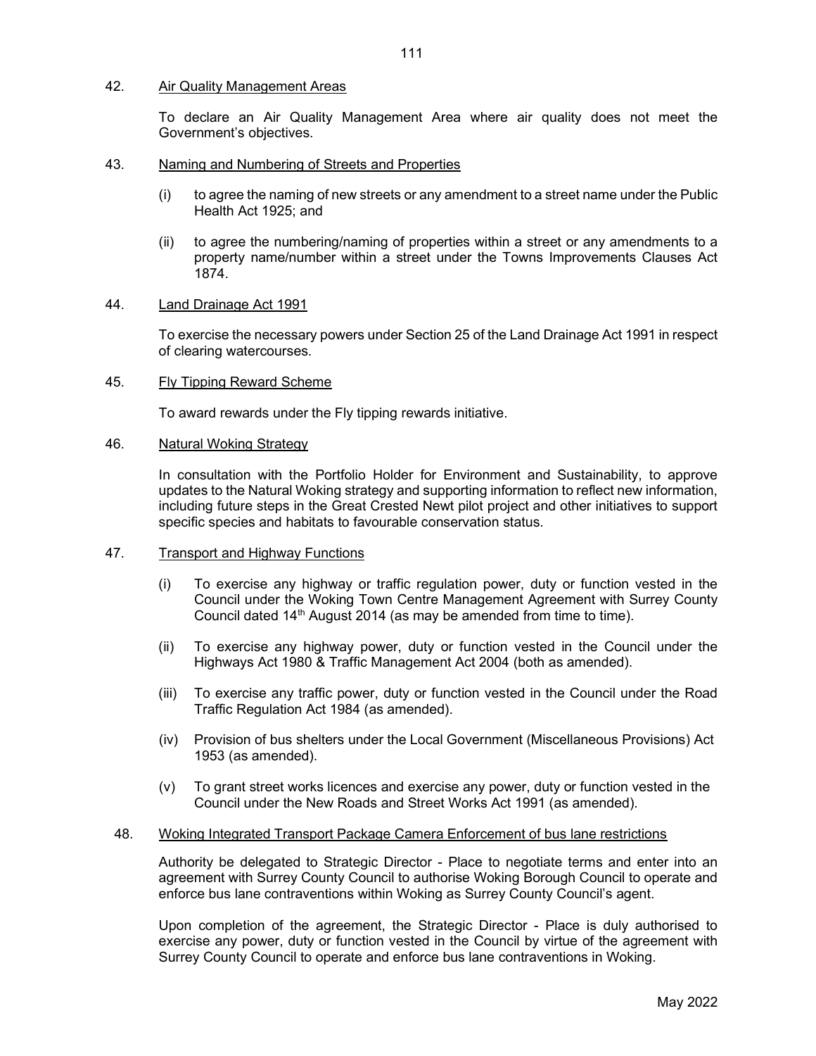42. <u>Air Quality Management Areas</u>

To declare an Air Quality Management Area where air quality does not meet the Government's objectives.

43. <u>Naming and Numbering of Streets and Properties</u>

(i) to agree the naming of new streets or any amendment to a street name under the Public Health Act 1925; and

(ii) to agree the numbering/naming of properties within a street or any amendments to a property name/number within a street under the Towns Improvements Clauses Act 1874.

44. <u>Land Drainage Act 1991</u>

To exercise the necessary powers under Section 25 of the Land Drainage Act 1991 in respect of clearing watercourses.

45. <u>Fly Tipping Reward Scheme</u>

To award rewards under the Fly tipping rewards initiative.

46. <u>Natural Woking Strategy</u>

In consultation with the Portfolio Holder for Environment and Sustainability, to approve updates to the Natural Woking strategy and supporting information to reflect new information, including future steps in the Great Crested Newt pilot project and other initiatives to support specific species and habitats to favourable conservation status.

47. <u>Transport and Highway Functions</u>

(i) To exercise any highway or traffic regulation power, duty or function vested in the Council under the Woking Town Centre Management Agreement with Surrey County Council dated 14th August 2014 (as may be amended from time to time).

(ii) To exercise any highway power, duty or function vested in the Council under the Highways Act 1980 & Traffic Management Act 2004 (both as amended).

(iii) To exercise any traffic power, duty or function vested in the Council under the Road Traffic Regulation Act 1984 (as amended).

(iv) Provision of bus shelters under the Local Government (Miscellaneous Provisions) Act 1953 (as amended).

(v) To grant street works licences and exercise any power, duty or function vested in the Council under the New Roads and Street Works Act 1991 (as amended).

48. <u>Woking Integrated Transport Package Camera Enforcement of bus lane restrictions</u>

Authority be delegated to Strategic Director - Place to negotiate terms and enter into an agreement with Surrey County Council to authorise Woking Borough Council to operate and enforce bus lane contraventions within Woking as Surrey County Council's agent.

Upon completion of the agreement, the Strategic Director - Place is duly authorised to exercise any power, duty or function vested in the Council by virtue of the agreement with Surrey County Council to operate and enforce bus lane contraventions in Woking.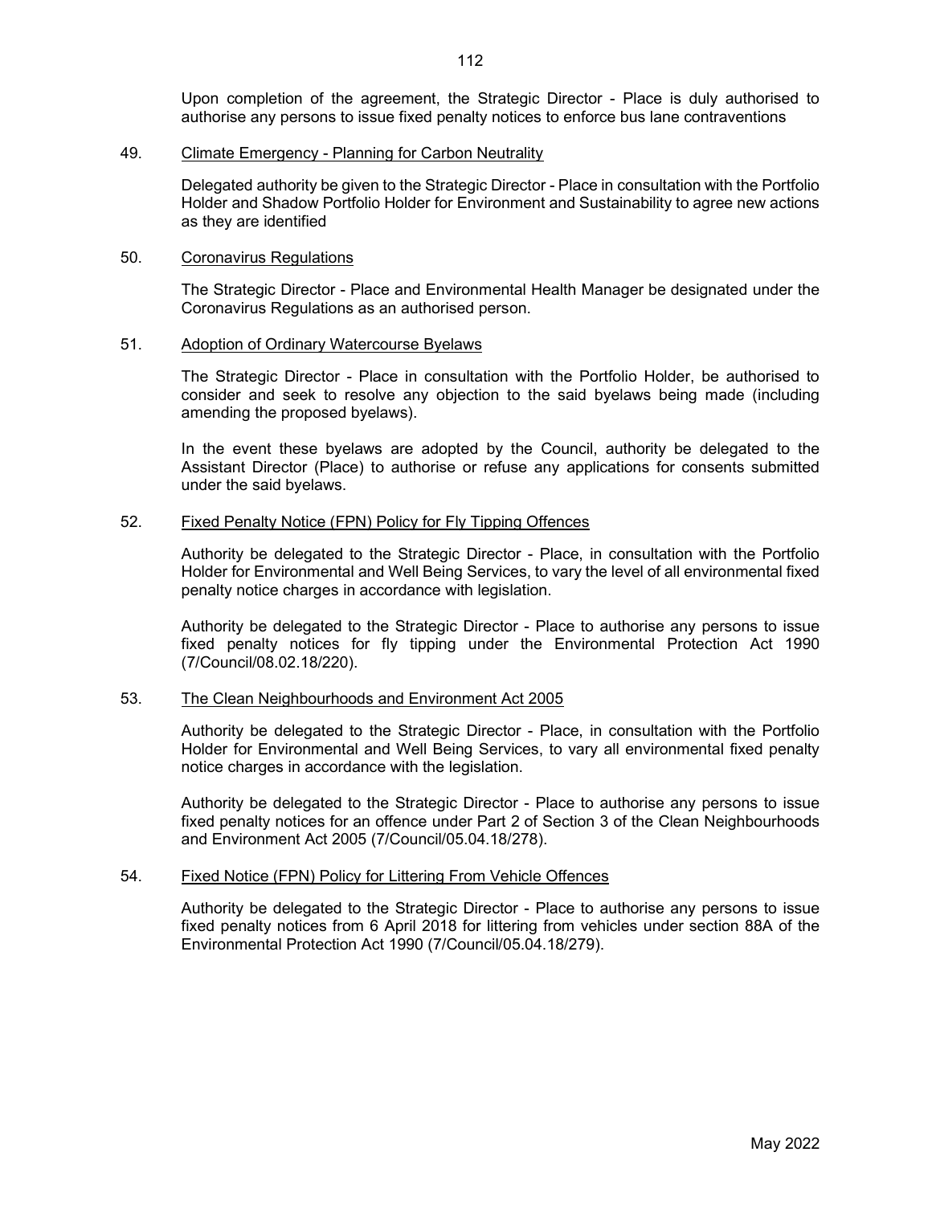Upon completion of the agreement, the Strategic Director - Place is duly authorised to authorise any persons to issue fixed penalty notices to enforce bus lane contraventions

49. <u>Climate Emergency - Planning for Carbon Neutrality</u>

Delegated authority be given to the Strategic Director - Place in consultation with the Portfolio Holder and Shadow Portfolio Holder for Environment and Sustainability to agree new actions as they are identified

50. <u>Coronavirus Regulations</u>

The Strategic Director - Place and Environmental Health Manager be designated under the Coronavirus Regulations as an authorised person.

51. <u>Adoption of Ordinary Watercourse Byelaws</u>

The Strategic Director - Place in consultation with the Portfolio Holder, be authorised to consider and seek to resolve any objection to the said byelaws being made (including amending the proposed byelaws).

In the event these byelaws are adopted by the Council, authority be delegated to the Assistant Director (Place) to authorise or refuse any applications for consents submitted under the said byelaws.

52. <u>Fixed Penalty Notice (FPN) Policy for Fly Tipping Offences</u>

Authority be delegated to the Strategic Director - Place, in consultation with the Portfolio Holder for Environmental and Well Being Services, to vary the level of all environmental fixed penalty notice charges in accordance with legislation.

Authority be delegated to the Strategic Director - Place to authorise any persons to issue fixed penalty notices for fly tipping under the Environmental Protection Act 1990 (7/Council/08.02.18/220).

53. <u>The Clean Neighbourhoods and Environment Act 2005</u>

Authority be delegated to the Strategic Director - Place, in consultation with the Portfolio Holder for Environmental and Well Being Services, to vary all environmental fixed penalty notice charges in accordance with the legislation.

Authority be delegated to the Strategic Director - Place to authorise any persons to issue fixed penalty notices for an offence under Part 2 of Section 3 of the Clean Neighbourhoods and Environment Act 2005 (7/Council/05.04.18/278).

54. <u>Fixed Notice (FPN) Policy for Littering From Vehicle Offences</u>

Authority be delegated to the Strategic Director - Place to authorise any persons to issue fixed penalty notices from 6 April 2018 for littering from vehicles under section 88A of the Environmental Protection Act 1990 (7/Council/05.04.18/279).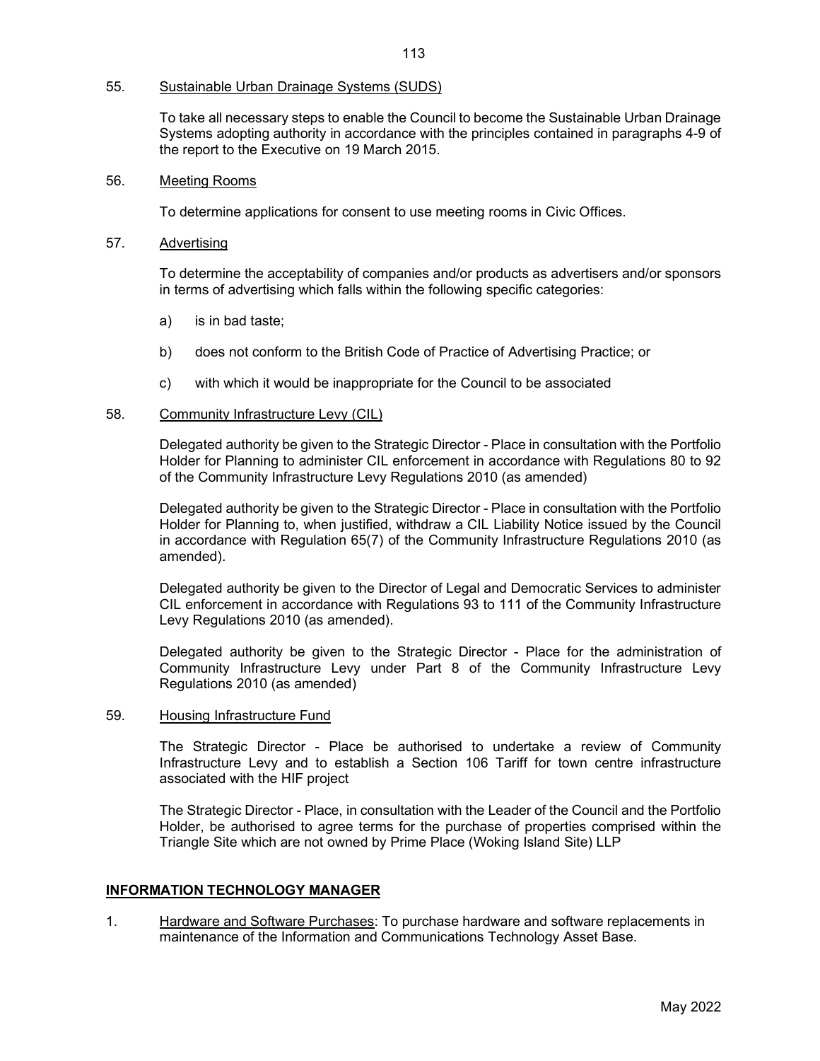55. Sustainable Urban Drainage Systems (SUDS)

To take all necessary steps to enable the Council to become the Sustainable Urban Drainage Systems adopting authority in accordance with the principles contained in paragraphs 4-9 of the report to the Executive on 19 March 2015.

56. Meeting Rooms

To determine applications for consent to use meeting rooms in Civic Offices.

57. Advertising

To determine the acceptability of companies and/or products as advertisers and/or sponsors in terms of advertising which falls within the following specific categories:

a) is in bad taste;

b) does not conform to the British Code of Practice of Advertising Practice; or

c) with which it would be inappropriate for the Council to be associated

58. Community Infrastructure Levy (CIL)

Delegated authority be given to the Strategic Director - Place in consultation with the Portfolio Holder for Planning to administer CIL enforcement in accordance with Regulations 80 to 92 of the Community Infrastructure Levy Regulations 2010 (as amended)

Delegated authority be given to the Strategic Director - Place in consultation with the Portfolio Holder for Planning to, when justified, withdraw a CIL Liability Notice issued by the Council in accordance with Regulation 65(7) of the Community Infrastructure Regulations 2010 (as amended).

Delegated authority be given to the Director of Legal and Democratic Services to administer CIL enforcement in accordance with Regulations 93 to 111 of the Community Infrastructure Levy Regulations 2010 (as amended).

Delegated authority be given to the Strategic Director - Place for the administration of Community Infrastructure Levy under Part 8 of the Community Infrastructure Levy Regulations 2010 (as amended)

59. Housing Infrastructure Fund

The Strategic Director - Place be authorised to undertake a review of Community Infrastructure Levy and to establish a Section 106 Tariff for town centre infrastructure associated with the HIF project

The Strategic Director - Place, in consultation with the Leader of the Council and the Portfolio Holder, be authorised to agree terms for the purchase of properties comprised within the Triangle Site which are not owned by Prime Place (Woking Island Site) LLP

## INFORMATION TECHNOLOGY MANAGER

1. Hardware and Software Purchases: To purchase hardware and software replacements in maintenance of the Information and Communications Technology Asset Base.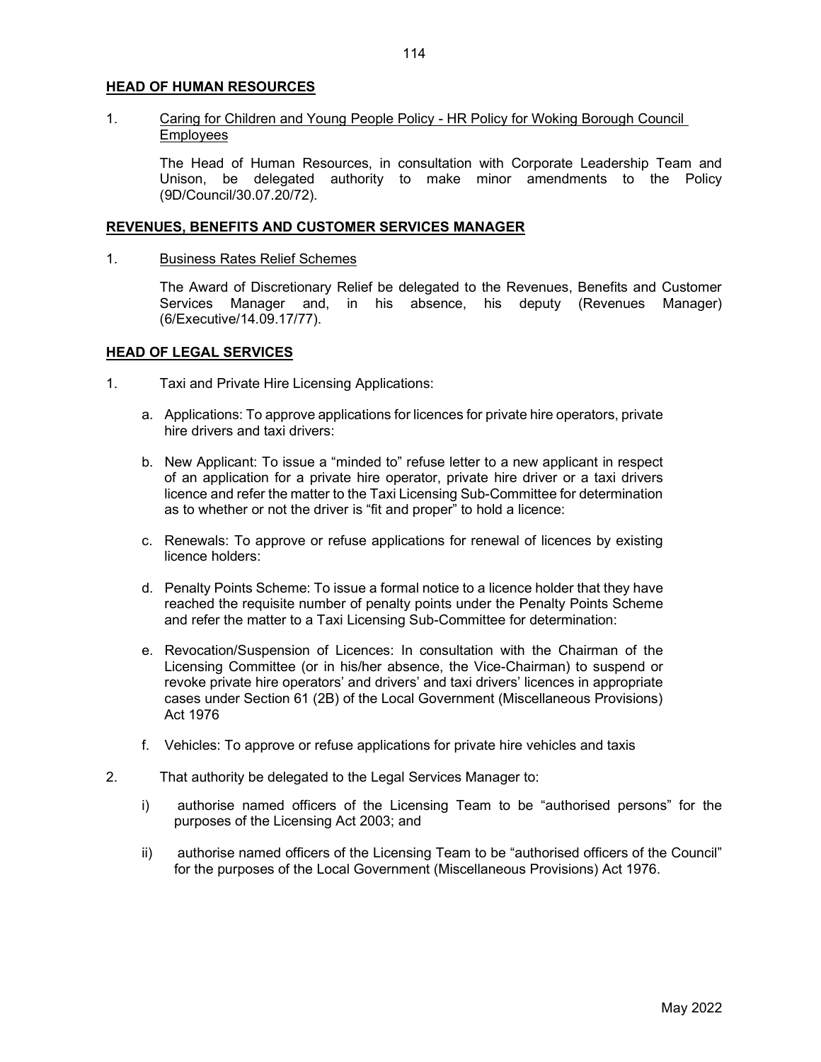## HEAD OF HUMAN RESOURCES

1. Caring for Children and Young People Policy - HR Policy for Woking Borough Council Employees

   The Head of Human Resources, in consultation with Corporate Leadership Team and Unison, be delegated authority to make minor amendments to the Policy (9D/Council/30.07.20/72).

## REVENUES, BENEFITS AND CUSTOMER SERVICES MANAGER

1. Business Rates Relief Schemes

   The Award of Discretionary Relief be delegated to the Revenues, Benefits and Customer Services Manager and, in his absence, his deputy (Revenues Manager) (6/Executive/14.09.17/77).

## HEAD OF LEGAL SERVICES

1. Taxi and Private Hire Licensing Applications:

   a. Applications: To approve applications for licences for private hire operators, private hire drivers and taxi drivers:

   b. New Applicant: To issue a "minded to" refuse letter to a new applicant in respect of an application for a private hire operator, private hire driver or a taxi drivers licence and refer the matter to the Taxi Licensing Sub-Committee for determination as to whether or not the driver is "fit and proper" to hold a licence:

   c. Renewals: To approve or refuse applications for renewal of licences by existing licence holders:

   d. Penalty Points Scheme: To issue a formal notice to a licence holder that they have reached the requisite number of penalty points under the Penalty Points Scheme and refer the matter to a Taxi Licensing Sub-Committee for determination:

   e. Revocation/Suspension of Licences: In consultation with the Chairman of the Licensing Committee (or in his/her absence, the Vice-Chairman) to suspend or revoke private hire operators' and drivers' and taxi drivers' licences in appropriate cases under Section 61 (2B) of the Local Government (Miscellaneous Provisions) Act 1976

   f. Vehicles: To approve or refuse applications for private hire vehicles and taxis

2. That authority be delegated to the Legal Services Manager to:

   i) authorise named officers of the Licensing Team to be "authorised persons" for the purposes of the Licensing Act 2003; and

   ii) authorise named officers of the Licensing Team to be "authorised officers of the Council" for the purposes of the Local Government (Miscellaneous Provisions) Act 1976.

May 2022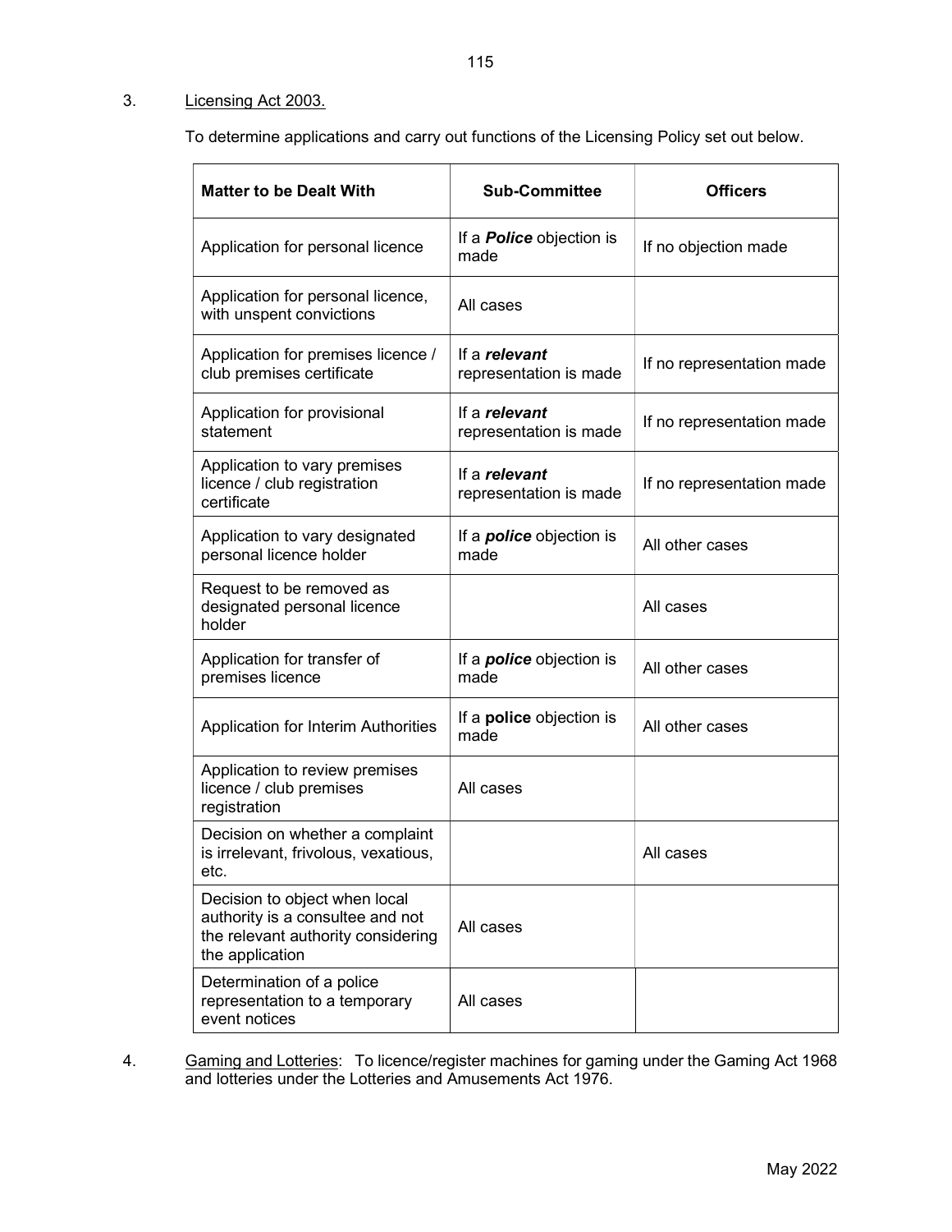3. Licensing Act 2003.

To determine applications and carry out functions of the Licensing Policy set out below.

| Matter to be Dealt With | Sub-Committee | Officers |
| --- | --- | --- |
| Application for personal licence | If a ***Police*** objection is made | If no objection made |
| Application for personal licence, with unspent convictions | All cases | |
| Application for premises licence / club premises certificate | If a ***relevant*** representation is made | If no representation made |
| Application for provisional statement | If a ***relevant*** representation is made | If no representation made |
| Application to vary premises licence / club registration certificate | If a ***relevant*** representation is made | If no representation made |
| Application to vary designated personal licence holder | If a ***police*** objection is made | All other cases |
| Request to be removed as designated personal licence holder | | All cases |
| Application for transfer of premises licence | If a ***police*** objection is made | All other cases |
| Application for Interim Authorities | If a **police** objection is made | All other cases |
| Application to review premises licence / club premises registration | All cases | |
| Decision on whether a complaint is irrelevant, frivolous, vexatious, etc. | | All cases |
| Decision to object when local authority is a consultee and not the relevant authority considering the application | All cases | |
| Determination of a police representation to a temporary event notices | All cases | |

4. Gaming and Lotteries: To licence/register machines for gaming under the Gaming Act 1968 and lotteries under the Lotteries and Amusements Act 1976.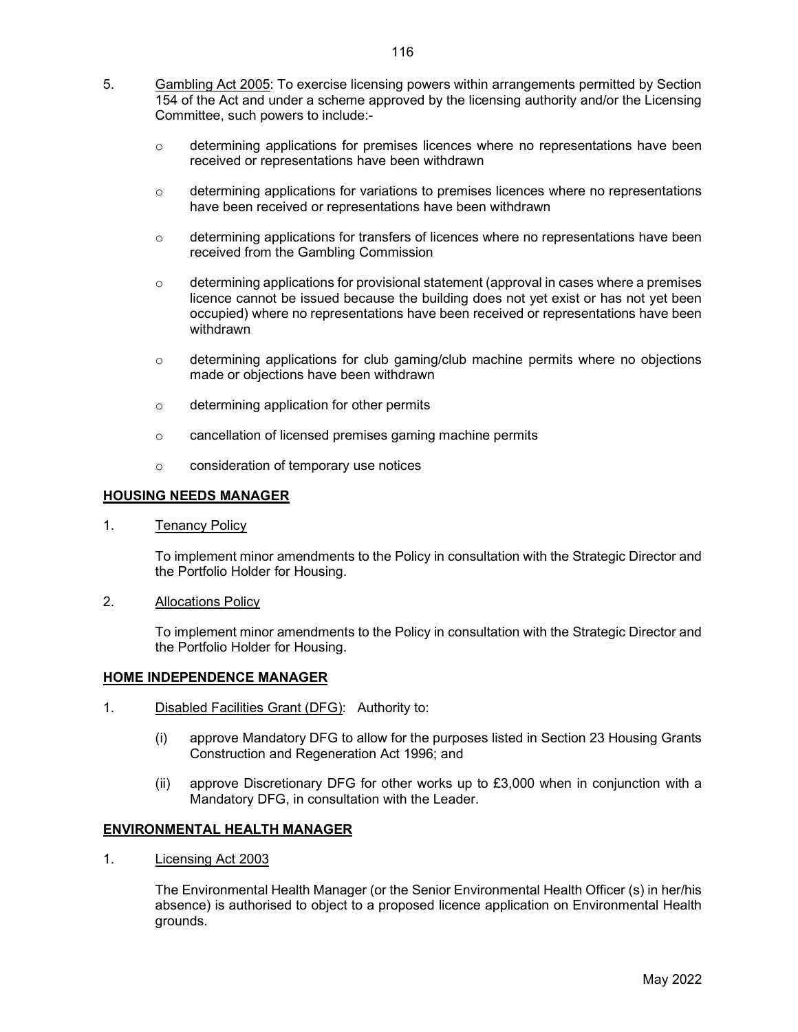5. Gambling Act 2005: To exercise licensing powers within arrangements permitted by Section 154 of the Act and under a scheme approved by the licensing authority and/or the Licensing Committee, such powers to include:-

   - determining applications for premises licences where no representations have been received or representations have been withdrawn
   - determining applications for variations to premises licences where no representations have been received or representations have been withdrawn
   - determining applications for transfers of licences where no representations have been received from the Gambling Commission
   - determining applications for provisional statement (approval in cases where a premises licence cannot be issued because the building does not yet exist or has not yet been occupied) where no representations have been received or representations have been withdrawn
   - determining applications for club gaming/club machine permits where no objections made or objections have been withdrawn
   - determining application for other permits
   - cancellation of licensed premises gaming machine permits
   - consideration of temporary use notices

**HOUSING NEEDS MANAGER**

1. Tenancy Policy

   To implement minor amendments to the Policy in consultation with the Strategic Director and the Portfolio Holder for Housing.

2. Allocations Policy

   To implement minor amendments to the Policy in consultation with the Strategic Director and the Portfolio Holder for Housing.

**HOME INDEPENDENCE MANAGER**

1. Disabled Facilities Grant (DFG): Authority to:

   (i) approve Mandatory DFG to allow for the purposes listed in Section 23 Housing Grants Construction and Regeneration Act 1996; and

   (ii) approve Discretionary DFG for other works up to £3,000 when in conjunction with a Mandatory DFG, in consultation with the Leader.

**ENVIRONMENTAL HEALTH MANAGER**

1. Licensing Act 2003

   The Environmental Health Manager (or the Senior Environmental Health Officer (s) in her/his absence) is authorised to object to a proposed licence application on Environmental Health grounds.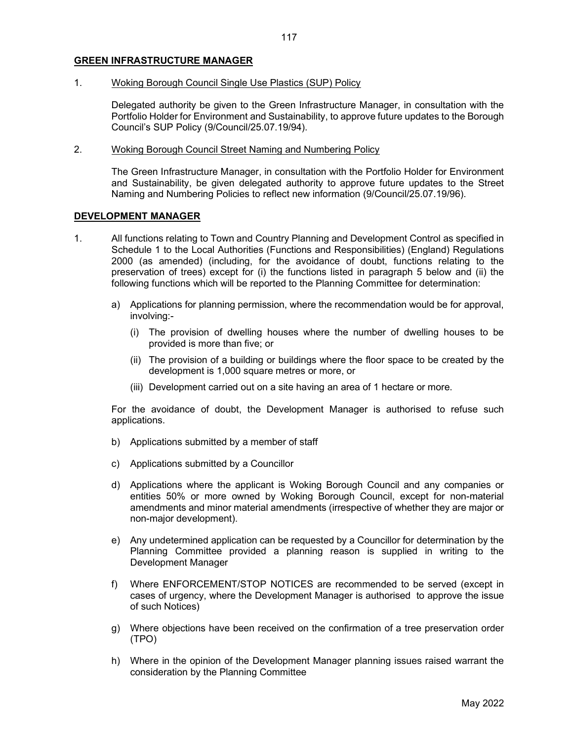## GREEN INFRASTRUCTURE MANAGER

1. Woking Borough Council Single Use Plastics (SUP) Policy

   Delegated authority be given to the Green Infrastructure Manager, in consultation with the Portfolio Holder for Environment and Sustainability, to approve future updates to the Borough Council's SUP Policy (9/Council/25.07.19/94).

2. Woking Borough Council Street Naming and Numbering Policy

   The Green Infrastructure Manager, in consultation with the Portfolio Holder for Environment and Sustainability, be given delegated authority to approve future updates to the Street Naming and Numbering Policies to reflect new information (9/Council/25.07.19/96).

## DEVELOPMENT MANAGER

1. All functions relating to Town and Country Planning and Development Control as specified in Schedule 1 to the Local Authorities (Functions and Responsibilities) (England) Regulations 2000 (as amended) (including, for the avoidance of doubt, functions relating to the preservation of trees) except for (i) the functions listed in paragraph 5 below and (ii) the following functions which will be reported to the Planning Committee for determination:

   a) Applications for planning permission, where the recommendation would be for approval, involving:-

      (i) The provision of dwelling houses where the number of dwelling houses to be provided is more than five; or

      (ii) The provision of a building or buildings where the floor space to be created by the development is 1,000 square metres or more, or

      (iii) Development carried out on a site having an area of 1 hectare or more.

   For the avoidance of doubt, the Development Manager is authorised to refuse such applications.

   b) Applications submitted by a member of staff

   c) Applications submitted by a Councillor

   d) Applications where the applicant is Woking Borough Council and any companies or entities 50% or more owned by Woking Borough Council, except for non-material amendments and minor material amendments (irrespective of whether they are major or non-major development).

   e) Any undetermined application can be requested by a Councillor for determination by the Planning Committee provided a planning reason is supplied in writing to the Development Manager

   f) Where ENFORCEMENT/STOP NOTICES are recommended to be served (except in cases of urgency, where the Development Manager is authorised to approve the issue of such Notices)

   g) Where objections have been received on the confirmation of a tree preservation order (TPO)

   h) Where in the opinion of the Development Manager planning issues raised warrant the consideration by the Planning Committee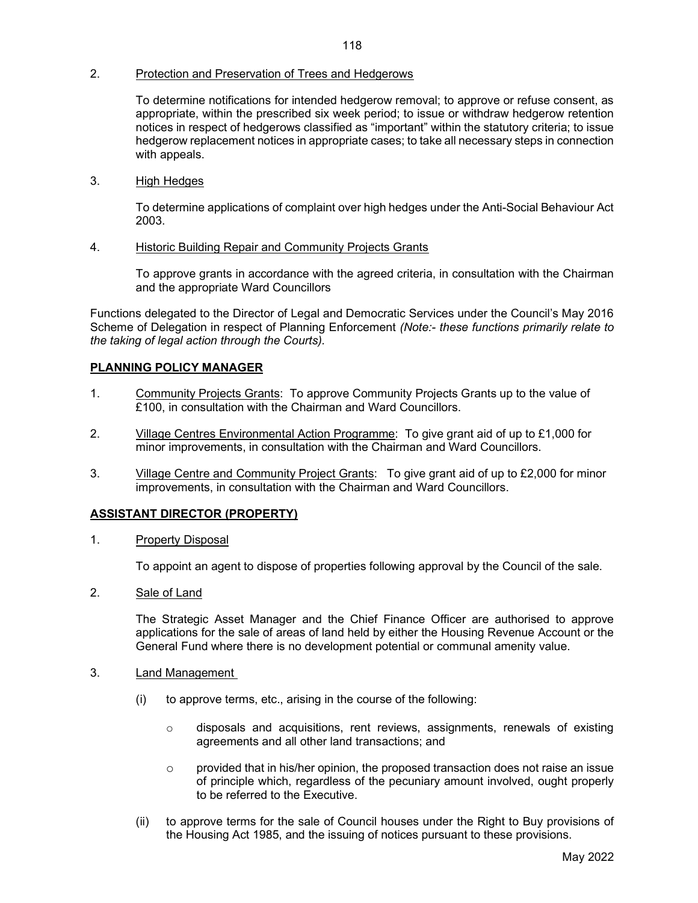2. Protection and Preservation of Trees and Hedgerows

   To determine notifications for intended hedgerow removal; to approve or refuse consent, as appropriate, within the prescribed six week period; to issue or withdraw hedgerow retention notices in respect of hedgerows classified as "important" within the statutory criteria; to issue hedgerow replacement notices in appropriate cases; to take all necessary steps in connection with appeals.

3. High Hedges

   To determine applications of complaint over high hedges under the Anti-Social Behaviour Act 2003.

4. Historic Building Repair and Community Projects Grants

   To approve grants in accordance with the agreed criteria, in consultation with the Chairman and the appropriate Ward Councillors

Functions delegated to the Director of Legal and Democratic Services under the Council's May 2016 Scheme of Delegation in respect of Planning Enforcement *(Note:- these functions primarily relate to the taking of legal action through the Courts).*

## PLANNING POLICY MANAGER

1. Community Projects Grants: To approve Community Projects Grants up to the value of £100, in consultation with the Chairman and Ward Councillors.

2. Village Centres Environmental Action Programme: To give grant aid of up to £1,000 for minor improvements, in consultation with the Chairman and Ward Councillors.

3. Village Centre and Community Project Grants: To give grant aid of up to £2,000 for minor improvements, in consultation with the Chairman and Ward Councillors.

## ASSISTANT DIRECTOR (PROPERTY)

1. Property Disposal

   To appoint an agent to dispose of properties following approval by the Council of the sale.

2. Sale of Land

   The Strategic Asset Manager and the Chief Finance Officer are authorised to approve applications for the sale of areas of land held by either the Housing Revenue Account or the General Fund where there is no development potential or communal amenity value.

3. Land Management

   (i) to approve terms, etc., arising in the course of the following:

   - disposals and acquisitions, rent reviews, assignments, renewals of existing agreements and all other land transactions; and

   - provided that in his/her opinion, the proposed transaction does not raise an issue of principle which, regardless of the pecuniary amount involved, ought properly to be referred to the Executive.

   (ii) to approve terms for the sale of Council houses under the Right to Buy provisions of the Housing Act 1985, and the issuing of notices pursuant to these provisions.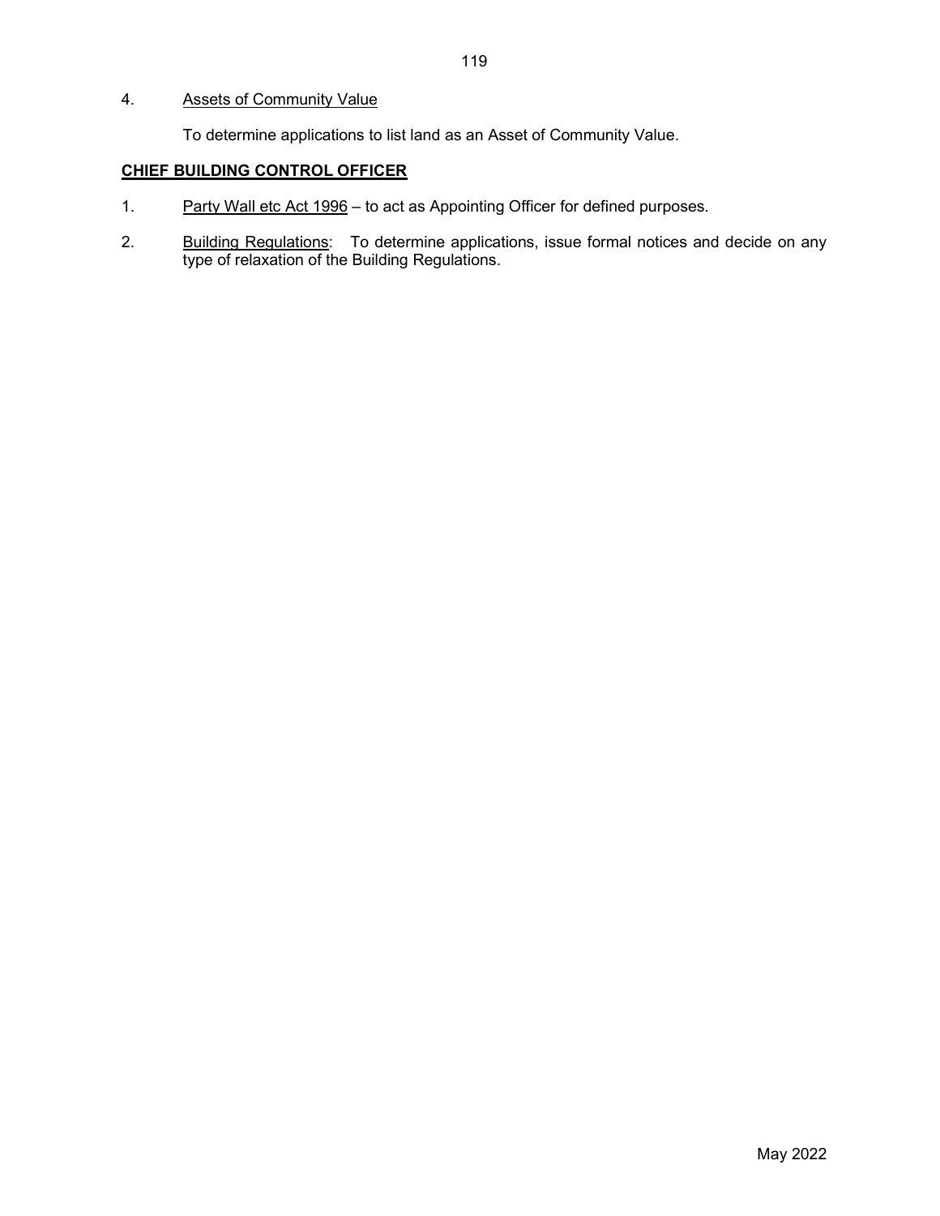4. Assets of Community Value

   To determine applications to list land as an Asset of Community Value.

**CHIEF BUILDING CONTROL OFFICER**

1. Party Wall etc Act 1996 – to act as Appointing Officer for defined purposes.

2. Building Regulations: To determine applications, issue formal notices and decide on any type of relaxation of the Building Regulations.